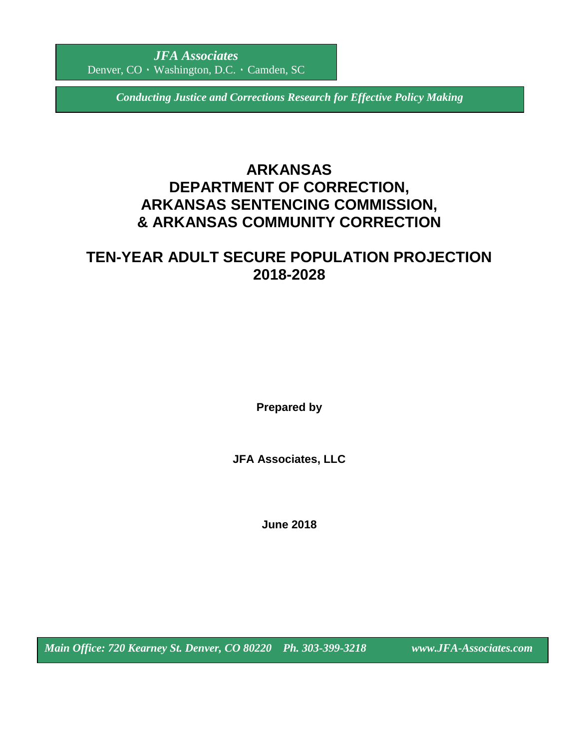*JFA Associates*
Denver, CO · Washington, D.C. · Camden, SC

*Conducting Justice and Corrections Research for Effective Policy Making*

# ARKANSAS DEPARTMENT OF CORRECTION, ARKANSAS SENTENCING COMMISSION, & ARKANSAS COMMUNITY CORRECTION

# TEN-YEAR ADULT SECURE POPULATION PROJECTION 2018-2028

**Prepared by**

**JFA Associates, LLC**

**June 2018**

*Main Office: 720 Kearney St. Denver, CO 80220 Ph. 303-399-3218 www.JFA-Associates.com*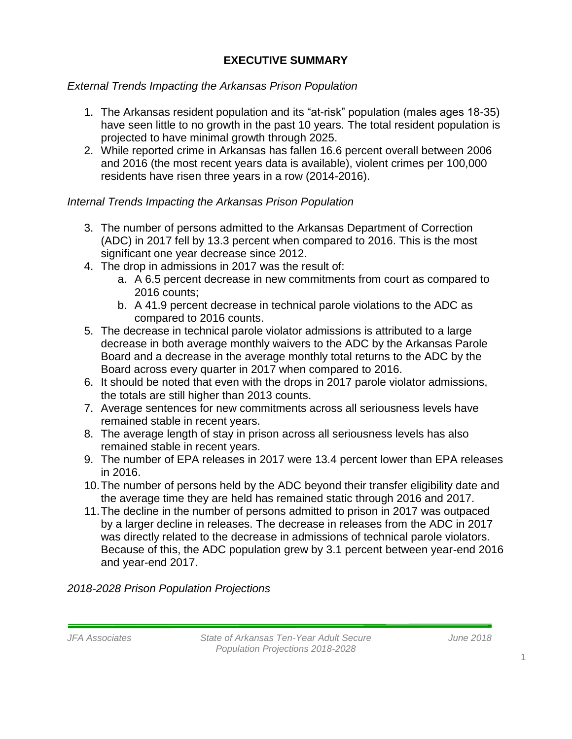# EXECUTIVE SUMMARY

*External Trends Impacting the Arkansas Prison Population*

1. The Arkansas resident population and its "at-risk" population (males ages 18-35) have seen little to no growth in the past 10 years. The total resident population is projected to have minimal growth through 2025.
2. While reported crime in Arkansas has fallen 16.6 percent overall between 2006 and 2016 (the most recent years data is available), violent crimes per 100,000 residents have risen three years in a row (2014-2016).

*Internal Trends Impacting the Arkansas Prison Population*

3. The number of persons admitted to the Arkansas Department of Correction (ADC) in 2017 fell by 13.3 percent when compared to 2016. This is the most significant one year decrease since 2012.
4. The drop in admissions in 2017 was the result of:
   a. A 6.5 percent decrease in new commitments from court as compared to 2016 counts;
   b. A 41.9 percent decrease in technical parole violations to the ADC as compared to 2016 counts.
5. The decrease in technical parole violator admissions is attributed to a large decrease in both average monthly waivers to the ADC by the Arkansas Parole Board and a decrease in the average monthly total returns to the ADC by the Board across every quarter in 2017 when compared to 2016.
6. It should be noted that even with the drops in 2017 parole violator admissions, the totals are still higher than 2013 counts.
7. Average sentences for new commitments across all seriousness levels have remained stable in recent years.
8. The average length of stay in prison across all seriousness levels has also remained stable in recent years.
9. The number of EPA releases in 2017 were 13.4 percent lower than EPA releases in 2016.
10. The number of persons held by the ADC beyond their transfer eligibility date and the average time they are held has remained static through 2016 and 2017.
11. The decline in the number of persons admitted to prison in 2017 was outpaced by a larger decline in releases. The decrease in releases from the ADC in 2017 was directly related to the decrease in admissions of technical parole violators. Because of this, the ADC population grew by 3.1 percent between year-end 2016 and year-end 2017.

*2018-2028 Prison Population Projections*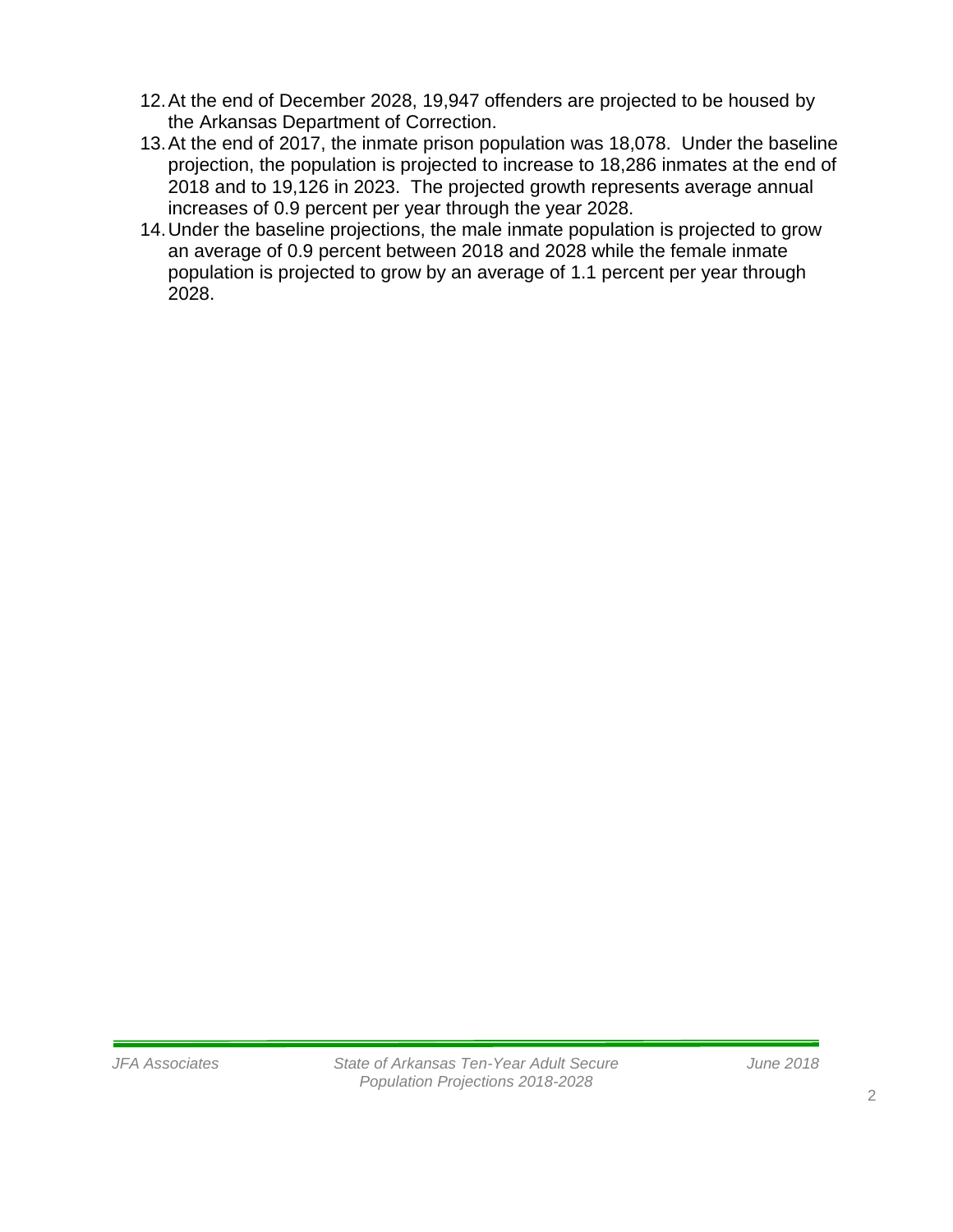12. At the end of December 2028, 19,947 offenders are projected to be housed by the Arkansas Department of Correction.
13. At the end of 2017, the inmate prison population was 18,078. Under the baseline projection, the population is projected to increase to 18,286 inmates at the end of 2018 and to 19,126 in 2023. The projected growth represents average annual increases of 0.9 percent per year through the year 2028.
14. Under the baseline projections, the male inmate population is projected to grow an average of 0.9 percent between 2018 and 2028 while the female inmate population is projected to grow by an average of 1.1 percent per year through 2028.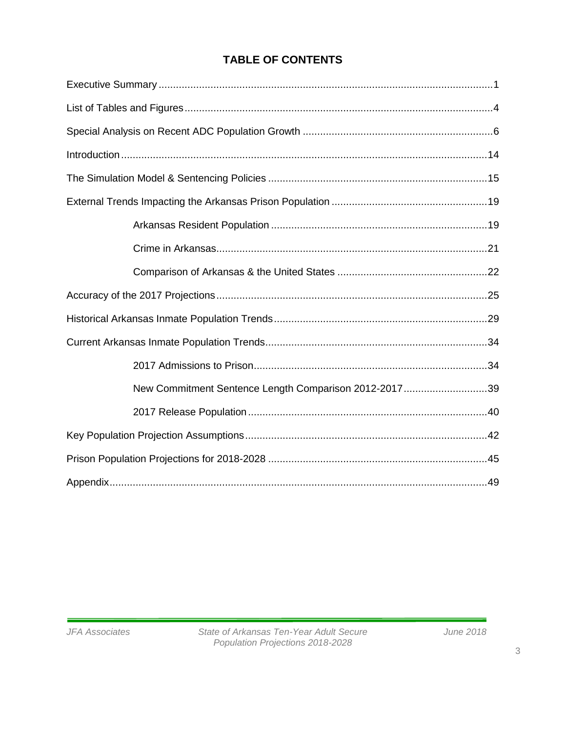## TABLE OF CONTENTS

| | |
|---|---|
| Executive Summary | 1 |
| List of Tables and Figures | 4 |
| Special Analysis on Recent ADC Population Growth | 6 |
| Introduction | 14 |
| The Simulation Model & Sentencing Policies | 15 |
| External Trends Impacting the Arkansas Prison Population | 19 |
| &nbsp;&nbsp;&nbsp;&nbsp;Arkansas Resident Population | 19 |
| &nbsp;&nbsp;&nbsp;&nbsp;Crime in Arkansas | 21 |
| &nbsp;&nbsp;&nbsp;&nbsp;Comparison of Arkansas & the United States | 22 |
| Accuracy of the 2017 Projections | 25 |
| Historical Arkansas Inmate Population Trends | 29 |
| Current Arkansas Inmate Population Trends | 34 |
| &nbsp;&nbsp;&nbsp;&nbsp;2017 Admissions to Prison | 34 |
| &nbsp;&nbsp;&nbsp;&nbsp;New Commitment Sentence Length Comparison 2012-2017 | 39 |
| &nbsp;&nbsp;&nbsp;&nbsp;2017 Release Population | 40 |
| Key Population Projection Assumptions | 42 |
| Prison Population Projections for 2018-2028 | 45 |
| Appendix | 49 |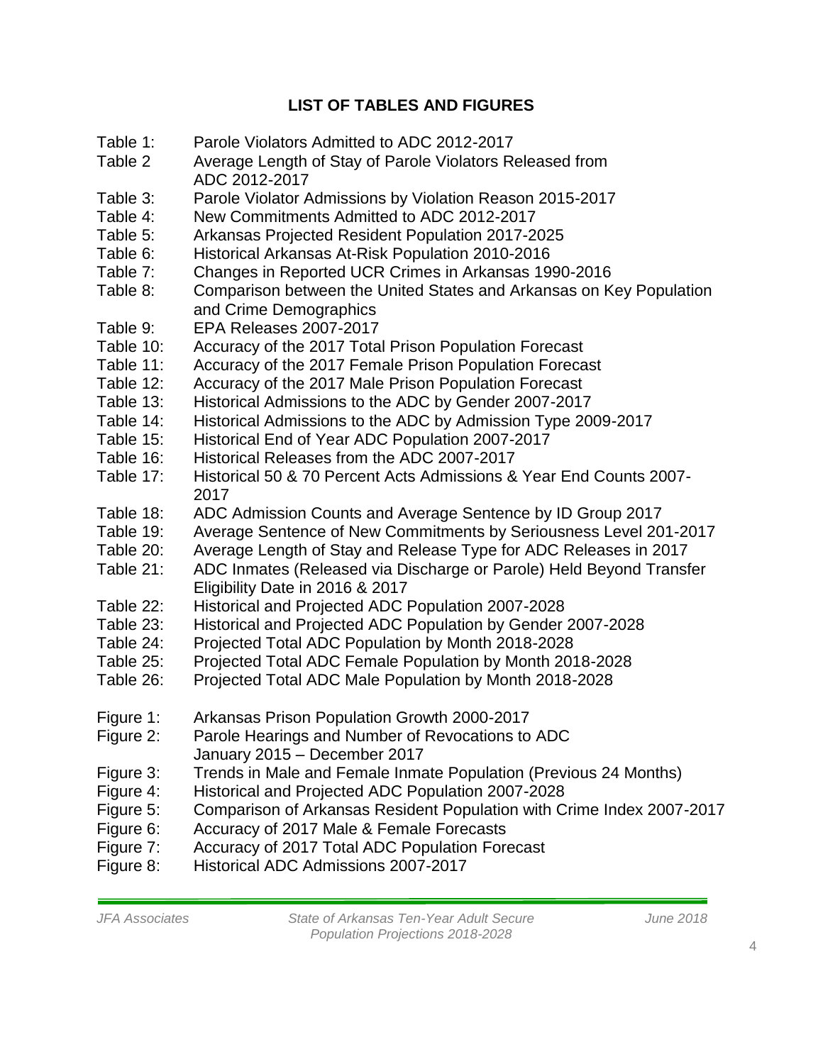## LIST OF TABLES AND FIGURES

Table 1: Parole Violators Admitted to ADC 2012-2017
Table 2 Average Length of Stay of Parole Violators Released from ADC 2012-2017
Table 3: Parole Violator Admissions by Violation Reason 2015-2017
Table 4: New Commitments Admitted to ADC 2012-2017
Table 5: Arkansas Projected Resident Population 2017-2025
Table 6: Historical Arkansas At-Risk Population 2010-2016
Table 7: Changes in Reported UCR Crimes in Arkansas 1990-2016
Table 8: Comparison between the United States and Arkansas on Key Population and Crime Demographics
Table 9: EPA Releases 2007-2017
Table 10: Accuracy of the 2017 Total Prison Population Forecast
Table 11: Accuracy of the 2017 Female Prison Population Forecast
Table 12: Accuracy of the 2017 Male Prison Population Forecast
Table 13: Historical Admissions to the ADC by Gender 2007-2017
Table 14: Historical Admissions to the ADC by Admission Type 2009-2017
Table 15: Historical End of Year ADC Population 2007-2017
Table 16: Historical Releases from the ADC 2007-2017
Table 17: Historical 50 & 70 Percent Acts Admissions & Year End Counts 2007-2017
Table 18: ADC Admission Counts and Average Sentence by ID Group 2017
Table 19: Average Sentence of New Commitments by Seriousness Level 201-2017
Table 20: Average Length of Stay and Release Type for ADC Releases in 2017
Table 21: ADC Inmates (Released via Discharge or Parole) Held Beyond Transfer Eligibility Date in 2016 & 2017
Table 22: Historical and Projected ADC Population 2007-2028
Table 23: Historical and Projected ADC Population by Gender 2007-2028
Table 24: Projected Total ADC Population by Month 2018-2028
Table 25: Projected Total ADC Female Population by Month 2018-2028
Table 26: Projected Total ADC Male Population by Month 2018-2028

Figure 1: Arkansas Prison Population Growth 2000-2017
Figure 2: Parole Hearings and Number of Revocations to ADC January 2015 – December 2017
Figure 3: Trends in Male and Female Inmate Population (Previous 24 Months)
Figure 4: Historical and Projected ADC Population 2007-2028
Figure 5: Comparison of Arkansas Resident Population with Crime Index 2007-2017
Figure 6: Accuracy of 2017 Male & Female Forecasts
Figure 7: Accuracy of 2017 Total ADC Population Forecast
Figure 8: Historical ADC Admissions 2007-2017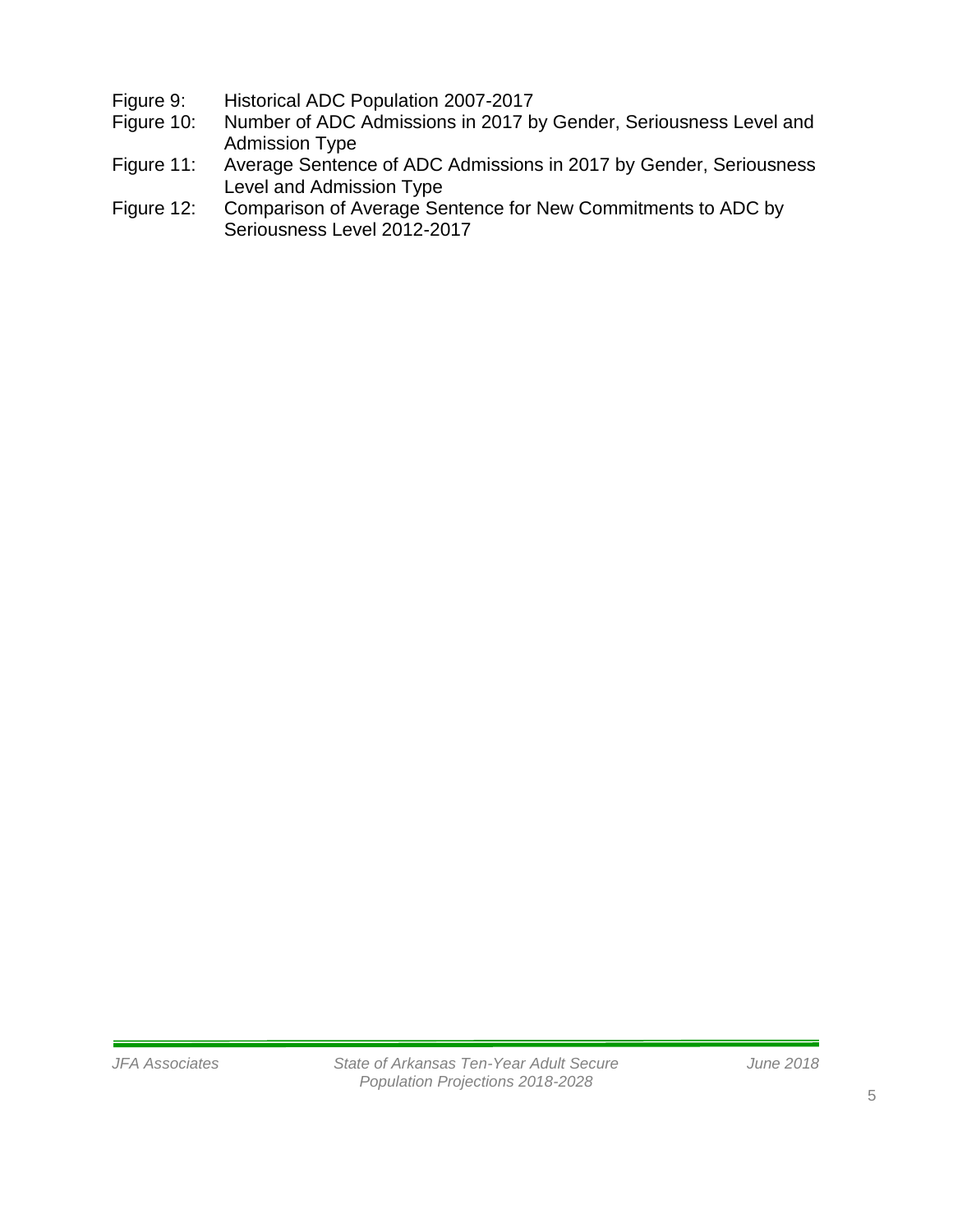Figure 9: Historical ADC Population 2007-2017

Figure 10: Number of ADC Admissions in 2017 by Gender, Seriousness Level and Admission Type

Figure 11: Average Sentence of ADC Admissions in 2017 by Gender, Seriousness Level and Admission Type

Figure 12: Comparison of Average Sentence for New Commitments to ADC by Seriousness Level 2012-2017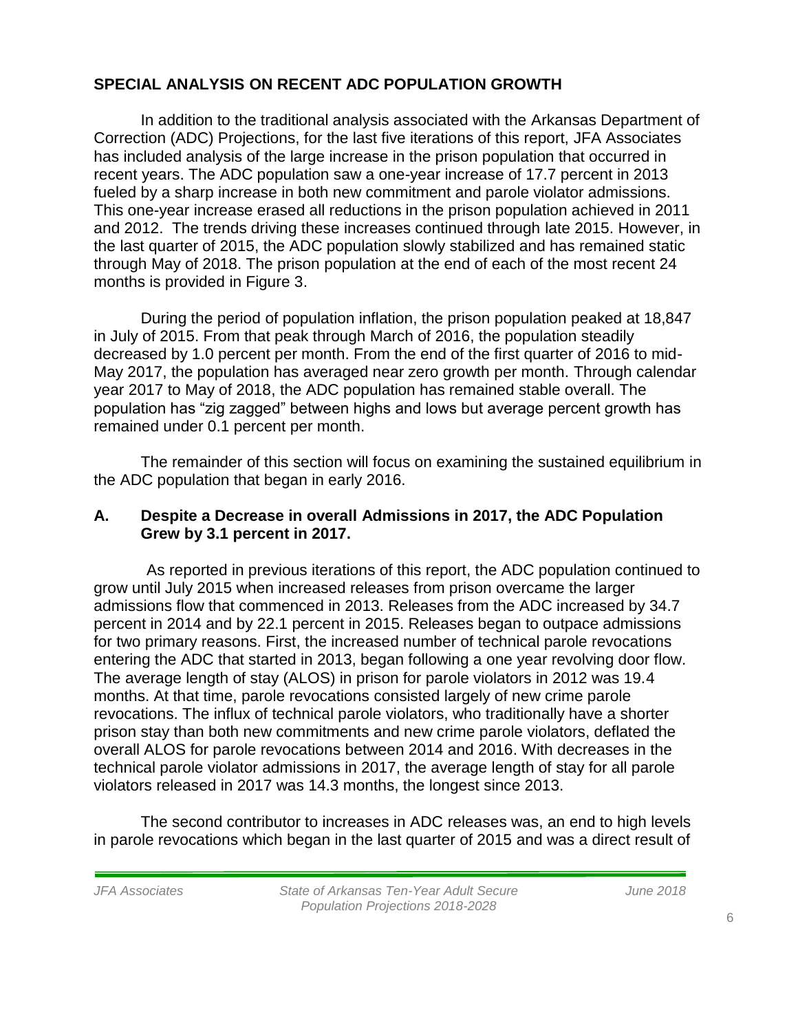## SPECIAL ANALYSIS ON RECENT ADC POPULATION GROWTH

In addition to the traditional analysis associated with the Arkansas Department of Correction (ADC) Projections, for the last five iterations of this report, JFA Associates has included analysis of the large increase in the prison population that occurred in recent years. The ADC population saw a one-year increase of 17.7 percent in 2013 fueled by a sharp increase in both new commitment and parole violator admissions. This one-year increase erased all reductions in the prison population achieved in 2011 and 2012. The trends driving these increases continued through late 2015. However, in the last quarter of 2015, the ADC population slowly stabilized and has remained static through May of 2018. The prison population at the end of each of the most recent 24 months is provided in Figure 3.

During the period of population inflation, the prison population peaked at 18,847 in July of 2015. From that peak through March of 2016, the population steadily decreased by 1.0 percent per month. From the end of the first quarter of 2016 to mid-May 2017, the population has averaged near zero growth per month. Through calendar year 2017 to May of 2018, the ADC population has remained stable overall. The population has "zig zagged" between highs and lows but average percent growth has remained under 0.1 percent per month.

The remainder of this section will focus on examining the sustained equilibrium in the ADC population that began in early 2016.

### A. Despite a Decrease in overall Admissions in 2017, the ADC Population Grew by 3.1 percent in 2017.

As reported in previous iterations of this report, the ADC population continued to grow until July 2015 when increased releases from prison overcame the larger admissions flow that commenced in 2013. Releases from the ADC increased by 34.7 percent in 2014 and by 22.1 percent in 2015. Releases began to outpace admissions for two primary reasons. First, the increased number of technical parole revocations entering the ADC that started in 2013, began following a one year revolving door flow. The average length of stay (ALOS) in prison for parole violators in 2012 was 19.4 months. At that time, parole revocations consisted largely of new crime parole revocations. The influx of technical parole violators, who traditionally have a shorter prison stay than both new commitments and new crime parole violators, deflated the overall ALOS for parole revocations between 2014 and 2016. With decreases in the technical parole violator admissions in 2017, the average length of stay for all parole violators released in 2017 was 14.3 months, the longest since 2013.

The second contributor to increases in ADC releases was, an end to high levels in parole revocations which began in the last quarter of 2015 and was a direct result of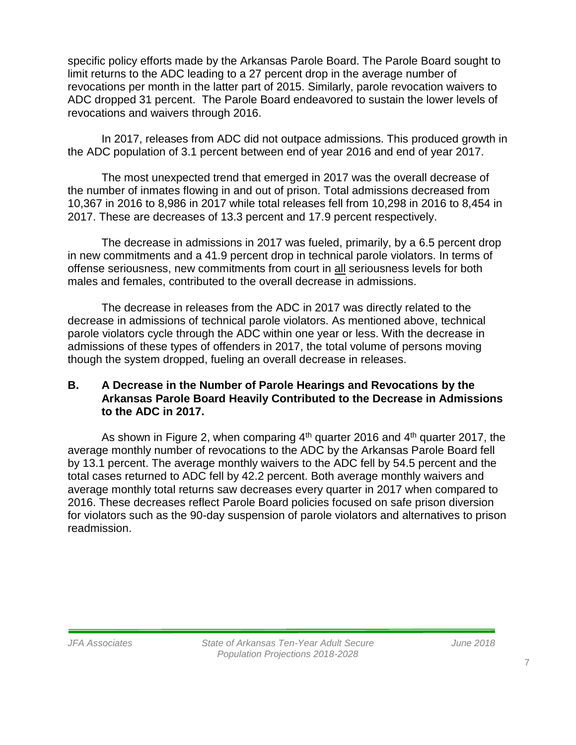specific policy efforts made by the Arkansas Parole Board. The Parole Board sought to limit returns to the ADC leading to a 27 percent drop in the average number of revocations per month in the latter part of 2015. Similarly, parole revocation waivers to ADC dropped 31 percent. The Parole Board endeavored to sustain the lower levels of revocations and waivers through 2016.

In 2017, releases from ADC did not outpace admissions. This produced growth in the ADC population of 3.1 percent between end of year 2016 and end of year 2017.

The most unexpected trend that emerged in 2017 was the overall decrease of the number of inmates flowing in and out of prison. Total admissions decreased from 10,367 in 2016 to 8,986 in 2017 while total releases fell from 10,298 in 2016 to 8,454 in 2017. These are decreases of 13.3 percent and 17.9 percent respectively.

The decrease in admissions in 2017 was fueled, primarily, by a 6.5 percent drop in new commitments and a 41.9 percent drop in technical parole violators. In terms of offense seriousness, new commitments from court in <u>all</u> seriousness levels for both males and females, contributed to the overall decrease in admissions.

The decrease in releases from the ADC in 2017 was directly related to the decrease in admissions of technical parole violators. As mentioned above, technical parole violators cycle through the ADC within one year or less. With the decrease in admissions of these types of offenders in 2017, the total volume of persons moving though the system dropped, fueling an overall decrease in releases.

### B. A Decrease in the Number of Parole Hearings and Revocations by the Arkansas Parole Board Heavily Contributed to the Decrease in Admissions to the ADC in 2017.

As shown in Figure 2, when comparing 4th quarter 2016 and 4th quarter 2017, the average monthly number of revocations to the ADC by the Arkansas Parole Board fell by 13.1 percent. The average monthly waivers to the ADC fell by 54.5 percent and the total cases returned to ADC fell by 42.2 percent. Both average monthly waivers and average monthly total returns saw decreases every quarter in 2017 when compared to 2016. These decreases reflect Parole Board policies focused on safe prison diversion for violators such as the 90-day suspension of parole violators and alternatives to prison readmission.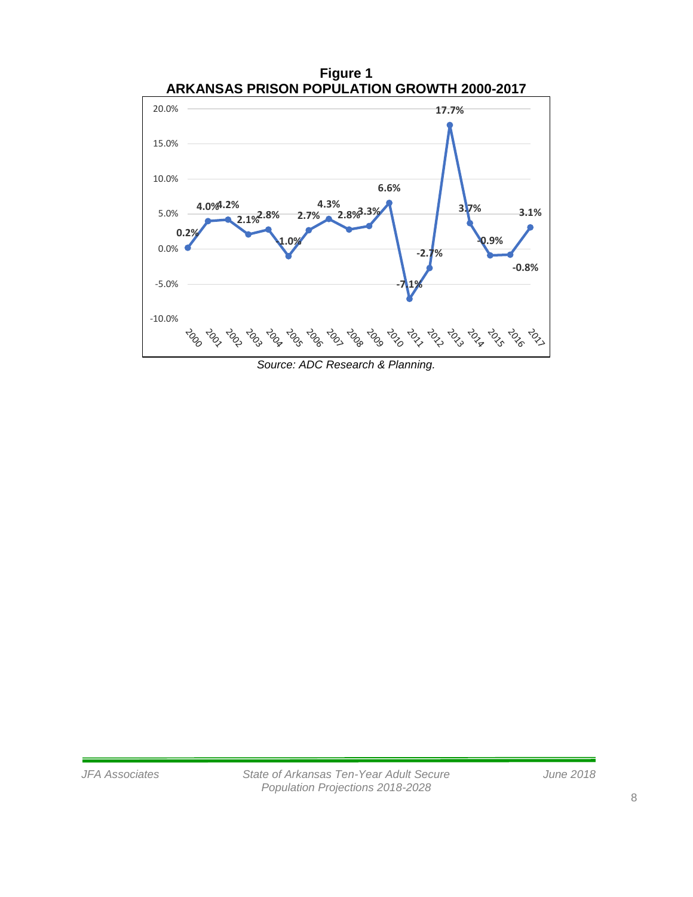**Figure 1**
**ARKANSAS PRISON POPULATION GROWTH 2000-2017**

| Year | Growth |
|---|---|
| 2000 | 0.2% |
| 2001 | 4.0% |
| 2002 | 4.2% |
| 2003 | 2.1% |
| 2004 | 2.8% |
| 2005 | -1.0% |
| 2006 | 2.7% |
| 2007 | 4.3% |
| 2008 | 2.8% |
| 2009 | 3.3% |
| 2010 | 6.6% |
| 2011 | -7.1% |
| 2012 | -2.7% |
| 2013 | 17.7% |
| 2014 | 3.7% |
| 2015 | -0.9% |
| 2016 | -0.8% |
| 2017 | 3.1% |

*Source: ADC Research & Planning.*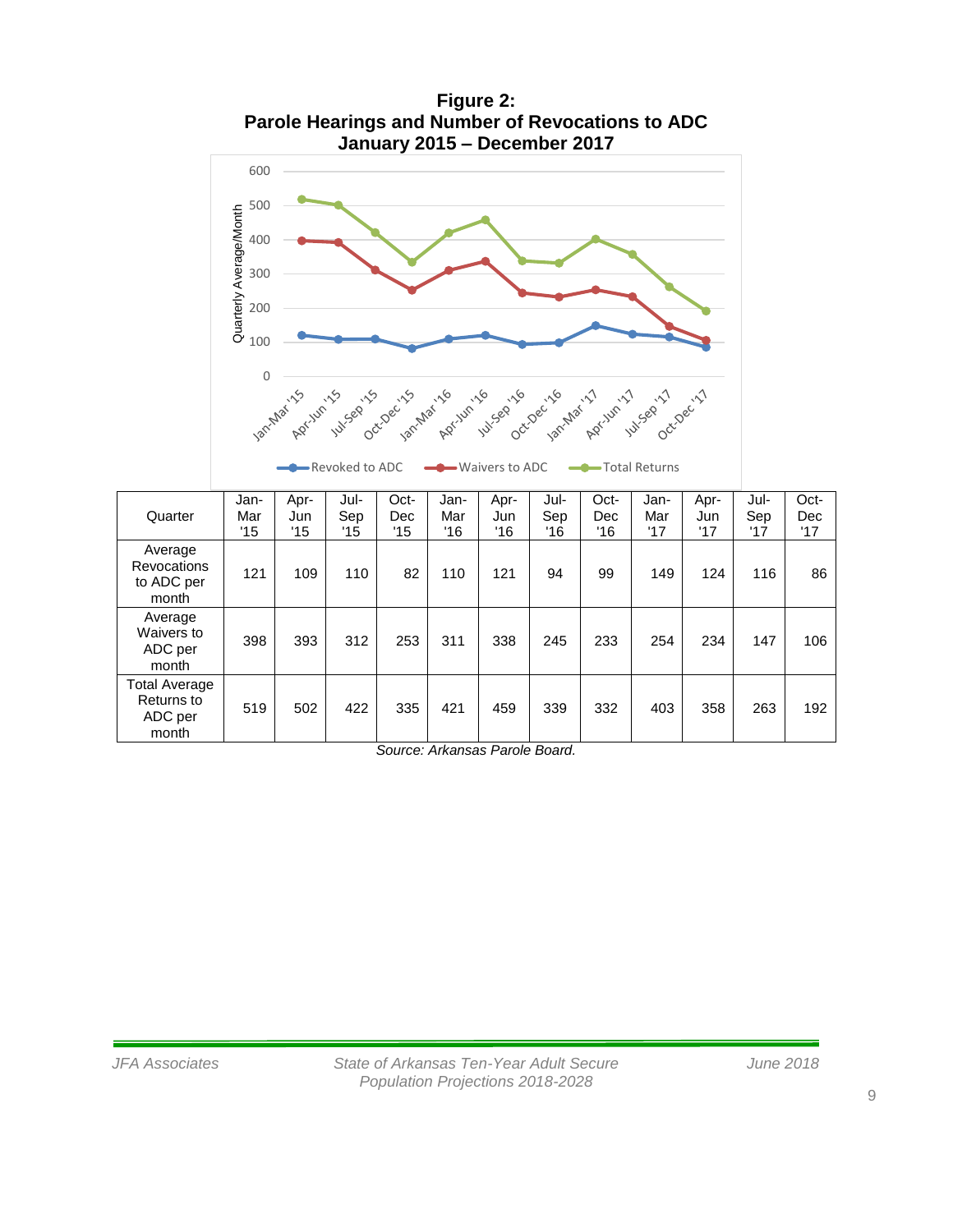**Figure 2:**
**Parole Hearings and Number of Revocations to ADC**
**January 2015 – December 2017**

| Quarter | Jan-Mar '15 | Apr-Jun '15 | Jul-Sep '15 | Oct-Dec '15 | Jan-Mar '16 | Apr-Jun '16 | Jul-Sep '16 | Oct-Dec '16 | Jan-Mar '17 | Apr-Jun '17 | Jul-Sep '17 | Oct-Dec '17 |
|---|---|---|---|---|---|---|---|---|---|---|---|---|
| Average Revocations to ADC per month | 121 | 109 | 110 | 82 | 110 | 121 | 94 | 99 | 149 | 124 | 116 | 86 |
| Average Waivers to ADC per month | 398 | 393 | 312 | 253 | 311 | 338 | 245 | 233 | 254 | 234 | 147 | 106 |
| Total Average Returns to ADC per month | 519 | 502 | 422 | 335 | 421 | 459 | 339 | 332 | 403 | 358 | 263 | 192 |

*Source: Arkansas Parole Board.*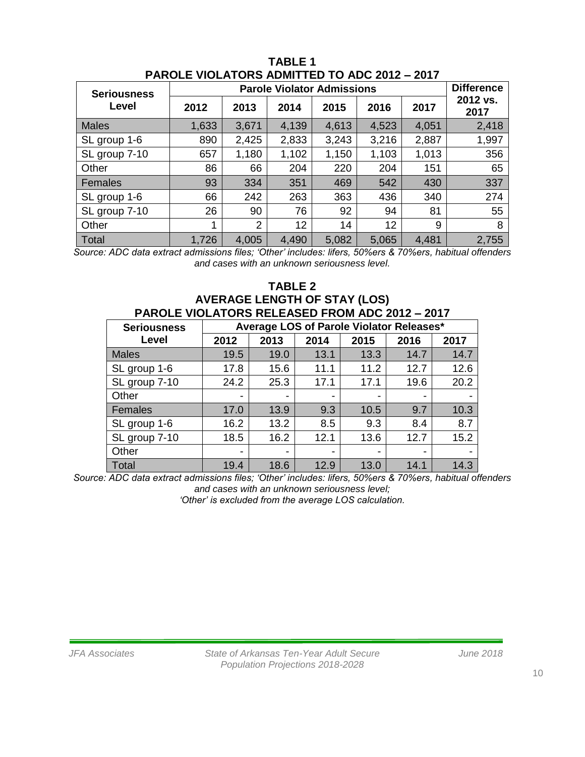**TABLE 1**
**PAROLE VIOLATORS ADMITTED TO ADC 2012 – 2017**

| Seriousness Level | Parole Violator Admissions | | | | | | Difference 2012 vs. 2017 |
|---|---|---|---|---|---|---|---|
| | 2012 | 2013 | 2014 | 2015 | 2016 | 2017 | |
| Males | 1,633 | 3,671 | 4,139 | 4,613 | 4,523 | 4,051 | 2,418 |
| SL group 1-6 | 890 | 2,425 | 2,833 | 3,243 | 3,216 | 2,887 | 1,997 |
| SL group 7-10 | 657 | 1,180 | 1,102 | 1,150 | 1,103 | 1,013 | 356 |
| Other | 86 | 66 | 204 | 220 | 204 | 151 | 65 |
| Females | 93 | 334 | 351 | 469 | 542 | 430 | 337 |
| SL group 1-6 | 66 | 242 | 263 | 363 | 436 | 340 | 274 |
| SL group 7-10 | 26 | 90 | 76 | 92 | 94 | 81 | 55 |
| Other | 1 | 2 | 12 | 14 | 12 | 9 | 8 |
| Total | 1,726 | 4,005 | 4,490 | 5,082 | 5,065 | 4,481 | 2,755 |

*Source: ADC data extract admissions files; 'Other' includes: lifers, 50%ers & 70%ers, habitual offenders and cases with an unknown seriousness level.*

**TABLE 2**
**AVERAGE LENGTH OF STAY (LOS)**
**PAROLE VIOLATORS RELEASED FROM ADC 2012 – 2017**

| Seriousness Level | Average LOS of Parole Violator Releases* | | | | | |
|---|---|---|---|---|---|---|
| | 2012 | 2013 | 2014 | 2015 | 2016 | 2017 |
| Males | 19.5 | 19.0 | 13.1 | 13.3 | 14.7 | 14.7 |
| SL group 1-6 | 17.8 | 15.6 | 11.1 | 11.2 | 12.7 | 12.6 |
| SL group 7-10 | 24.2 | 25.3 | 17.1 | 17.1 | 19.6 | 20.2 |
| Other | - | - | - | - | - | - |
| Females | 17.0 | 13.9 | 9.3 | 10.5 | 9.7 | 10.3 |
| SL group 1-6 | 16.2 | 13.2 | 8.5 | 9.3 | 8.4 | 8.7 |
| SL group 7-10 | 18.5 | 16.2 | 12.1 | 13.6 | 12.7 | 15.2 |
| Other | - | - | - | - | - | - |
| Total | 19.4 | 18.6 | 12.9 | 13.0 | 14.1 | 14.3 |

*Source: ADC data extract admissions files; 'Other' includes: lifers, 50%ers & 70%ers, habitual offenders and cases with an unknown seriousness level;*
*'Other' is excluded from the average LOS calculation.*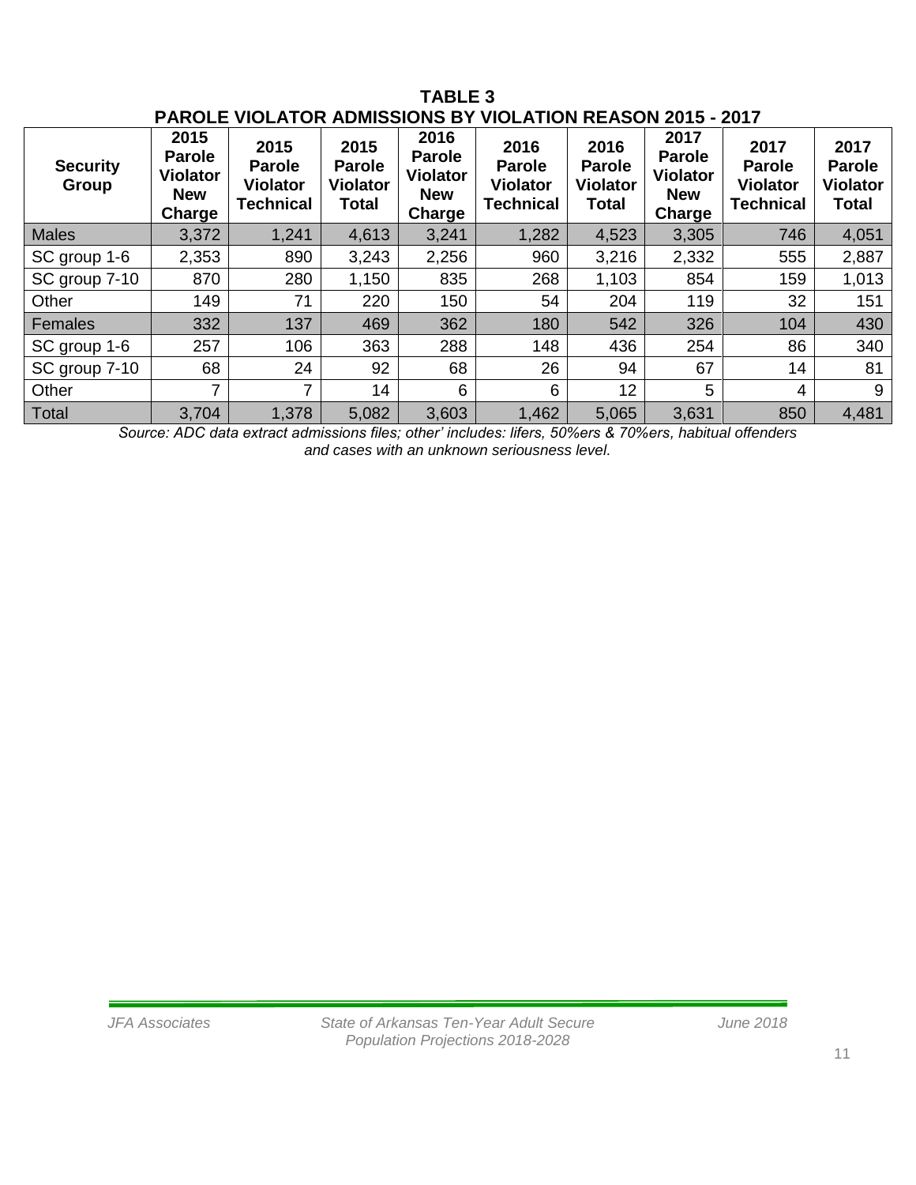**TABLE 3**
**PAROLE VIOLATOR ADMISSIONS BY VIOLATION REASON 2015 - 2017**

| Security Group | 2015 Parole Violator New Charge | 2015 Parole Violator Technical | 2015 Parole Violator Total | 2016 Parole Violator New Charge | 2016 Parole Violator Technical | 2016 Parole Violator Total | 2017 Parole Violator New Charge | 2017 Parole Violator Technical | 2017 Parole Violator Total |
|---|---|---|---|---|---|---|---|---|---|
| Males | 3,372 | 1,241 | 4,613 | 3,241 | 1,282 | 4,523 | 3,305 | 746 | 4,051 |
| SC group 1-6 | 2,353 | 890 | 3,243 | 2,256 | 960 | 3,216 | 2,332 | 555 | 2,887 |
| SC group 7-10 | 870 | 280 | 1,150 | 835 | 268 | 1,103 | 854 | 159 | 1,013 |
| Other | 149 | 71 | 220 | 150 | 54 | 204 | 119 | 32 | 151 |
| Females | 332 | 137 | 469 | 362 | 180 | 542 | 326 | 104 | 430 |
| SC group 1-6 | 257 | 106 | 363 | 288 | 148 | 436 | 254 | 86 | 340 |
| SC group 7-10 | 68 | 24 | 92 | 68 | 26 | 94 | 67 | 14 | 81 |
| Other | 7 | 7 | 14 | 6 | 6 | 12 | 5 | 4 | 9 |
| Total | 3,704 | 1,378 | 5,082 | 3,603 | 1,462 | 5,065 | 3,631 | 850 | 4,481 |

*Source: ADC data extract admissions files; other' includes: lifers, 50%ers & 70%ers, habitual offenders and cases with an unknown seriousness level.*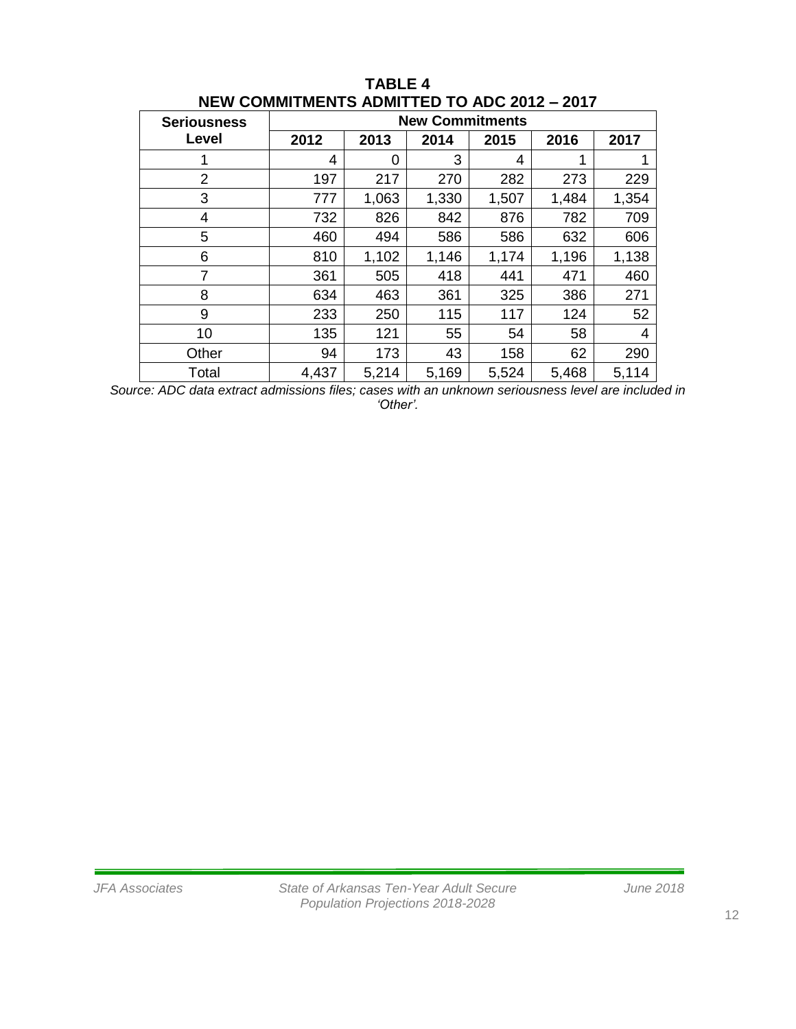**TABLE 4**
**NEW COMMITMENTS ADMITTED TO ADC 2012 – 2017**

| Seriousness Level | New Commitments | | | | | |
|---|---|---|---|---|---|---|
| | 2012 | 2013 | 2014 | 2015 | 2016 | 2017 |
| 1 | 4 | 0 | 3 | 4 | 1 | 1 |
| 2 | 197 | 217 | 270 | 282 | 273 | 229 |
| 3 | 777 | 1,063 | 1,330 | 1,507 | 1,484 | 1,354 |
| 4 | 732 | 826 | 842 | 876 | 782 | 709 |
| 5 | 460 | 494 | 586 | 586 | 632 | 606 |
| 6 | 810 | 1,102 | 1,146 | 1,174 | 1,196 | 1,138 |
| 7 | 361 | 505 | 418 | 441 | 471 | 460 |
| 8 | 634 | 463 | 361 | 325 | 386 | 271 |
| 9 | 233 | 250 | 115 | 117 | 124 | 52 |
| 10 | 135 | 121 | 55 | 54 | 58 | 4 |
| Other | 94 | 173 | 43 | 158 | 62 | 290 |
| Total | 4,437 | 5,214 | 5,169 | 5,524 | 5,468 | 5,114 |

*Source: ADC data extract admissions files; cases with an unknown seriousness level are included in 'Other'.*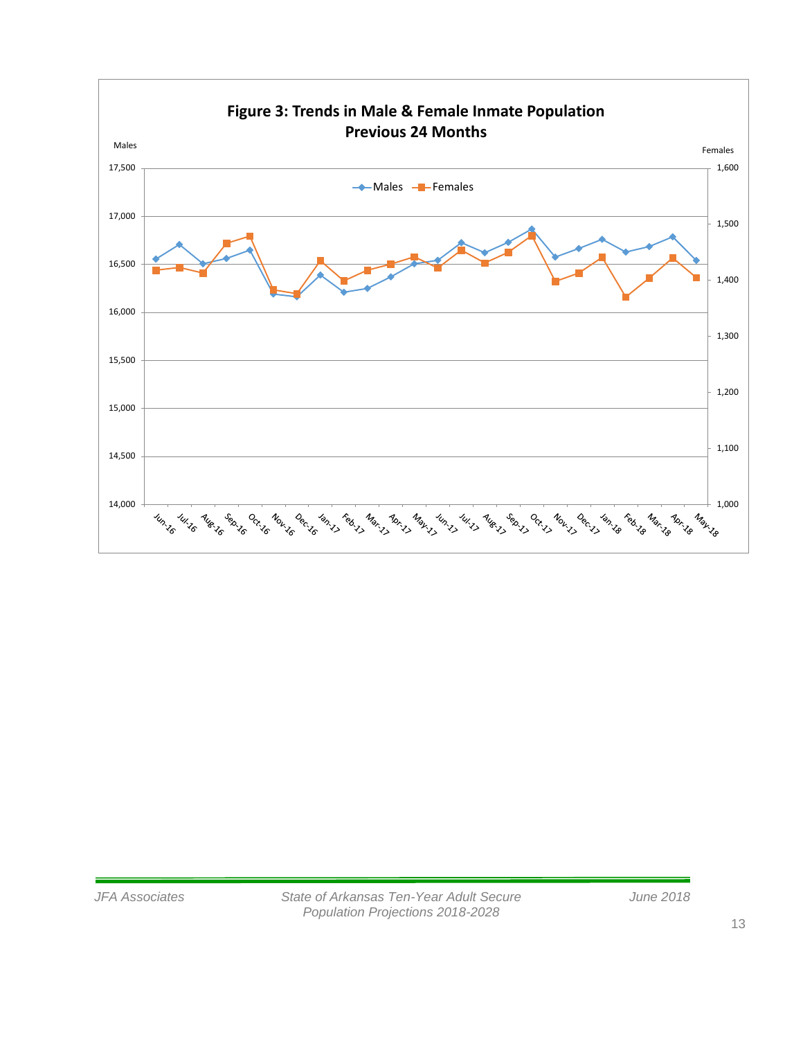**Figure 3: Trends in Male & Female Inmate Population Previous 24 Months**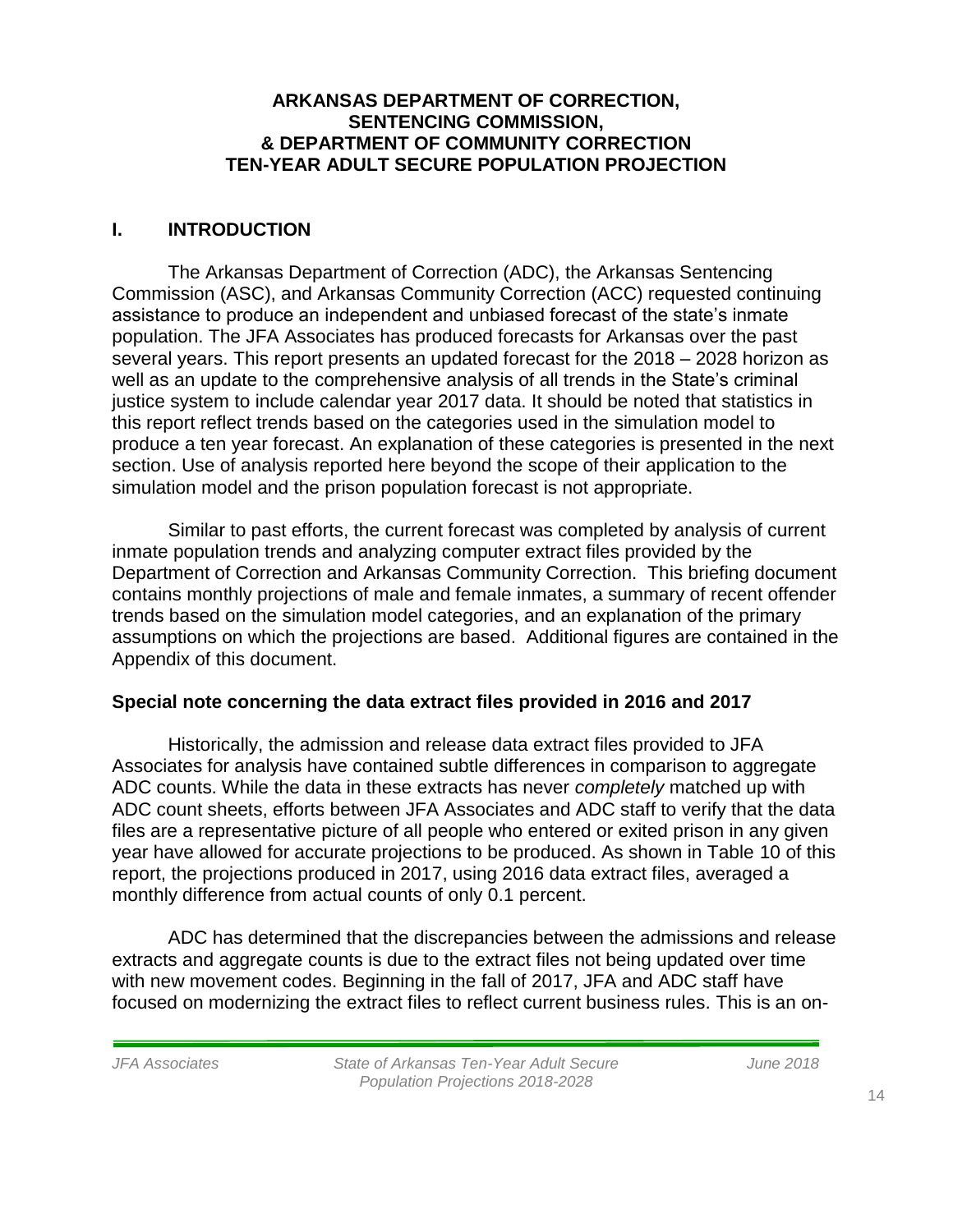**ARKANSAS DEPARTMENT OF CORRECTION, SENTENCING COMMISSION, & DEPARTMENT OF COMMUNITY CORRECTION TEN-YEAR ADULT SECURE POPULATION PROJECTION**

## I. INTRODUCTION

The Arkansas Department of Correction (ADC), the Arkansas Sentencing Commission (ASC), and Arkansas Community Correction (ACC) requested continuing assistance to produce an independent and unbiased forecast of the state's inmate population. The JFA Associates has produced forecasts for Arkansas over the past several years. This report presents an updated forecast for the 2018 – 2028 horizon as well as an update to the comprehensive analysis of all trends in the State's criminal justice system to include calendar year 2017 data. It should be noted that statistics in this report reflect trends based on the categories used in the simulation model to produce a ten year forecast. An explanation of these categories is presented in the next section. Use of analysis reported here beyond the scope of their application to the simulation model and the prison population forecast is not appropriate.

Similar to past efforts, the current forecast was completed by analysis of current inmate population trends and analyzing computer extract files provided by the Department of Correction and Arkansas Community Correction. This briefing document contains monthly projections of male and female inmates, a summary of recent offender trends based on the simulation model categories, and an explanation of the primary assumptions on which the projections are based. Additional figures are contained in the Appendix of this document.

### Special note concerning the data extract files provided in 2016 and 2017

Historically, the admission and release data extract files provided to JFA Associates for analysis have contained subtle differences in comparison to aggregate ADC counts. While the data in these extracts has never *completely* matched up with ADC count sheets, efforts between JFA Associates and ADC staff to verify that the data files are a representative picture of all people who entered or exited prison in any given year have allowed for accurate projections to be produced. As shown in Table 10 of this report, the projections produced in 2017, using 2016 data extract files, averaged a monthly difference from actual counts of only 0.1 percent.

ADC has determined that the discrepancies between the admissions and release extracts and aggregate counts is due to the extract files not being updated over time with new movement codes. Beginning in the fall of 2017, JFA and ADC staff have focused on modernizing the extract files to reflect current business rules. This is an on-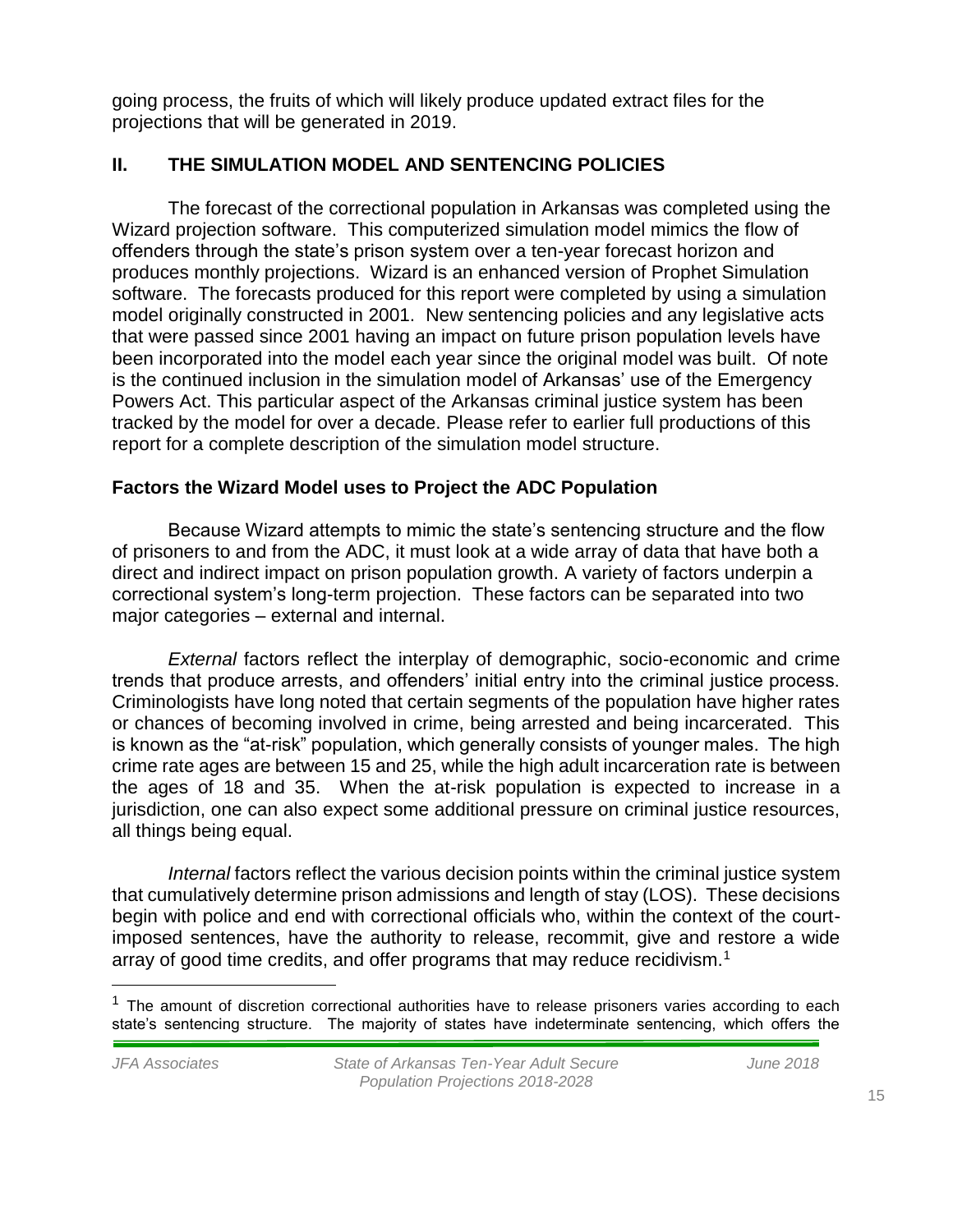going process, the fruits of which will likely produce updated extract files for the projections that will be generated in 2019.

## II. THE SIMULATION MODEL AND SENTENCING POLICIES

The forecast of the correctional population in Arkansas was completed using the Wizard projection software. This computerized simulation model mimics the flow of offenders through the state's prison system over a ten-year forecast horizon and produces monthly projections. Wizard is an enhanced version of Prophet Simulation software. The forecasts produced for this report were completed by using a simulation model originally constructed in 2001. New sentencing policies and any legislative acts that were passed since 2001 having an impact on future prison population levels have been incorporated into the model each year since the original model was built. Of note is the continued inclusion in the simulation model of Arkansas' use of the Emergency Powers Act. This particular aspect of the Arkansas criminal justice system has been tracked by the model for over a decade. Please refer to earlier full productions of this report for a complete description of the simulation model structure.

### Factors the Wizard Model uses to Project the ADC Population

Because Wizard attempts to mimic the state's sentencing structure and the flow of prisoners to and from the ADC, it must look at a wide array of data that have both a direct and indirect impact on prison population growth. A variety of factors underpin a correctional system's long-term projection. These factors can be separated into two major categories – external and internal.

*External* factors reflect the interplay of demographic, socio-economic and crime trends that produce arrests, and offenders' initial entry into the criminal justice process. Criminologists have long noted that certain segments of the population have higher rates or chances of becoming involved in crime, being arrested and being incarcerated. This is known as the "at-risk" population, which generally consists of younger males. The high crime rate ages are between 15 and 25, while the high adult incarceration rate is between the ages of 18 and 35. When the at-risk population is expected to increase in a jurisdiction, one can also expect some additional pressure on criminal justice resources, all things being equal.

*Internal* factors reflect the various decision points within the criminal justice system that cumulatively determine prison admissions and length of stay (LOS). These decisions begin with police and end with correctional officials who, within the context of the court-imposed sentences, have the authority to release, recommit, give and restore a wide array of good time credits, and offer programs that may reduce recidivism.[1]

[1] The amount of discretion correctional authorities have to release prisoners varies according to each state's sentencing structure. The majority of states have indeterminate sentencing, which offers the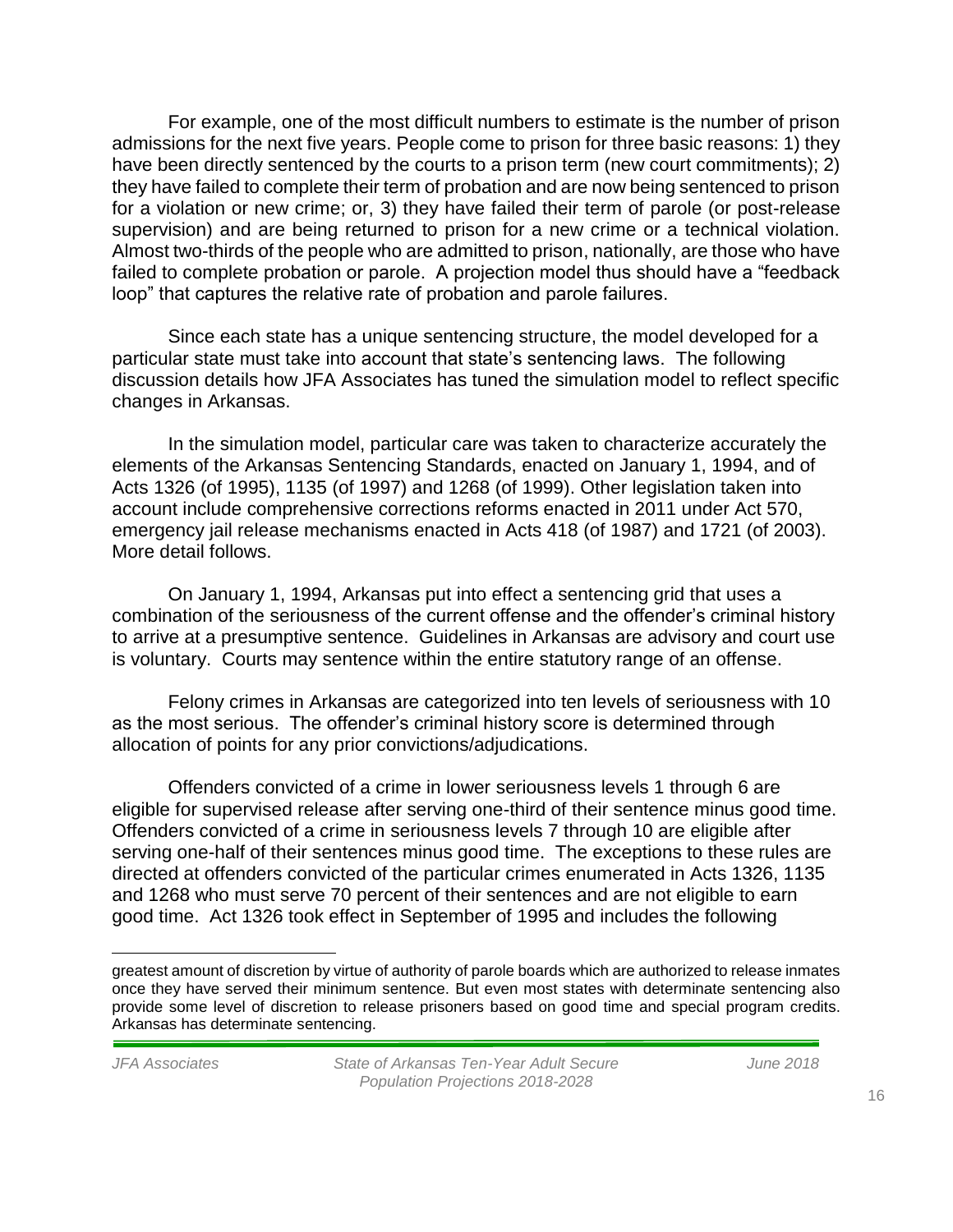For example, one of the most difficult numbers to estimate is the number of prison admissions for the next five years. People come to prison for three basic reasons: 1) they have been directly sentenced by the courts to a prison term (new court commitments); 2) they have failed to complete their term of probation and are now being sentenced to prison for a violation or new crime; or, 3) they have failed their term of parole (or post-release supervision) and are being returned to prison for a new crime or a technical violation. Almost two-thirds of the people who are admitted to prison, nationally, are those who have failed to complete probation or parole. A projection model thus should have a "feedback loop" that captures the relative rate of probation and parole failures.

Since each state has a unique sentencing structure, the model developed for a particular state must take into account that state's sentencing laws. The following discussion details how JFA Associates has tuned the simulation model to reflect specific changes in Arkansas.

In the simulation model, particular care was taken to characterize accurately the elements of the Arkansas Sentencing Standards, enacted on January 1, 1994, and of Acts 1326 (of 1995), 1135 (of 1997) and 1268 (of 1999). Other legislation taken into account include comprehensive corrections reforms enacted in 2011 under Act 570, emergency jail release mechanisms enacted in Acts 418 (of 1987) and 1721 (of 2003). More detail follows.

On January 1, 1994, Arkansas put into effect a sentencing grid that uses a combination of the seriousness of the current offense and the offender's criminal history to arrive at a presumptive sentence. Guidelines in Arkansas are advisory and court use is voluntary. Courts may sentence within the entire statutory range of an offense.

Felony crimes in Arkansas are categorized into ten levels of seriousness with 10 as the most serious. The offender's criminal history score is determined through allocation of points for any prior convictions/adjudications.

Offenders convicted of a crime in lower seriousness levels 1 through 6 are eligible for supervised release after serving one-third of their sentence minus good time. Offenders convicted of a crime in seriousness levels 7 through 10 are eligible after serving one-half of their sentences minus good time. The exceptions to these rules are directed at offenders convicted of the particular crimes enumerated in Acts 1326, 1135 and 1268 who must serve 70 percent of their sentences and are not eligible to earn good time. Act 1326 took effect in September of 1995 and includes the following

---

greatest amount of discretion by virtue of authority of parole boards which are authorized to release inmates once they have served their minimum sentence. But even most states with determinate sentencing also provide some level of discretion to release prisoners based on good time and special program credits. Arkansas has determinate sentencing.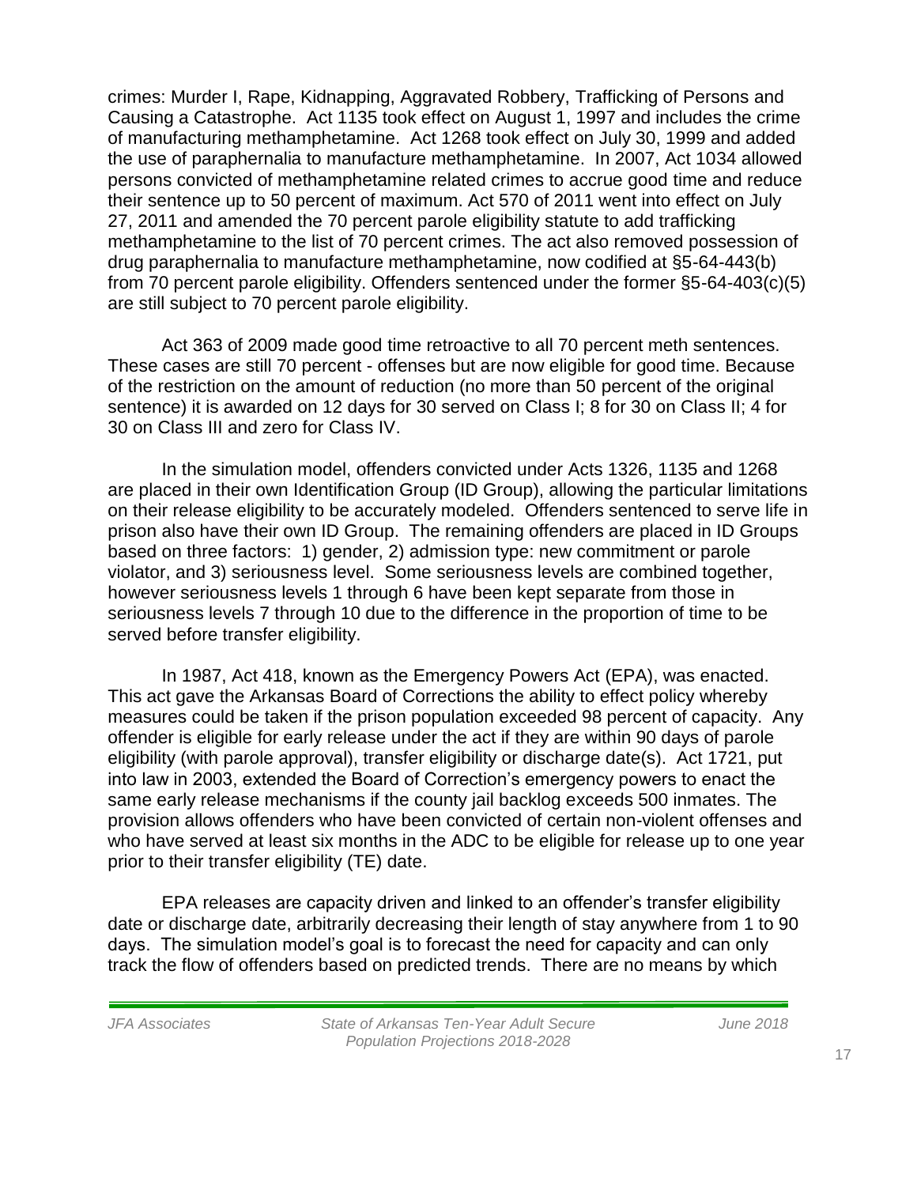crimes: Murder I, Rape, Kidnapping, Aggravated Robbery, Trafficking of Persons and Causing a Catastrophe. Act 1135 took effect on August 1, 1997 and includes the crime of manufacturing methamphetamine. Act 1268 took effect on July 30, 1999 and added the use of paraphernalia to manufacture methamphetamine. In 2007, Act 1034 allowed persons convicted of methamphetamine related crimes to accrue good time and reduce their sentence up to 50 percent of maximum. Act 570 of 2011 went into effect on July 27, 2011 and amended the 70 percent parole eligibility statute to add trafficking methamphetamine to the list of 70 percent crimes. The act also removed possession of drug paraphernalia to manufacture methamphetamine, now codified at §5-64-443(b) from 70 percent parole eligibility. Offenders sentenced under the former §5-64-403(c)(5) are still subject to 70 percent parole eligibility.

Act 363 of 2009 made good time retroactive to all 70 percent meth sentences. These cases are still 70 percent - offenses but are now eligible for good time. Because of the restriction on the amount of reduction (no more than 50 percent of the original sentence) it is awarded on 12 days for 30 served on Class I; 8 for 30 on Class II; 4 for 30 on Class III and zero for Class IV.

In the simulation model, offenders convicted under Acts 1326, 1135 and 1268 are placed in their own Identification Group (ID Group), allowing the particular limitations on their release eligibility to be accurately modeled. Offenders sentenced to serve life in prison also have their own ID Group. The remaining offenders are placed in ID Groups based on three factors: 1) gender, 2) admission type: new commitment or parole violator, and 3) seriousness level. Some seriousness levels are combined together, however seriousness levels 1 through 6 have been kept separate from those in seriousness levels 7 through 10 due to the difference in the proportion of time to be served before transfer eligibility.

In 1987, Act 418, known as the Emergency Powers Act (EPA), was enacted. This act gave the Arkansas Board of Corrections the ability to effect policy whereby measures could be taken if the prison population exceeded 98 percent of capacity. Any offender is eligible for early release under the act if they are within 90 days of parole eligibility (with parole approval), transfer eligibility or discharge date(s). Act 1721, put into law in 2003, extended the Board of Correction's emergency powers to enact the same early release mechanisms if the county jail backlog exceeds 500 inmates. The provision allows offenders who have been convicted of certain non-violent offenses and who have served at least six months in the ADC to be eligible for release up to one year prior to their transfer eligibility (TE) date.

EPA releases are capacity driven and linked to an offender's transfer eligibility date or discharge date, arbitrarily decreasing their length of stay anywhere from 1 to 90 days. The simulation model's goal is to forecast the need for capacity and can only track the flow of offenders based on predicted trends. There are no means by which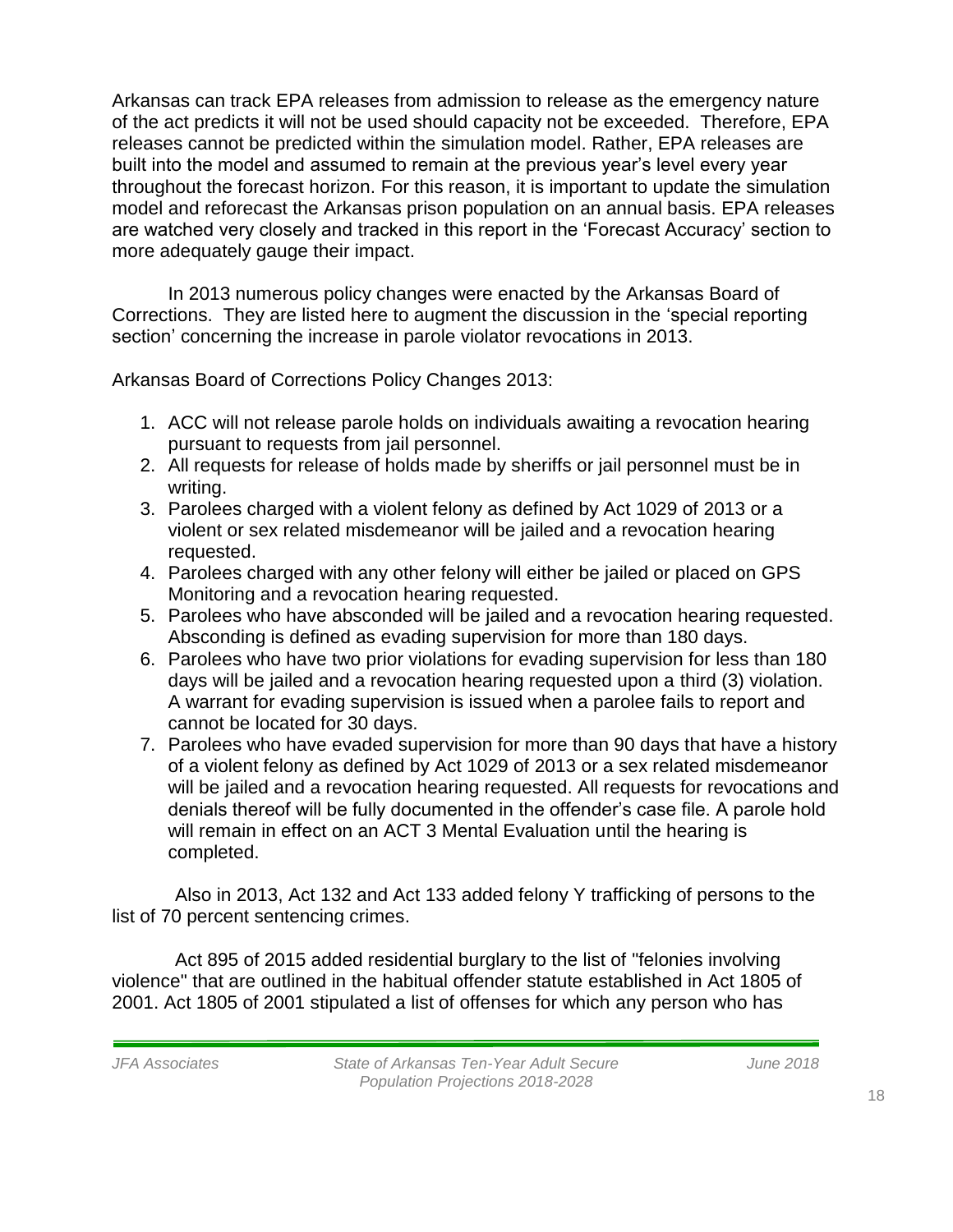Arkansas can track EPA releases from admission to release as the emergency nature of the act predicts it will not be used should capacity not be exceeded. Therefore, EPA releases cannot be predicted within the simulation model. Rather, EPA releases are built into the model and assumed to remain at the previous year's level every year throughout the forecast horizon. For this reason, it is important to update the simulation model and reforecast the Arkansas prison population on an annual basis. EPA releases are watched very closely and tracked in this report in the 'Forecast Accuracy' section to more adequately gauge their impact.

In 2013 numerous policy changes were enacted by the Arkansas Board of Corrections. They are listed here to augment the discussion in the 'special reporting section' concerning the increase in parole violator revocations in 2013.

Arkansas Board of Corrections Policy Changes 2013:

1. ACC will not release parole holds on individuals awaiting a revocation hearing pursuant to requests from jail personnel.
2. All requests for release of holds made by sheriffs or jail personnel must be in writing.
3. Parolees charged with a violent felony as defined by Act 1029 of 2013 or a violent or sex related misdemeanor will be jailed and a revocation hearing requested.
4. Parolees charged with any other felony will either be jailed or placed on GPS Monitoring and a revocation hearing requested.
5. Parolees who have absconded will be jailed and a revocation hearing requested. Absconding is defined as evading supervision for more than 180 days.
6. Parolees who have two prior violations for evading supervision for less than 180 days will be jailed and a revocation hearing requested upon a third (3) violation. A warrant for evading supervision is issued when a parolee fails to report and cannot be located for 30 days.
7. Parolees who have evaded supervision for more than 90 days that have a history of a violent felony as defined by Act 1029 of 2013 or a sex related misdemeanor will be jailed and a revocation hearing requested. All requests for revocations and denials thereof will be fully documented in the offender's case file. A parole hold will remain in effect on an ACT 3 Mental Evaluation until the hearing is completed.

Also in 2013, Act 132 and Act 133 added felony Y trafficking of persons to the list of 70 percent sentencing crimes.

Act 895 of 2015 added residential burglary to the list of "felonies involving violence" that are outlined in the habitual offender statute established in Act 1805 of 2001. Act 1805 of 2001 stipulated a list of offenses for which any person who has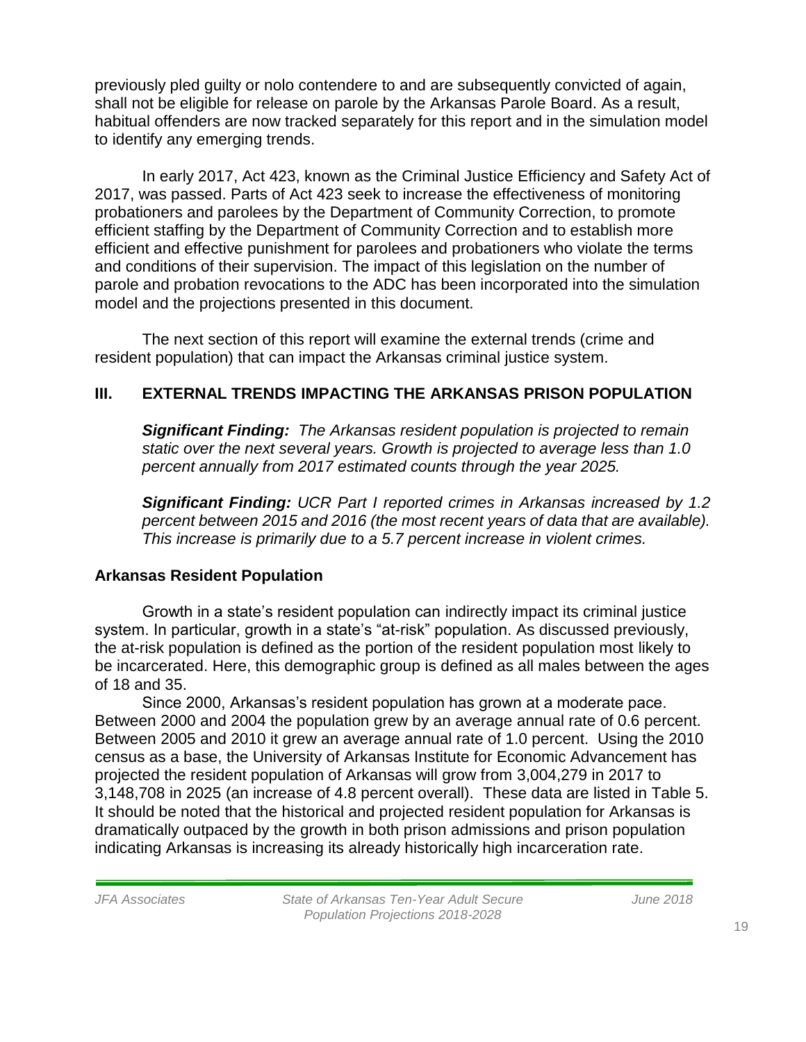previously pled guilty or nolo contendere to and are subsequently convicted of again, shall not be eligible for release on parole by the Arkansas Parole Board. As a result, habitual offenders are now tracked separately for this report and in the simulation model to identify any emerging trends.

In early 2017, Act 423, known as the Criminal Justice Efficiency and Safety Act of 2017, was passed. Parts of Act 423 seek to increase the effectiveness of monitoring probationers and parolees by the Department of Community Correction, to promote efficient staffing by the Department of Community Correction and to establish more efficient and effective punishment for parolees and probationers who violate the terms and conditions of their supervision. The impact of this legislation on the number of parole and probation revocations to the ADC has been incorporated into the simulation model and the projections presented in this document.

The next section of this report will examine the external trends (crime and resident population) that can impact the Arkansas criminal justice system.

## III. EXTERNAL TRENDS IMPACTING THE ARKANSAS PRISON POPULATION

***Significant Finding:*** *The Arkansas resident population is projected to remain static over the next several years. Growth is projected to average less than 1.0 percent annually from 2017 estimated counts through the year 2025.*

***Significant Finding:*** *UCR Part I reported crimes in Arkansas increased by 1.2 percent between 2015 and 2016 (the most recent years of data that are available). This increase is primarily due to a 5.7 percent increase in violent crimes.*

### Arkansas Resident Population

Growth in a state's resident population can indirectly impact its criminal justice system. In particular, growth in a state's "at-risk" population. As discussed previously, the at-risk population is defined as the portion of the resident population most likely to be incarcerated. Here, this demographic group is defined as all males between the ages of 18 and 35.

Since 2000, Arkansas's resident population has grown at a moderate pace. Between 2000 and 2004 the population grew by an average annual rate of 0.6 percent. Between 2005 and 2010 it grew an average annual rate of 1.0 percent. Using the 2010 census as a base, the University of Arkansas Institute for Economic Advancement has projected the resident population of Arkansas will grow from 3,004,279 in 2017 to 3,148,708 in 2025 (an increase of 4.8 percent overall). These data are listed in Table 5. It should be noted that the historical and projected resident population for Arkansas is dramatically outpaced by the growth in both prison admissions and prison population indicating Arkansas is increasing its already historically high incarceration rate.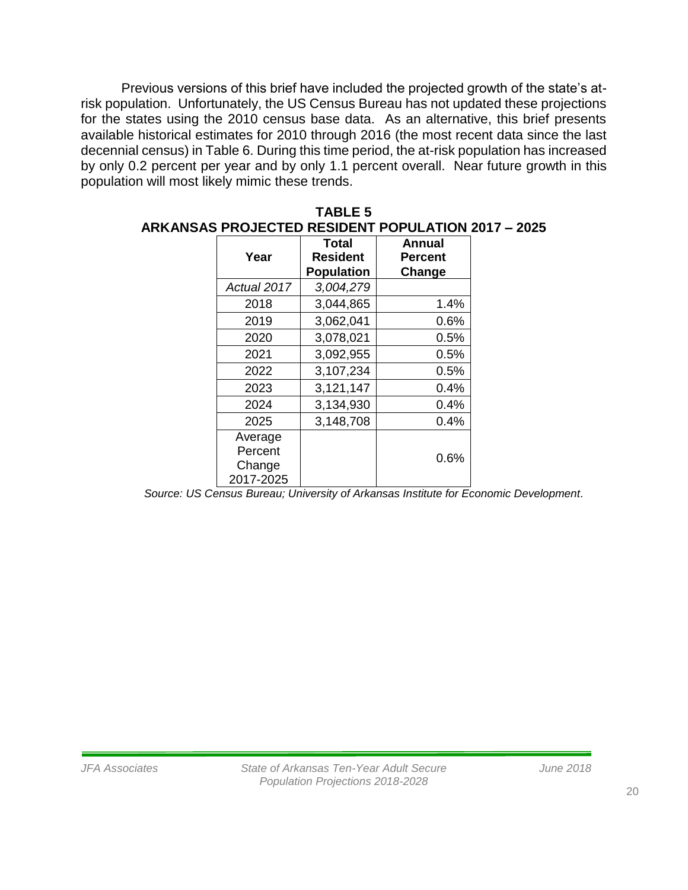Previous versions of this brief have included the projected growth of the state's at-risk population. Unfortunately, the US Census Bureau has not updated these projections for the states using the 2010 census base data. As an alternative, this brief presents available historical estimates for 2010 through 2016 (the most recent data since the last decennial census) in Table 6. During this time period, the at-risk population has increased by only 0.2 percent per year and by only 1.1 percent overall. Near future growth in this population will most likely mimic these trends.

**TABLE 5**
**ARKANSAS PROJECTED RESIDENT POPULATION 2017 – 2025**

| Year | Total Resident Population | Annual Percent Change |
|---|---|---|
| *Actual 2017* | *3,004,279* | |
| 2018 | 3,044,865 | 1.4% |
| 2019 | 3,062,041 | 0.6% |
| 2020 | 3,078,021 | 0.5% |
| 2021 | 3,092,955 | 0.5% |
| 2022 | 3,107,234 | 0.5% |
| 2023 | 3,121,147 | 0.4% |
| 2024 | 3,134,930 | 0.4% |
| 2025 | 3,148,708 | 0.4% |
| Average Percent Change 2017-2025 | | 0.6% |

*Source: US Census Bureau; University of Arkansas Institute for Economic Development.*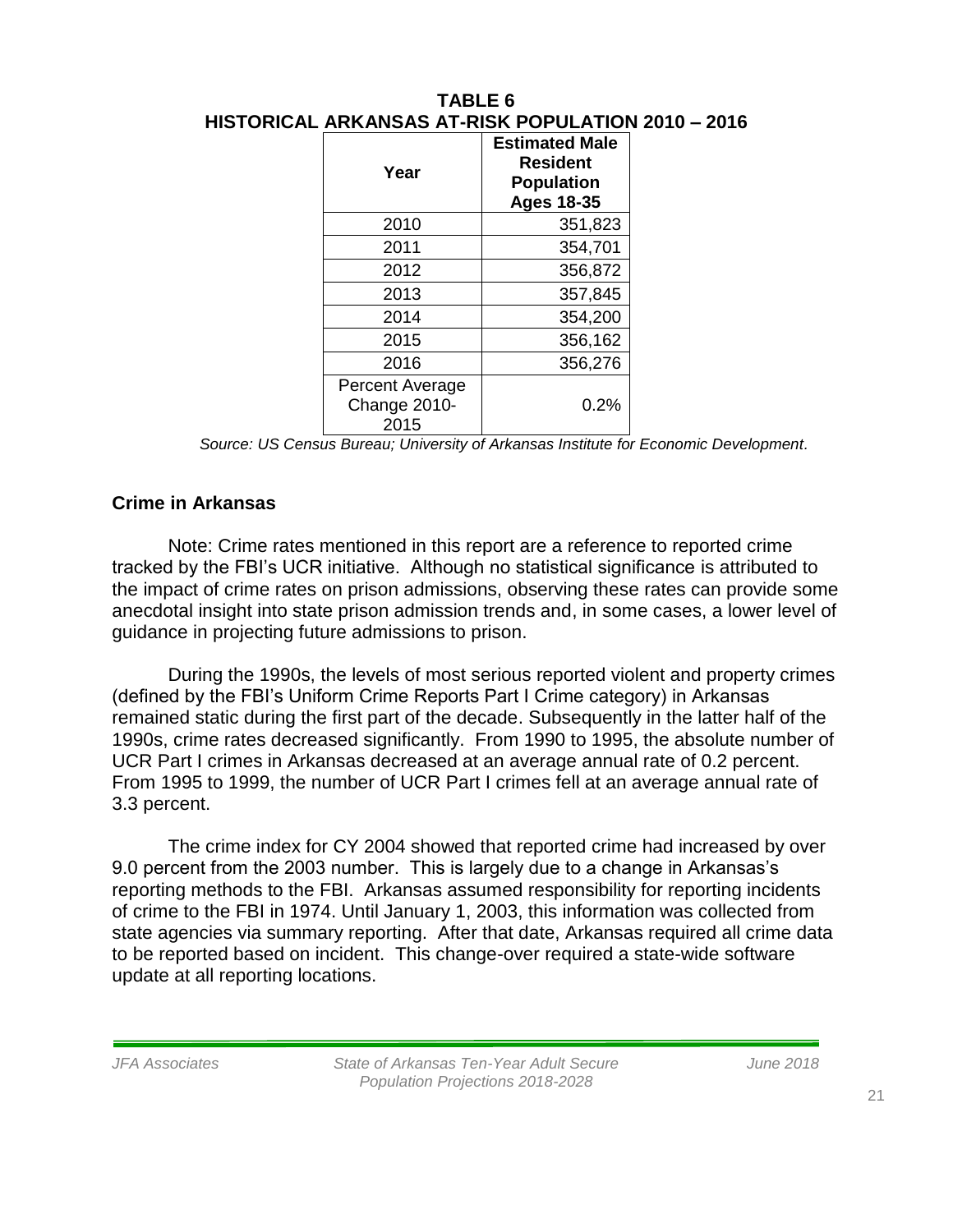**TABLE 6**
**HISTORICAL ARKANSAS AT-RISK POPULATION 2010 – 2016**

| Year | Estimated Male Resident Population Ages 18-35 |
|---|---|
| 2010 | 351,823 |
| 2011 | 354,701 |
| 2012 | 356,872 |
| 2013 | 357,845 |
| 2014 | 354,200 |
| 2015 | 356,162 |
| 2016 | 356,276 |
| Percent Average Change 2010-2015 | 0.2% |

*Source: US Census Bureau; University of Arkansas Institute for Economic Development.*

## Crime in Arkansas

Note: Crime rates mentioned in this report are a reference to reported crime tracked by the FBI's UCR initiative. Although no statistical significance is attributed to the impact of crime rates on prison admissions, observing these rates can provide some anecdotal insight into state prison admission trends and, in some cases, a lower level of guidance in projecting future admissions to prison.

During the 1990s, the levels of most serious reported violent and property crimes (defined by the FBI's Uniform Crime Reports Part I Crime category) in Arkansas remained static during the first part of the decade. Subsequently in the latter half of the 1990s, crime rates decreased significantly. From 1990 to 1995, the absolute number of UCR Part I crimes in Arkansas decreased at an average annual rate of 0.2 percent. From 1995 to 1999, the number of UCR Part I crimes fell at an average annual rate of 3.3 percent.

The crime index for CY 2004 showed that reported crime had increased by over 9.0 percent from the 2003 number. This is largely due to a change in Arkansas's reporting methods to the FBI. Arkansas assumed responsibility for reporting incidents of crime to the FBI in 1974. Until January 1, 2003, this information was collected from state agencies via summary reporting. After that date, Arkansas required all crime data to be reported based on incident. This change-over required a state-wide software update at all reporting locations.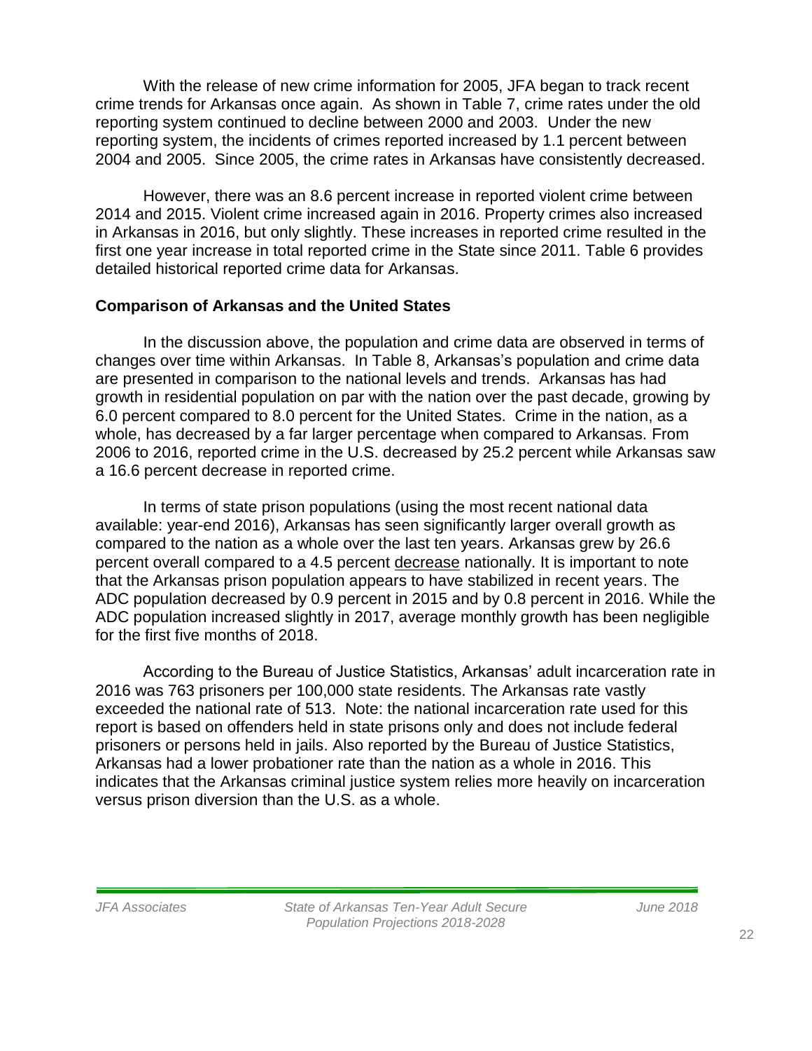With the release of new crime information for 2005, JFA began to track recent crime trends for Arkansas once again. As shown in Table 7, crime rates under the old reporting system continued to decline between 2000 and 2003. Under the new reporting system, the incidents of crimes reported increased by 1.1 percent between 2004 and 2005. Since 2005, the crime rates in Arkansas have consistently decreased.

However, there was an 8.6 percent increase in reported violent crime between 2014 and 2015. Violent crime increased again in 2016. Property crimes also increased in Arkansas in 2016, but only slightly. These increases in reported crime resulted in the first one year increase in total reported crime in the State since 2011. Table 6 provides detailed historical reported crime data for Arkansas.

## Comparison of Arkansas and the United States

In the discussion above, the population and crime data are observed in terms of changes over time within Arkansas. In Table 8, Arkansas's population and crime data are presented in comparison to the national levels and trends. Arkansas has had growth in residential population on par with the nation over the past decade, growing by 6.0 percent compared to 8.0 percent for the United States. Crime in the nation, as a whole, has decreased by a far larger percentage when compared to Arkansas. From 2006 to 2016, reported crime in the U.S. decreased by 25.2 percent while Arkansas saw a 16.6 percent decrease in reported crime.

In terms of state prison populations (using the most recent national data available: year-end 2016), Arkansas has seen significantly larger overall growth as compared to the nation as a whole over the last ten years. Arkansas grew by 26.6 percent overall compared to a 4.5 percent <u>decrease</u> nationally. It is important to note that the Arkansas prison population appears to have stabilized in recent years. The ADC population decreased by 0.9 percent in 2015 and by 0.8 percent in 2016. While the ADC population increased slightly in 2017, average monthly growth has been negligible for the first five months of 2018.

According to the Bureau of Justice Statistics, Arkansas' adult incarceration rate in 2016 was 763 prisoners per 100,000 state residents. The Arkansas rate vastly exceeded the national rate of 513. Note: the national incarceration rate used for this report is based on offenders held in state prisons only and does not include federal prisoners or persons held in jails. Also reported by the Bureau of Justice Statistics, Arkansas had a lower probationer rate than the nation as a whole in 2016. This indicates that the Arkansas criminal justice system relies more heavily on incarceration versus prison diversion than the U.S. as a whole.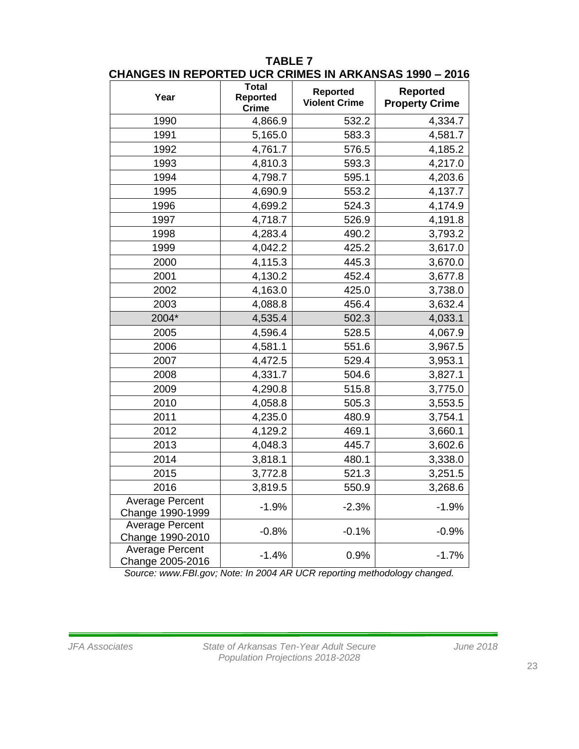**TABLE 7**
**CHANGES IN REPORTED UCR CRIMES IN ARKANSAS 1990 – 2016**

| Year | Total Reported Crime | Reported Violent Crime | Reported Property Crime |
|---|---|---|---|
| 1990 | 4,866.9 | 532.2 | 4,334.7 |
| 1991 | 5,165.0 | 583.3 | 4,581.7 |
| 1992 | 4,761.7 | 576.5 | 4,185.2 |
| 1993 | 4,810.3 | 593.3 | 4,217.0 |
| 1994 | 4,798.7 | 595.1 | 4,203.6 |
| 1995 | 4,690.9 | 553.2 | 4,137.7 |
| 1996 | 4,699.2 | 524.3 | 4,174.9 |
| 1997 | 4,718.7 | 526.9 | 4,191.8 |
| 1998 | 4,283.4 | 490.2 | 3,793.2 |
| 1999 | 4,042.2 | 425.2 | 3,617.0 |
| 2000 | 4,115.3 | 445.3 | 3,670.0 |
| 2001 | 4,130.2 | 452.4 | 3,677.8 |
| 2002 | 4,163.0 | 425.0 | 3,738.0 |
| 2003 | 4,088.8 | 456.4 | 3,632.4 |
| 2004* | 4,535.4 | 502.3 | 4,033.1 |
| 2005 | 4,596.4 | 528.5 | 4,067.9 |
| 2006 | 4,581.1 | 551.6 | 3,967.5 |
| 2007 | 4,472.5 | 529.4 | 3,953.1 |
| 2008 | 4,331.7 | 504.6 | 3,827.1 |
| 2009 | 4,290.8 | 515.8 | 3,775.0 |
| 2010 | 4,058.8 | 505.3 | 3,553.5 |
| 2011 | 4,235.0 | 480.9 | 3,754.1 |
| 2012 | 4,129.2 | 469.1 | 3,660.1 |
| 2013 | 4,048.3 | 445.7 | 3,602.6 |
| 2014 | 3,818.1 | 480.1 | 3,338.0 |
| 2015 | 3,772.8 | 521.3 | 3,251.5 |
| 2016 | 3,819.5 | 550.9 | 3,268.6 |
| Average Percent Change 1990-1999 | -1.9% | -2.3% | -1.9% |
| Average Percent Change 1990-2010 | -0.8% | -0.1% | -0.9% |
| Average Percent Change 2005-2016 | -1.4% | 0.9% | -1.7% |

*Source: www.FBI.gov; Note: In 2004 AR UCR reporting methodology changed.*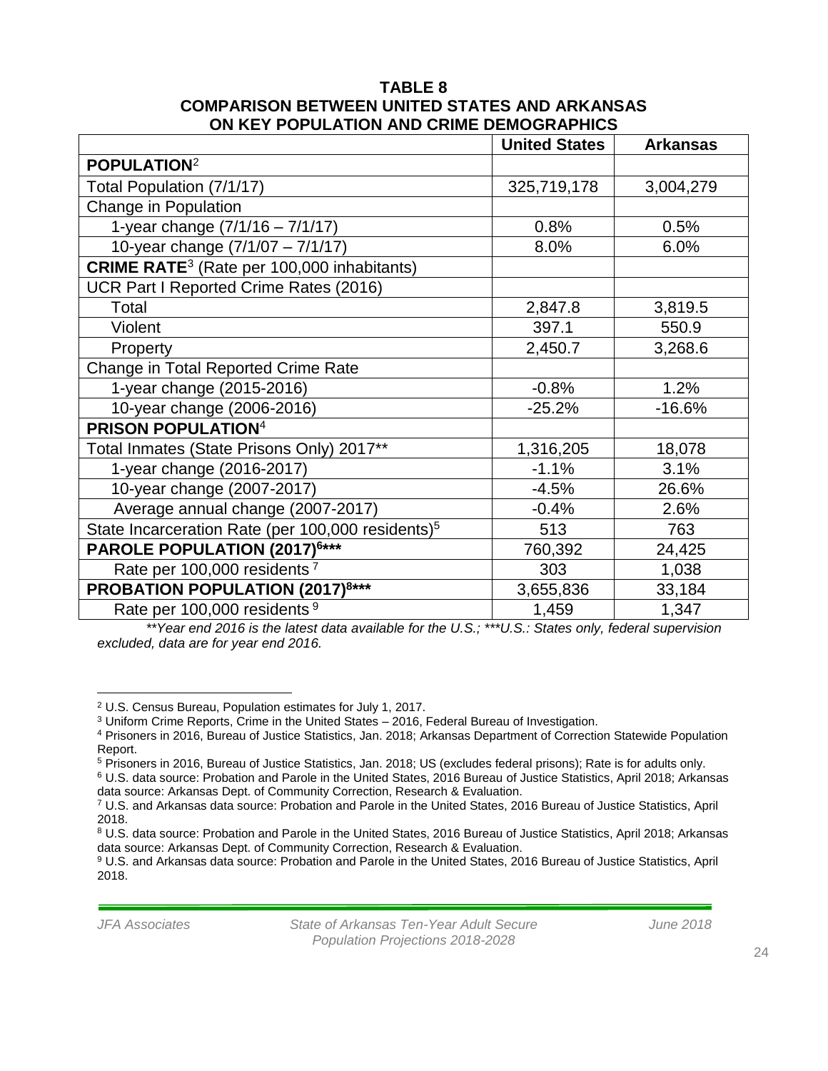**TABLE 8**
**COMPARISON BETWEEN UNITED STATES AND ARKANSAS ON KEY POPULATION AND CRIME DEMOGRAPHICS**

| | United States | Arkansas |
|---|---|---|
| **POPULATION**[2] | | |
| Total Population (7/1/17) | 325,719,178 | 3,004,279 |
| Change in Population | | |
| 1-year change (7/1/16 – 7/1/17) | 0.8% | 0.5% |
| 10-year change (7/1/07 – 7/1/17) | 8.0% | 6.0% |
| **CRIME RATE**[3] (Rate per 100,000 inhabitants) | | |
| UCR Part I Reported Crime Rates (2016) | | |
| Total | 2,847.8 | 3,819.5 |
| Violent | 397.1 | 550.9 |
| Property | 2,450.7 | 3,268.6 |
| Change in Total Reported Crime Rate | | |
| 1-year change (2015-2016) | -0.8% | 1.2% |
| 10-year change (2006-2016) | -25.2% | -16.6% |
| **PRISON POPULATION**[4] | | |
| Total Inmates (State Prisons Only) 2017** | 1,316,205 | 18,078 |
| 1-year change (2016-2017) | -1.1% | 3.1% |
| 10-year change (2007-2017) | -4.5% | 26.6% |
| Average annual change (2007-2017) | -0.4% | 2.6% |
| State Incarceration Rate (per 100,000 residents)[5] | 513 | 763 |
| **PAROLE POPULATION (2017)[6]*** ** | 760,392 | 24,425 |
| Rate per 100,000 residents[7] | 303 | 1,038 |
| **PROBATION POPULATION (2017)[8]*** ** | 3,655,836 | 33,184 |
| Rate per 100,000 residents[9] | 1,459 | 1,347 |

*\*\*Year end 2016 is the latest data available for the U.S.; \*\*\*U.S.: States only, federal supervision excluded, data are for year end 2016.*

---

[2] U.S. Census Bureau, Population estimates for July 1, 2017.

[3] Uniform Crime Reports, Crime in the United States – 2016, Federal Bureau of Investigation.

[4] Prisoners in 2016, Bureau of Justice Statistics, Jan. 2018; Arkansas Department of Correction Statewide Population Report.

[5] Prisoners in 2016, Bureau of Justice Statistics, Jan. 2018; US (excludes federal prisons); Rate is for adults only.

[6] U.S. data source: Probation and Parole in the United States, 2016 Bureau of Justice Statistics, April 2018; Arkansas data source: Arkansas Dept. of Community Correction, Research & Evaluation.

[7] U.S. and Arkansas data source: Probation and Parole in the United States, 2016 Bureau of Justice Statistics, April 2018.

[8] U.S. data source: Probation and Parole in the United States, 2016 Bureau of Justice Statistics, April 2018; Arkansas data source: Arkansas Dept. of Community Correction, Research & Evaluation.

[9] U.S. and Arkansas data source: Probation and Parole in the United States, 2016 Bureau of Justice Statistics, April 2018.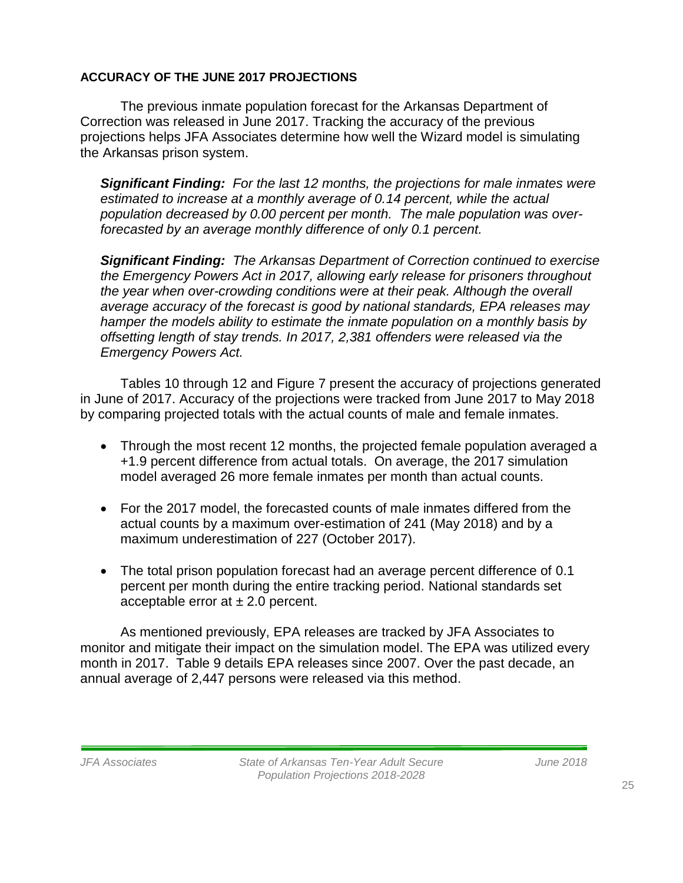## ACCURACY OF THE JUNE 2017 PROJECTIONS

The previous inmate population forecast for the Arkansas Department of Correction was released in June 2017. Tracking the accuracy of the previous projections helps JFA Associates determine how well the Wizard model is simulating the Arkansas prison system.

***Significant Finding:*** *For the last 12 months, the projections for male inmates were estimated to increase at a monthly average of 0.14 percent, while the actual population decreased by 0.00 percent per month. The male population was over-forecasted by an average monthly difference of only 0.1 percent.*

***Significant Finding:*** *The Arkansas Department of Correction continued to exercise the Emergency Powers Act in 2017, allowing early release for prisoners throughout the year when over-crowding conditions were at their peak. Although the overall average accuracy of the forecast is good by national standards, EPA releases may hamper the models ability to estimate the inmate population on a monthly basis by offsetting length of stay trends. In 2017, 2,381 offenders were released via the Emergency Powers Act.*

Tables 10 through 12 and Figure 7 present the accuracy of projections generated in June of 2017. Accuracy of the projections were tracked from June 2017 to May 2018 by comparing projected totals with the actual counts of male and female inmates.

- Through the most recent 12 months, the projected female population averaged a +1.9 percent difference from actual totals. On average, the 2017 simulation model averaged 26 more female inmates per month than actual counts.
- For the 2017 model, the forecasted counts of male inmates differed from the actual counts by a maximum over-estimation of 241 (May 2018) and by a maximum underestimation of 227 (October 2017).
- The total prison population forecast had an average percent difference of 0.1 percent per month during the entire tracking period. National standards set acceptable error at ± 2.0 percent.

As mentioned previously, EPA releases are tracked by JFA Associates to monitor and mitigate their impact on the simulation model. The EPA was utilized every month in 2017. Table 9 details EPA releases since 2007. Over the past decade, an annual average of 2,447 persons were released via this method.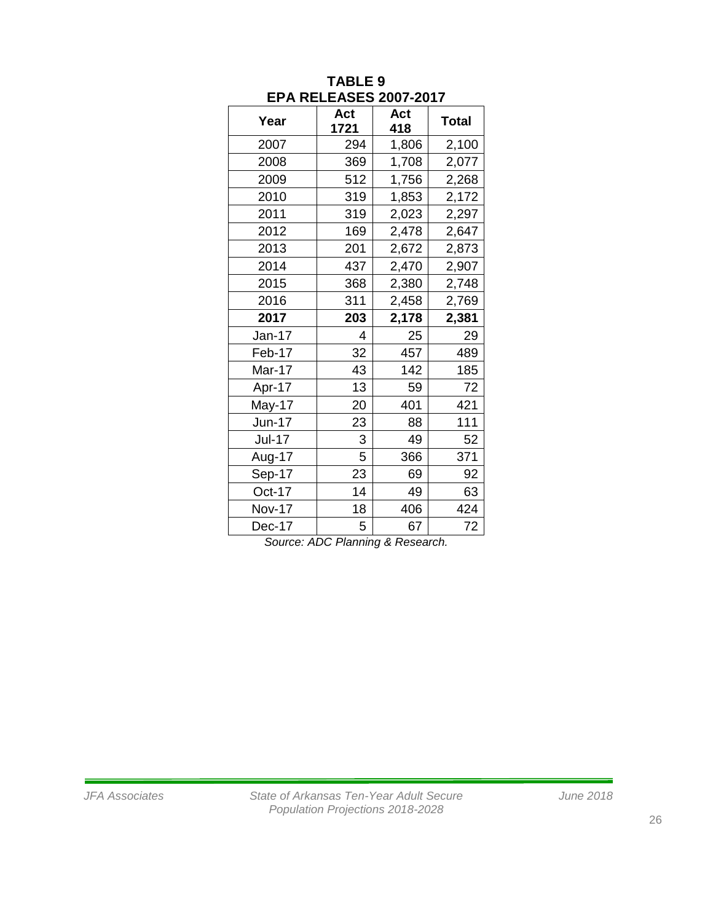**TABLE 9**
**EPA RELEASES 2007-2017**

| Year | Act 1721 | Act 418 | Total |
|---|---|---|---|
| 2007 | 294 | 1,806 | 2,100 |
| 2008 | 369 | 1,708 | 2,077 |
| 2009 | 512 | 1,756 | 2,268 |
| 2010 | 319 | 1,853 | 2,172 |
| 2011 | 319 | 2,023 | 2,297 |
| 2012 | 169 | 2,478 | 2,647 |
| 2013 | 201 | 2,672 | 2,873 |
| 2014 | 437 | 2,470 | 2,907 |
| 2015 | 368 | 2,380 | 2,748 |
| 2016 | 311 | 2,458 | 2,769 |
| **2017** | **203** | **2,178** | **2,381** |
| Jan-17 | 4 | 25 | 29 |
| Feb-17 | 32 | 457 | 489 |
| Mar-17 | 43 | 142 | 185 |
| Apr-17 | 13 | 59 | 72 |
| May-17 | 20 | 401 | 421 |
| Jun-17 | 23 | 88 | 111 |
| Jul-17 | 3 | 49 | 52 |
| Aug-17 | 5 | 366 | 371 |
| Sep-17 | 23 | 69 | 92 |
| Oct-17 | 14 | 49 | 63 |
| Nov-17 | 18 | 406 | 424 |
| Dec-17 | 5 | 67 | 72 |

*Source: ADC Planning & Research.*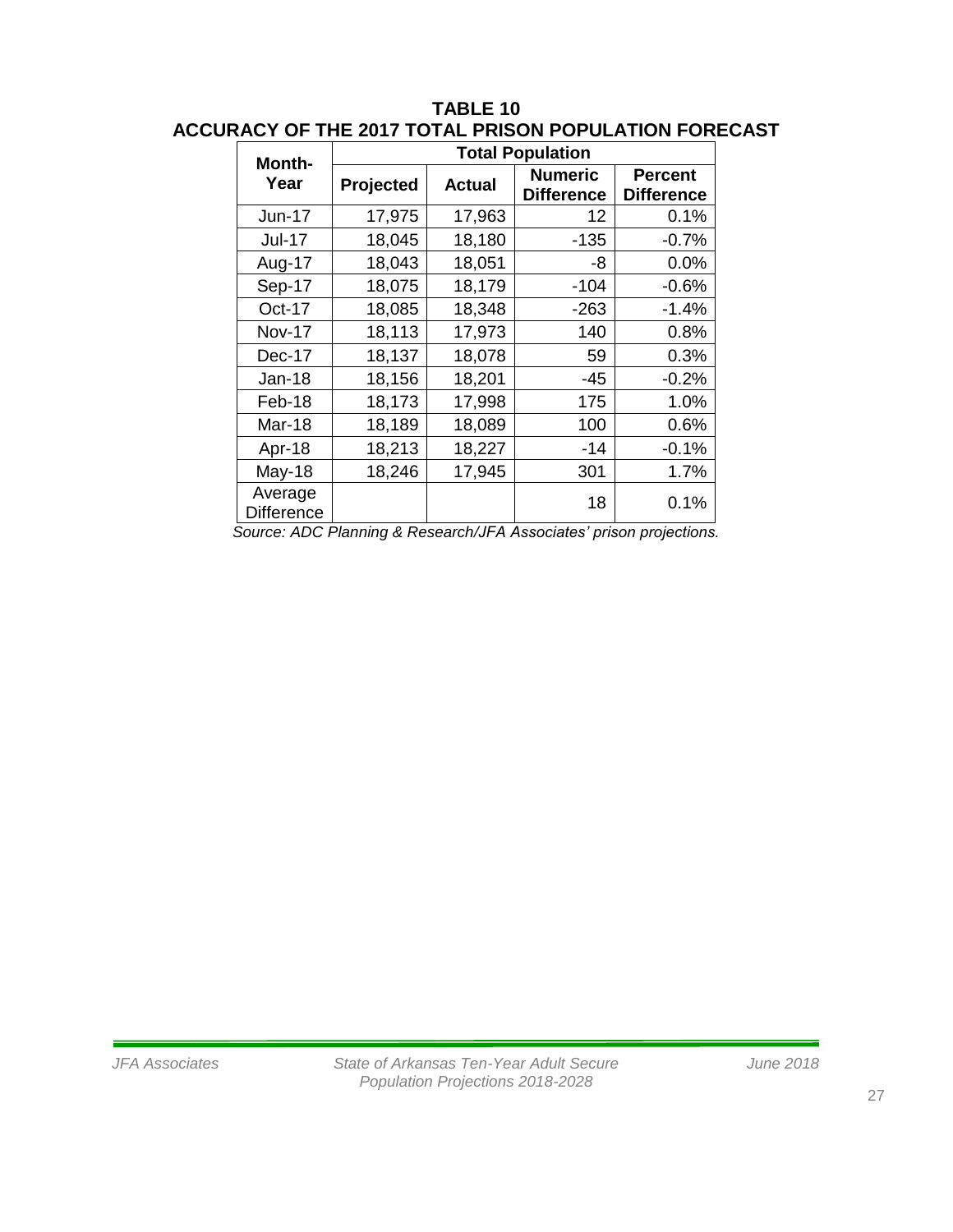**TABLE 10**
**ACCURACY OF THE 2017 TOTAL PRISON POPULATION FORECAST**

| Month-Year | Total Population | | | |
|---|---|---|---|---|
| | Projected | Actual | Numeric Difference | Percent Difference |
| Jun-17 | 17,975 | 17,963 | 12 | 0.1% |
| Jul-17 | 18,045 | 18,180 | -135 | -0.7% |
| Aug-17 | 18,043 | 18,051 | -8 | 0.0% |
| Sep-17 | 18,075 | 18,179 | -104 | -0.6% |
| Oct-17 | 18,085 | 18,348 | -263 | -1.4% |
| Nov-17 | 18,113 | 17,973 | 140 | 0.8% |
| Dec-17 | 18,137 | 18,078 | 59 | 0.3% |
| Jan-18 | 18,156 | 18,201 | -45 | -0.2% |
| Feb-18 | 18,173 | 17,998 | 175 | 1.0% |
| Mar-18 | 18,189 | 18,089 | 100 | 0.6% |
| Apr-18 | 18,213 | 18,227 | -14 | -0.1% |
| May-18 | 18,246 | 17,945 | 301 | 1.7% |
| Average Difference | | | 18 | 0.1% |

*Source: ADC Planning & Research/JFA Associates' prison projections.*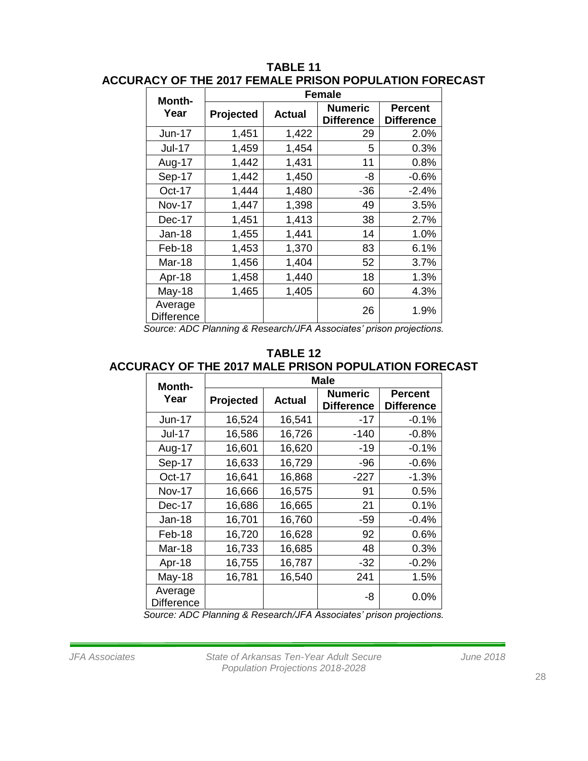**TABLE 11**
**ACCURACY OF THE 2017 FEMALE PRISON POPULATION FORECAST**

| Month-Year | Female | | | |
|---|---|---|---|---|
| | **Projected** | **Actual** | **Numeric Difference** | **Percent Difference** |
| Jun-17 | 1,451 | 1,422 | 29 | 2.0% |
| Jul-17 | 1,459 | 1,454 | 5 | 0.3% |
| Aug-17 | 1,442 | 1,431 | 11 | 0.8% |
| Sep-17 | 1,442 | 1,450 | -8 | -0.6% |
| Oct-17 | 1,444 | 1,480 | -36 | -2.4% |
| Nov-17 | 1,447 | 1,398 | 49 | 3.5% |
| Dec-17 | 1,451 | 1,413 | 38 | 2.7% |
| Jan-18 | 1,455 | 1,441 | 14 | 1.0% |
| Feb-18 | 1,453 | 1,370 | 83 | 6.1% |
| Mar-18 | 1,456 | 1,404 | 52 | 3.7% |
| Apr-18 | 1,458 | 1,440 | 18 | 1.3% |
| May-18 | 1,465 | 1,405 | 60 | 4.3% |
| Average Difference | | | 26 | 1.9% |

*Source: ADC Planning & Research/JFA Associates' prison projections.*

**TABLE 12**
**ACCURACY OF THE 2017 MALE PRISON POPULATION FORECAST**

| Month-Year | Male | | | |
|---|---|---|---|---|
| | **Projected** | **Actual** | **Numeric Difference** | **Percent Difference** |
| Jun-17 | 16,524 | 16,541 | -17 | -0.1% |
| Jul-17 | 16,586 | 16,726 | -140 | -0.8% |
| Aug-17 | 16,601 | 16,620 | -19 | -0.1% |
| Sep-17 | 16,633 | 16,729 | -96 | -0.6% |
| Oct-17 | 16,641 | 16,868 | -227 | -1.3% |
| Nov-17 | 16,666 | 16,575 | 91 | 0.5% |
| Dec-17 | 16,686 | 16,665 | 21 | 0.1% |
| Jan-18 | 16,701 | 16,760 | -59 | -0.4% |
| Feb-18 | 16,720 | 16,628 | 92 | 0.6% |
| Mar-18 | 16,733 | 16,685 | 48 | 0.3% |
| Apr-18 | 16,755 | 16,787 | -32 | -0.2% |
| May-18 | 16,781 | 16,540 | 241 | 1.5% |
| Average Difference | | | -8 | 0.0% |

*Source: ADC Planning & Research/JFA Associates' prison projections.*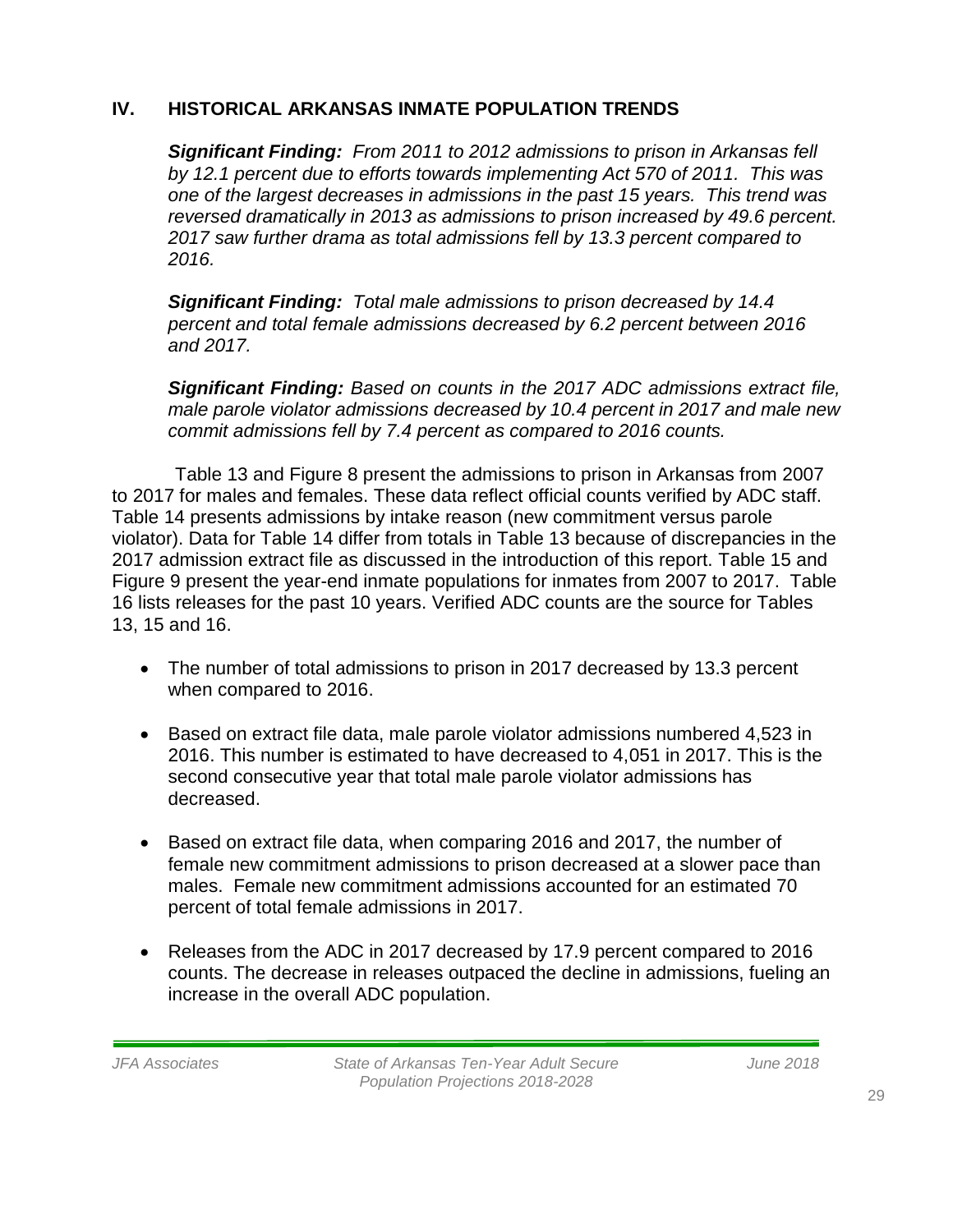## IV. HISTORICAL ARKANSAS INMATE POPULATION TRENDS

***Significant Finding:*** *From 2011 to 2012 admissions to prison in Arkansas fell by 12.1 percent due to efforts towards implementing Act 570 of 2011. This was one of the largest decreases in admissions in the past 15 years. This trend was reversed dramatically in 2013 as admissions to prison increased by 49.6 percent. 2017 saw further drama as total admissions fell by 13.3 percent compared to 2016.*

***Significant Finding:*** *Total male admissions to prison decreased by 14.4 percent and total female admissions decreased by 6.2 percent between 2016 and 2017.*

***Significant Finding:*** *Based on counts in the 2017 ADC admissions extract file, male parole violator admissions decreased by 10.4 percent in 2017 and male new commit admissions fell by 7.4 percent as compared to 2016 counts.*

Table 13 and Figure 8 present the admissions to prison in Arkansas from 2007 to 2017 for males and females. These data reflect official counts verified by ADC staff. Table 14 presents admissions by intake reason (new commitment versus parole violator). Data for Table 14 differ from totals in Table 13 because of discrepancies in the 2017 admission extract file as discussed in the introduction of this report. Table 15 and Figure 9 present the year-end inmate populations for inmates from 2007 to 2017. Table 16 lists releases for the past 10 years. Verified ADC counts are the source for Tables 13, 15 and 16.

- The number of total admissions to prison in 2017 decreased by 13.3 percent when compared to 2016.
- Based on extract file data, male parole violator admissions numbered 4,523 in 2016. This number is estimated to have decreased to 4,051 in 2017. This is the second consecutive year that total male parole violator admissions has decreased.
- Based on extract file data, when comparing 2016 and 2017, the number of female new commitment admissions to prison decreased at a slower pace than males. Female new commitment admissions accounted for an estimated 70 percent of total female admissions in 2017.
- Releases from the ADC in 2017 decreased by 17.9 percent compared to 2016 counts. The decrease in releases outpaced the decline in admissions, fueling an increase in the overall ADC population.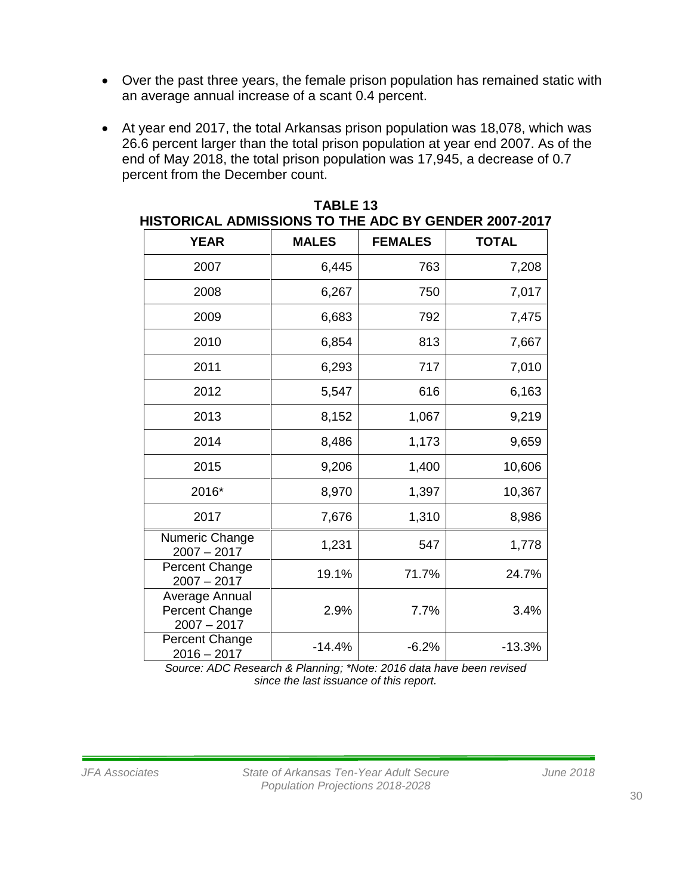- Over the past three years, the female prison population has remained static with an average annual increase of a scant 0.4 percent.

- At year end 2017, the total Arkansas prison population was 18,078, which was 26.6 percent larger than the total prison population at year end 2007. As of the end of May 2018, the total prison population was 17,945, a decrease of 0.7 percent from the December count.

**TABLE 13**
**HISTORICAL ADMISSIONS TO THE ADC BY GENDER 2007-2017**

| YEAR | MALES | FEMALES | TOTAL |
|---|---|---|---|
| 2007 | 6,445 | 763 | 7,208 |
| 2008 | 6,267 | 750 | 7,017 |
| 2009 | 6,683 | 792 | 7,475 |
| 2010 | 6,854 | 813 | 7,667 |
| 2011 | 6,293 | 717 | 7,010 |
| 2012 | 5,547 | 616 | 6,163 |
| 2013 | 8,152 | 1,067 | 9,219 |
| 2014 | 8,486 | 1,173 | 9,659 |
| 2015 | 9,206 | 1,400 | 10,606 |
| 2016* | 8,970 | 1,397 | 10,367 |
| 2017 | 7,676 | 1,310 | 8,986 |
| Numeric Change 2007 – 2017 | 1,231 | 547 | 1,778 |
| Percent Change 2007 – 2017 | 19.1% | 71.7% | 24.7% |
| Average Annual Percent Change 2007 – 2017 | 2.9% | 7.7% | 3.4% |
| Percent Change 2016 – 2017 | -14.4% | -6.2% | -13.3% |

*Source: ADC Research & Planning; \*Note: 2016 data have been revised since the last issuance of this report.*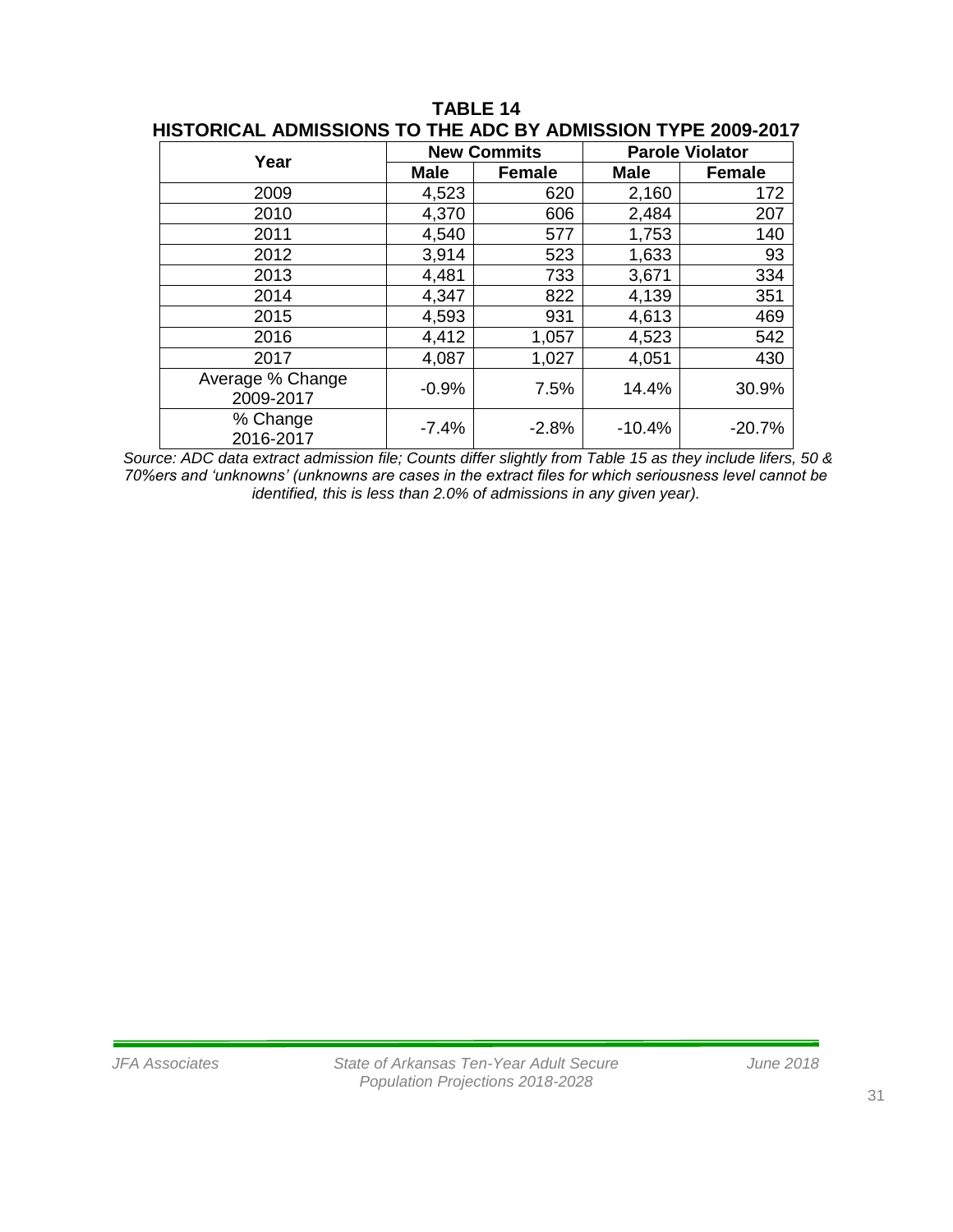**TABLE 14**
**HISTORICAL ADMISSIONS TO THE ADC BY ADMISSION TYPE 2009-2017**

| Year | New Commits | | Parole Violator | |
|---|---|---|---|---|
| | **Male** | **Female** | **Male** | **Female** |
| 2009 | 4,523 | 620 | 2,160 | 172 |
| 2010 | 4,370 | 606 | 2,484 | 207 |
| 2011 | 4,540 | 577 | 1,753 | 140 |
| 2012 | 3,914 | 523 | 1,633 | 93 |
| 2013 | 4,481 | 733 | 3,671 | 334 |
| 2014 | 4,347 | 822 | 4,139 | 351 |
| 2015 | 4,593 | 931 | 4,613 | 469 |
| 2016 | 4,412 | 1,057 | 4,523 | 542 |
| 2017 | 4,087 | 1,027 | 4,051 | 430 |
| Average % Change 2009-2017 | -0.9% | 7.5% | 14.4% | 30.9% |
| % Change 2016-2017 | -7.4% | -2.8% | -10.4% | -20.7% |

*Source: ADC data extract admission file; Counts differ slightly from Table 15 as they include lifers, 50 & 70%ers and 'unknowns' (unknowns are cases in the extract files for which seriousness level cannot be identified, this is less than 2.0% of admissions in any given year).*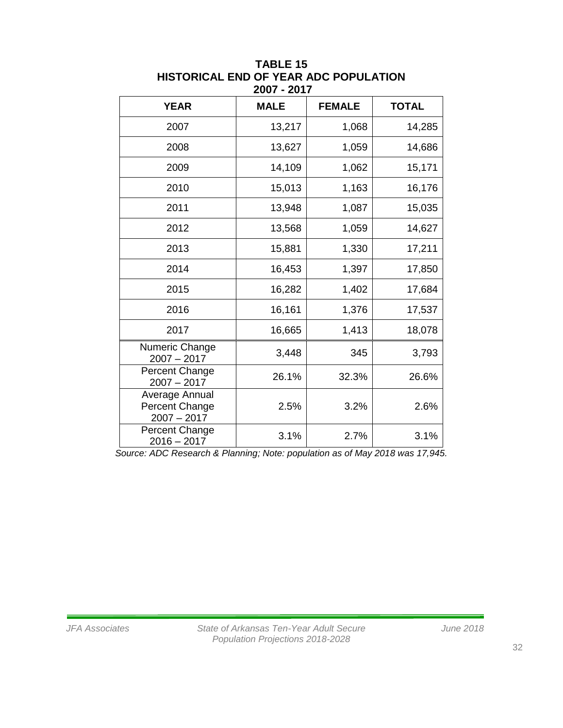**TABLE 15**
**HISTORICAL END OF YEAR ADC POPULATION**
**2007 - 2017**

| YEAR | MALE | FEMALE | TOTAL |
|---|---|---|---|
| 2007 | 13,217 | 1,068 | 14,285 |
| 2008 | 13,627 | 1,059 | 14,686 |
| 2009 | 14,109 | 1,062 | 15,171 |
| 2010 | 15,013 | 1,163 | 16,176 |
| 2011 | 13,948 | 1,087 | 15,035 |
| 2012 | 13,568 | 1,059 | 14,627 |
| 2013 | 15,881 | 1,330 | 17,211 |
| 2014 | 16,453 | 1,397 | 17,850 |
| 2015 | 16,282 | 1,402 | 17,684 |
| 2016 | 16,161 | 1,376 | 17,537 |
| 2017 | 16,665 | 1,413 | 18,078 |
| Numeric Change 2007 – 2017 | 3,448 | 345 | 3,793 |
| Percent Change 2007 – 2017 | 26.1% | 32.3% | 26.6% |
| Average Annual Percent Change 2007 – 2017 | 2.5% | 3.2% | 2.6% |
| Percent Change 2016 – 2017 | 3.1% | 2.7% | 3.1% |

*Source: ADC Research & Planning; Note: population as of May 2018 was 17,945.*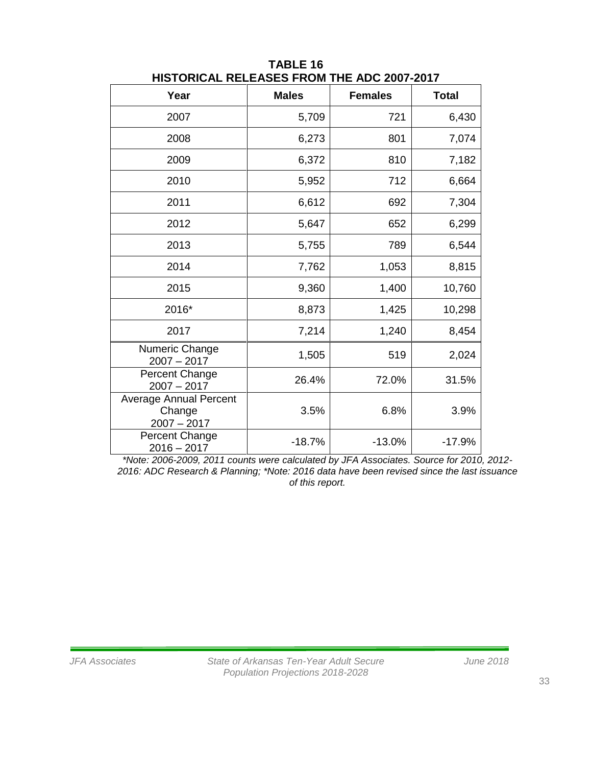**TABLE 16**
**HISTORICAL RELEASES FROM THE ADC 2007-2017**

| Year | Males | Females | Total |
|---|---|---|---|
| 2007 | 5,709 | 721 | 6,430 |
| 2008 | 6,273 | 801 | 7,074 |
| 2009 | 6,372 | 810 | 7,182 |
| 2010 | 5,952 | 712 | 6,664 |
| 2011 | 6,612 | 692 | 7,304 |
| 2012 | 5,647 | 652 | 6,299 |
| 2013 | 5,755 | 789 | 6,544 |
| 2014 | 7,762 | 1,053 | 8,815 |
| 2015 | 9,360 | 1,400 | 10,760 |
| 2016* | 8,873 | 1,425 | 10,298 |
| 2017 | 7,214 | 1,240 | 8,454 |
| Numeric Change 2007 – 2017 | 1,505 | 519 | 2,024 |
| Percent Change 2007 – 2017 | 26.4% | 72.0% | 31.5% |
| Average Annual Percent Change 2007 – 2017 | 3.5% | 6.8% | 3.9% |
| Percent Change 2016 – 2017 | -18.7% | -13.0% | -17.9% |

*\*Note: 2006-2009, 2011 counts were calculated by JFA Associates. Source for 2010, 2012-2016: ADC Research & Planning; \*Note: 2016 data have been revised since the last issuance of this report.*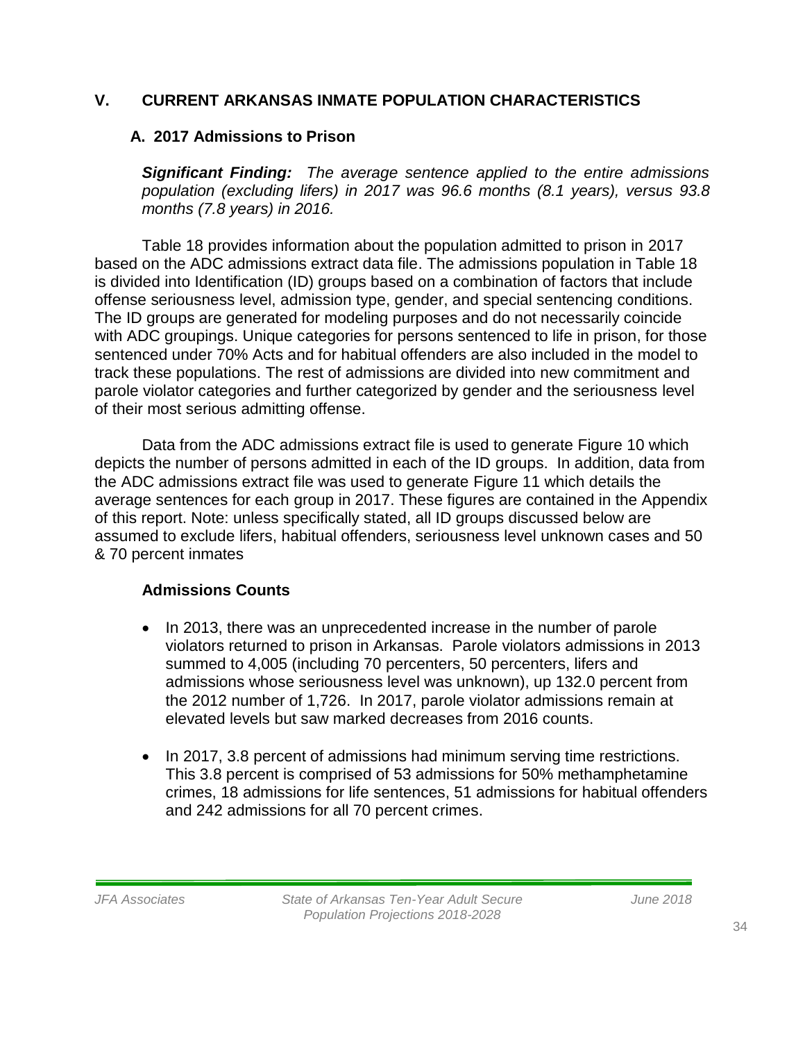## V. CURRENT ARKANSAS INMATE POPULATION CHARACTERISTICS

### A. 2017 Admissions to Prison

***Significant Finding:*** *The average sentence applied to the entire admissions population (excluding lifers) in 2017 was 96.6 months (8.1 years), versus 93.8 months (7.8 years) in 2016.*

Table 18 provides information about the population admitted to prison in 2017 based on the ADC admissions extract data file. The admissions population in Table 18 is divided into Identification (ID) groups based on a combination of factors that include offense seriousness level, admission type, gender, and special sentencing conditions. The ID groups are generated for modeling purposes and do not necessarily coincide with ADC groupings. Unique categories for persons sentenced to life in prison, for those sentenced under 70% Acts and for habitual offenders are also included in the model to track these populations. The rest of admissions are divided into new commitment and parole violator categories and further categorized by gender and the seriousness level of their most serious admitting offense.

Data from the ADC admissions extract file is used to generate Figure 10 which depicts the number of persons admitted in each of the ID groups. In addition, data from the ADC admissions extract file was used to generate Figure 11 which details the average sentences for each group in 2017. These figures are contained in the Appendix of this report. Note: unless specifically stated, all ID groups discussed below are assumed to exclude lifers, habitual offenders, seriousness level unknown cases and 50 & 70 percent inmates

#### Admissions Counts

- In 2013, there was an unprecedented increase in the number of parole violators returned to prison in Arkansas. Parole violators admissions in 2013 summed to 4,005 (including 70 percenters, 50 percenters, lifers and admissions whose seriousness level was unknown), up 132.0 percent from the 2012 number of 1,726. In 2017, parole violator admissions remain at elevated levels but saw marked decreases from 2016 counts.

- In 2017, 3.8 percent of admissions had minimum serving time restrictions. This 3.8 percent is comprised of 53 admissions for 50% methamphetamine crimes, 18 admissions for life sentences, 51 admissions for habitual offenders and 242 admissions for all 70 percent crimes.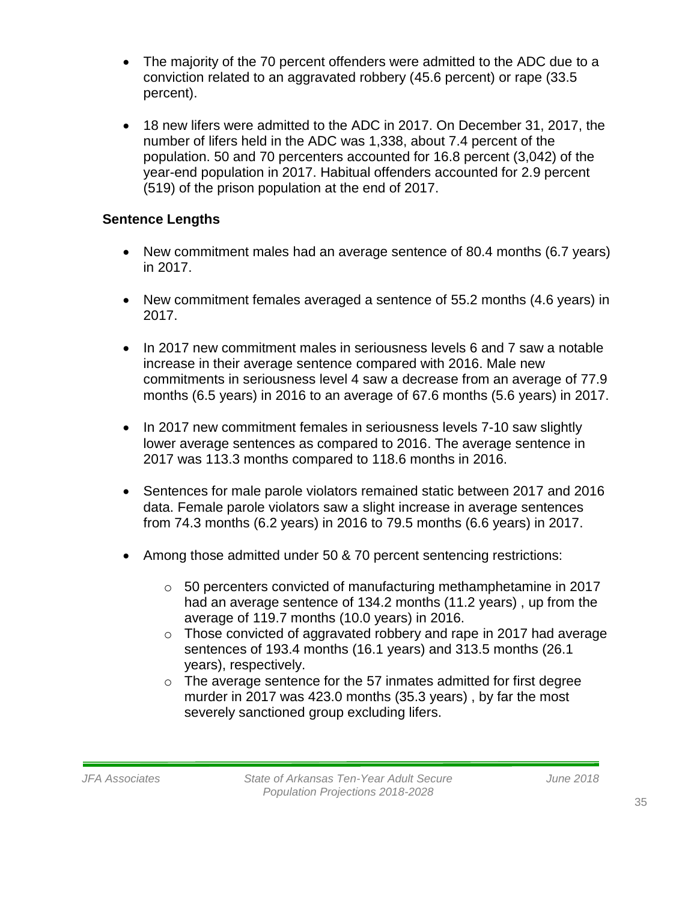- The majority of the 70 percent offenders were admitted to the ADC due to a conviction related to an aggravated robbery (45.6 percent) or rape (33.5 percent).

- 18 new lifers were admitted to the ADC in 2017. On December 31, 2017, the number of lifers held in the ADC was 1,338, about 7.4 percent of the population. 50 and 70 percenters accounted for 16.8 percent (3,042) of the year-end population in 2017. Habitual offenders accounted for 2.9 percent (519) of the prison population at the end of 2017.

### Sentence Lengths

- New commitment males had an average sentence of 80.4 months (6.7 years) in 2017.

- New commitment females averaged a sentence of 55.2 months (4.6 years) in 2017.

- In 2017 new commitment males in seriousness levels 6 and 7 saw a notable increase in their average sentence compared with 2016. Male new commitments in seriousness level 4 saw a decrease from an average of 77.9 months (6.5 years) in 2016 to an average of 67.6 months (5.6 years) in 2017.

- In 2017 new commitment females in seriousness levels 7-10 saw slightly lower average sentences as compared to 2016. The average sentence in 2017 was 113.3 months compared to 118.6 months in 2016.

- Sentences for male parole violators remained static between 2017 and 2016 data. Female parole violators saw a slight increase in average sentences from 74.3 months (6.2 years) in 2016 to 79.5 months (6.6 years) in 2017.

- Among those admitted under 50 & 70 percent sentencing restrictions:

  - 50 percenters convicted of manufacturing methamphetamine in 2017 had an average sentence of 134.2 months (11.2 years) , up from the average of 119.7 months (10.0 years) in 2016.
  - Those convicted of aggravated robbery and rape in 2017 had average sentences of 193.4 months (16.1 years) and 313.5 months (26.1 years), respectively.
  - The average sentence for the 57 inmates admitted for first degree murder in 2017 was 423.0 months (35.3 years) , by far the most severely sanctioned group excluding lifers.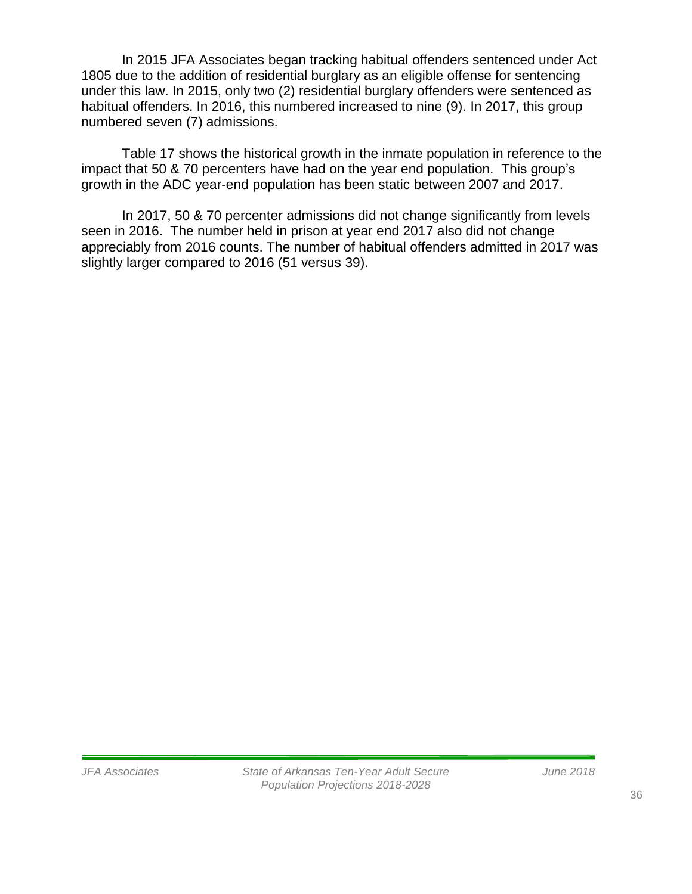In 2015 JFA Associates began tracking habitual offenders sentenced under Act 1805 due to the addition of residential burglary as an eligible offense for sentencing under this law. In 2015, only two (2) residential burglary offenders were sentenced as habitual offenders. In 2016, this numbered increased to nine (9). In 2017, this group numbered seven (7) admissions.

Table 17 shows the historical growth in the inmate population in reference to the impact that 50 & 70 percenters have had on the year end population. This group's growth in the ADC year-end population has been static between 2007 and 2017.

In 2017, 50 & 70 percenter admissions did not change significantly from levels seen in 2016. The number held in prison at year end 2017 also did not change appreciably from 2016 counts. The number of habitual offenders admitted in 2017 was slightly larger compared to 2016 (51 versus 39).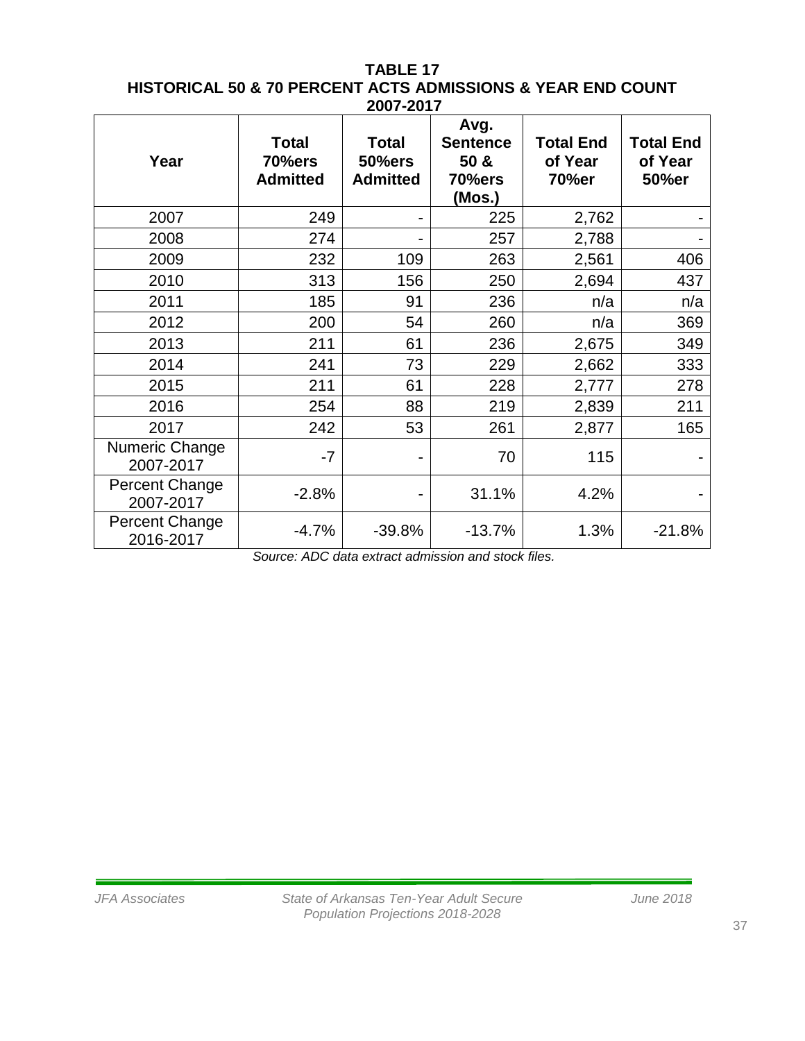**TABLE 17**
**HISTORICAL 50 & 70 PERCENT ACTS ADMISSIONS & YEAR END COUNT**
**2007-2017**

| Year | Total 70%ers Admitted | Total 50%ers Admitted | Avg. Sentence 50 & 70%ers (Mos.) | Total End of Year 70%er | Total End of Year 50%er |
|---|---|---|---|---|---|
| 2007 | 249 | - | 225 | 2,762 | - |
| 2008 | 274 | - | 257 | 2,788 | - |
| 2009 | 232 | 109 | 263 | 2,561 | 406 |
| 2010 | 313 | 156 | 250 | 2,694 | 437 |
| 2011 | 185 | 91 | 236 | n/a | n/a |
| 2012 | 200 | 54 | 260 | n/a | 369 |
| 2013 | 211 | 61 | 236 | 2,675 | 349 |
| 2014 | 241 | 73 | 229 | 2,662 | 333 |
| 2015 | 211 | 61 | 228 | 2,777 | 278 |
| 2016 | 254 | 88 | 219 | 2,839 | 211 |
| 2017 | 242 | 53 | 261 | 2,877 | 165 |
| Numeric Change 2007-2017 | -7 | - | 70 | 115 | - |
| Percent Change 2007-2017 | -2.8% | - | 31.1% | 4.2% | - |
| Percent Change 2016-2017 | -4.7% | -39.8% | -13.7% | 1.3% | -21.8% |

*Source: ADC data extract admission and stock files.*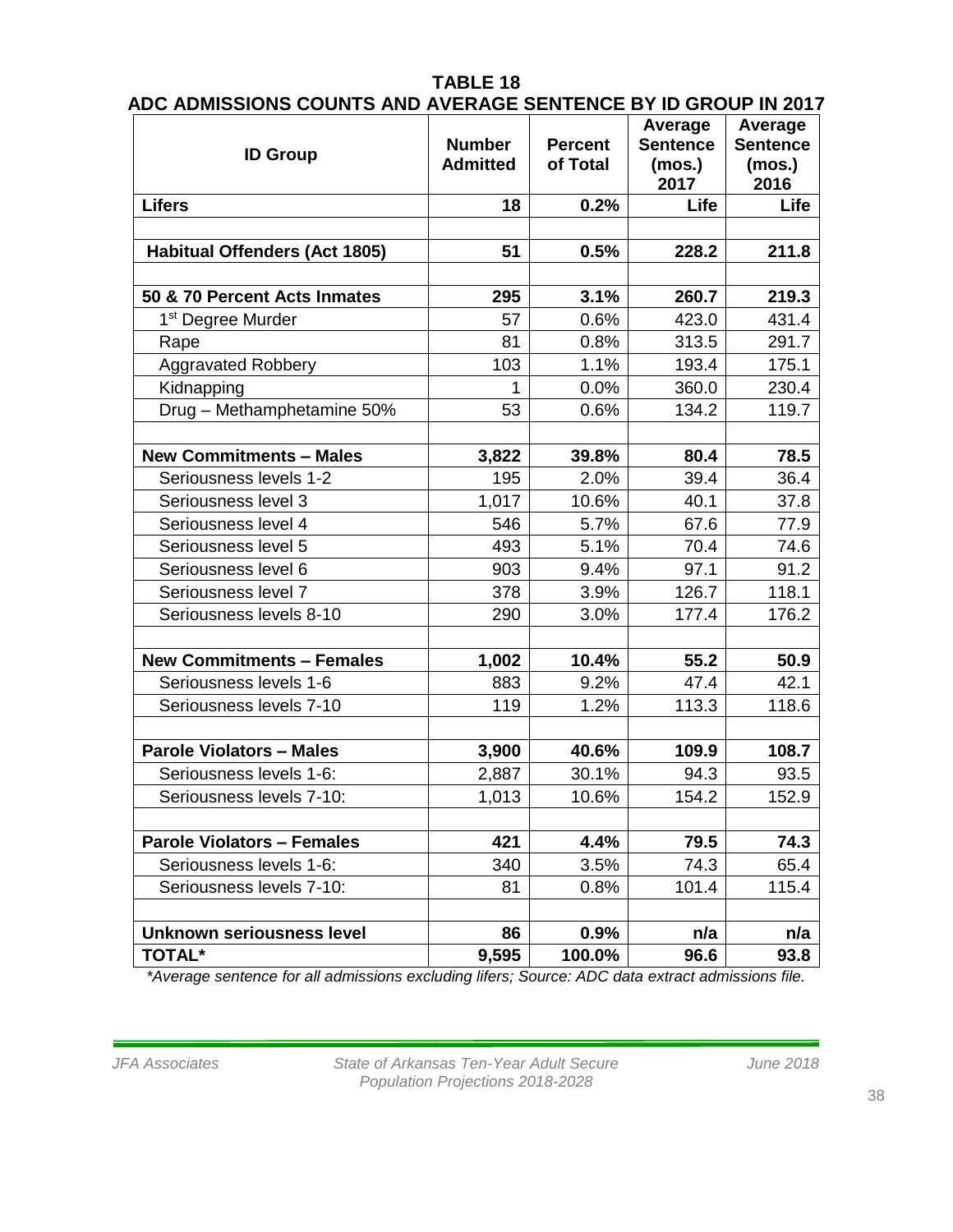**TABLE 18**
**ADC ADMISSIONS COUNTS AND AVERAGE SENTENCE BY ID GROUP IN 2017**

| ID Group | Number Admitted | Percent of Total | Average Sentence (mos.) 2017 | Average Sentence (mos.) 2016 |
|---|---|---|---|---|
| **Lifers** | **18** | **0.2%** | **Life** | **Life** |
| | | | | |
| **Habitual Offenders (Act 1805)** | **51** | **0.5%** | **228.2** | **211.8** |
| | | | | |
| **50 & 70 Percent Acts Inmates** | **295** | **3.1%** | **260.7** | **219.3** |
| 1st Degree Murder | 57 | 0.6% | 423.0 | 431.4 |
| Rape | 81 | 0.8% | 313.5 | 291.7 |
| Aggravated Robbery | 103 | 1.1% | 193.4 | 175.1 |
| Kidnapping | 1 | 0.0% | 360.0 | 230.4 |
| Drug – Methamphetamine 50% | 53 | 0.6% | 134.2 | 119.7 |
| | | | | |
| **New Commitments – Males** | **3,822** | **39.8%** | **80.4** | **78.5** |
| Seriousness levels 1-2 | 195 | 2.0% | 39.4 | 36.4 |
| Seriousness level 3 | 1,017 | 10.6% | 40.1 | 37.8 |
| Seriousness level 4 | 546 | 5.7% | 67.6 | 77.9 |
| Seriousness level 5 | 493 | 5.1% | 70.4 | 74.6 |
| Seriousness level 6 | 903 | 9.4% | 97.1 | 91.2 |
| Seriousness level 7 | 378 | 3.9% | 126.7 | 118.1 |
| Seriousness levels 8-10 | 290 | 3.0% | 177.4 | 176.2 |
| | | | | |
| **New Commitments – Females** | **1,002** | **10.4%** | **55.2** | **50.9** |
| Seriousness levels 1-6 | 883 | 9.2% | 47.4 | 42.1 |
| Seriousness levels 7-10 | 119 | 1.2% | 113.3 | 118.6 |
| | | | | |
| **Parole Violators – Males** | **3,900** | **40.6%** | **109.9** | **108.7** |
| Seriousness levels 1-6: | 2,887 | 30.1% | 94.3 | 93.5 |
| Seriousness levels 7-10: | 1,013 | 10.6% | 154.2 | 152.9 |
| | | | | |
| **Parole Violators – Females** | **421** | **4.4%** | **79.5** | **74.3** |
| Seriousness levels 1-6: | 340 | 3.5% | 74.3 | 65.4 |
| Seriousness levels 7-10: | 81 | 0.8% | 101.4 | 115.4 |
| | | | | |
| **Unknown seriousness level** | **86** | **0.9%** | **n/a** | **n/a** |
| **TOTAL*** | **9,595** | **100.0%** | **96.6** | **93.8** |

*\*Average sentence for all admissions excluding lifers; Source: ADC data extract admissions file.*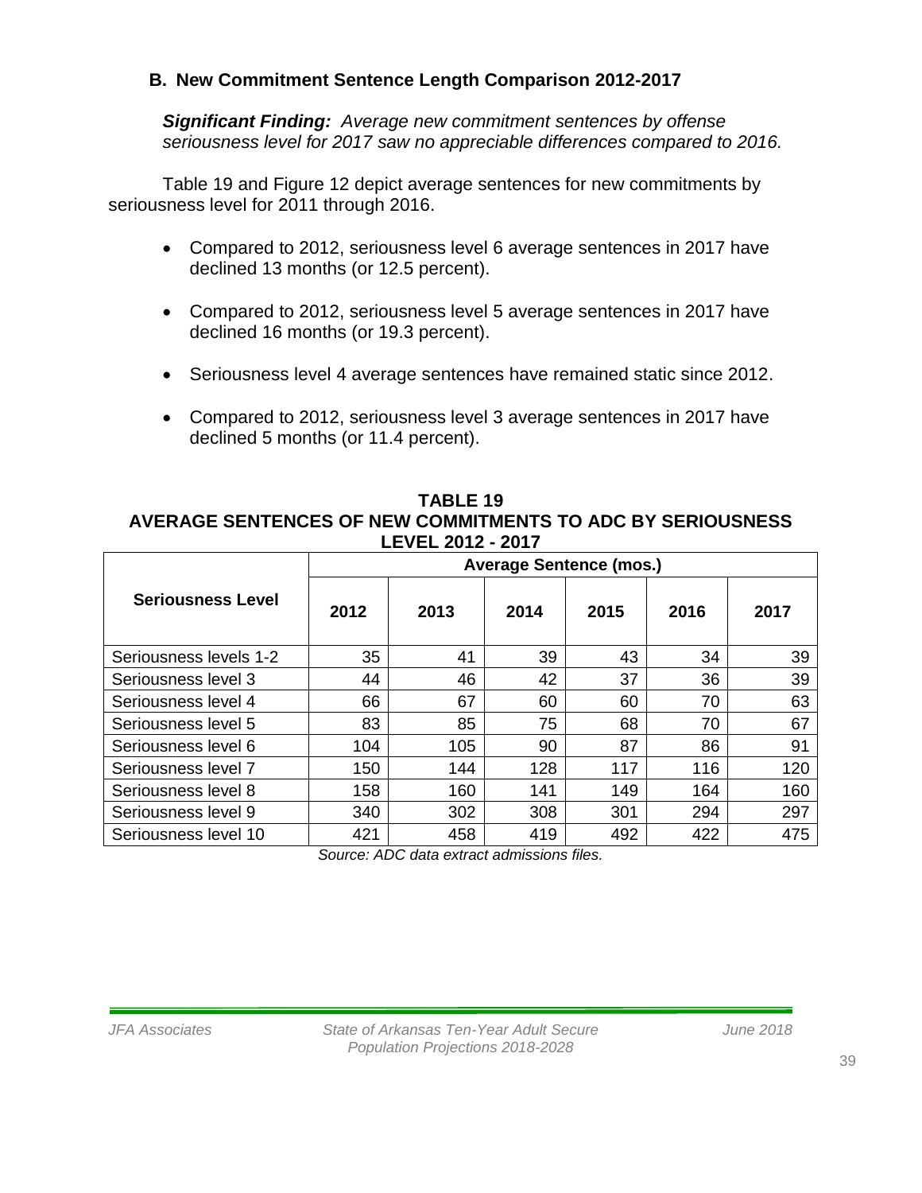## B. New Commitment Sentence Length Comparison 2012-2017

***Significant Finding:*** *Average new commitment sentences by offense seriousness level for 2017 saw no appreciable differences compared to 2016.*

Table 19 and Figure 12 depict average sentences for new commitments by seriousness level for 2011 through 2016.

- Compared to 2012, seriousness level 6 average sentences in 2017 have declined 13 months (or 12.5 percent).
- Compared to 2012, seriousness level 5 average sentences in 2017 have declined 16 months (or 19.3 percent).
- Seriousness level 4 average sentences have remained static since 2012.
- Compared to 2012, seriousness level 3 average sentences in 2017 have declined 5 months (or 11.4 percent).

**TABLE 19**
**AVERAGE SENTENCES OF NEW COMMITMENTS TO ADC BY SERIOUSNESS LEVEL 2012 - 2017**

| Seriousness Level | Average Sentence (mos.) | | | | | |
|---|---|---|---|---|---|---|
| | 2012 | 2013 | 2014 | 2015 | 2016 | 2017 |
| Seriousness levels 1-2 | 35 | 41 | 39 | 43 | 34 | 39 |
| Seriousness level 3 | 44 | 46 | 42 | 37 | 36 | 39 |
| Seriousness level 4 | 66 | 67 | 60 | 60 | 70 | 63 |
| Seriousness level 5 | 83 | 85 | 75 | 68 | 70 | 67 |
| Seriousness level 6 | 104 | 105 | 90 | 87 | 86 | 91 |
| Seriousness level 7 | 150 | 144 | 128 | 117 | 116 | 120 |
| Seriousness level 8 | 158 | 160 | 141 | 149 | 164 | 160 |
| Seriousness level 9 | 340 | 302 | 308 | 301 | 294 | 297 |
| Seriousness level 10 | 421 | 458 | 419 | 492 | 422 | 475 |

*Source: ADC data extract admissions files.*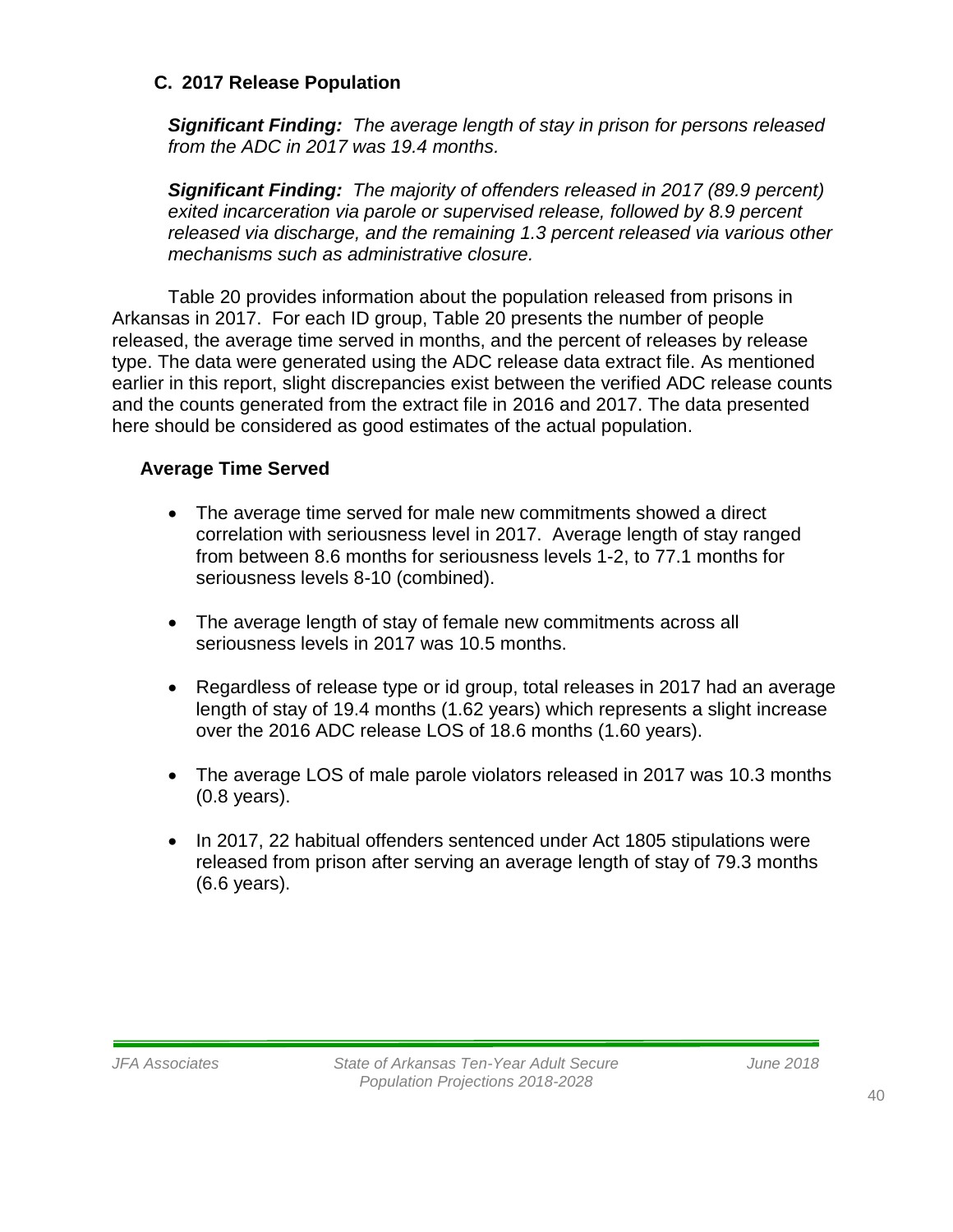## C. 2017 Release Population

***Significant Finding:** The average length of stay in prison for persons released from the ADC in 2017 was 19.4 months.*

***Significant Finding:** The majority of offenders released in 2017 (89.9 percent) exited incarceration via parole or supervised release, followed by 8.9 percent released via discharge, and the remaining 1.3 percent released via various other mechanisms such as administrative closure.*

Table 20 provides information about the population released from prisons in Arkansas in 2017. For each ID group, Table 20 presents the number of people released, the average time served in months, and the percent of releases by release type. The data were generated using the ADC release data extract file. As mentioned earlier in this report, slight discrepancies exist between the verified ADC release counts and the counts generated from the extract file in 2016 and 2017. The data presented here should be considered as good estimates of the actual population.

### Average Time Served

- The average time served for male new commitments showed a direct correlation with seriousness level in 2017. Average length of stay ranged from between 8.6 months for seriousness levels 1-2, to 77.1 months for seriousness levels 8-10 (combined).
- The average length of stay of female new commitments across all seriousness levels in 2017 was 10.5 months.
- Regardless of release type or id group, total releases in 2017 had an average length of stay of 19.4 months (1.62 years) which represents a slight increase over the 2016 ADC release LOS of 18.6 months (1.60 years).
- The average LOS of male parole violators released in 2017 was 10.3 months (0.8 years).
- In 2017, 22 habitual offenders sentenced under Act 1805 stipulations were released from prison after serving an average length of stay of 79.3 months (6.6 years).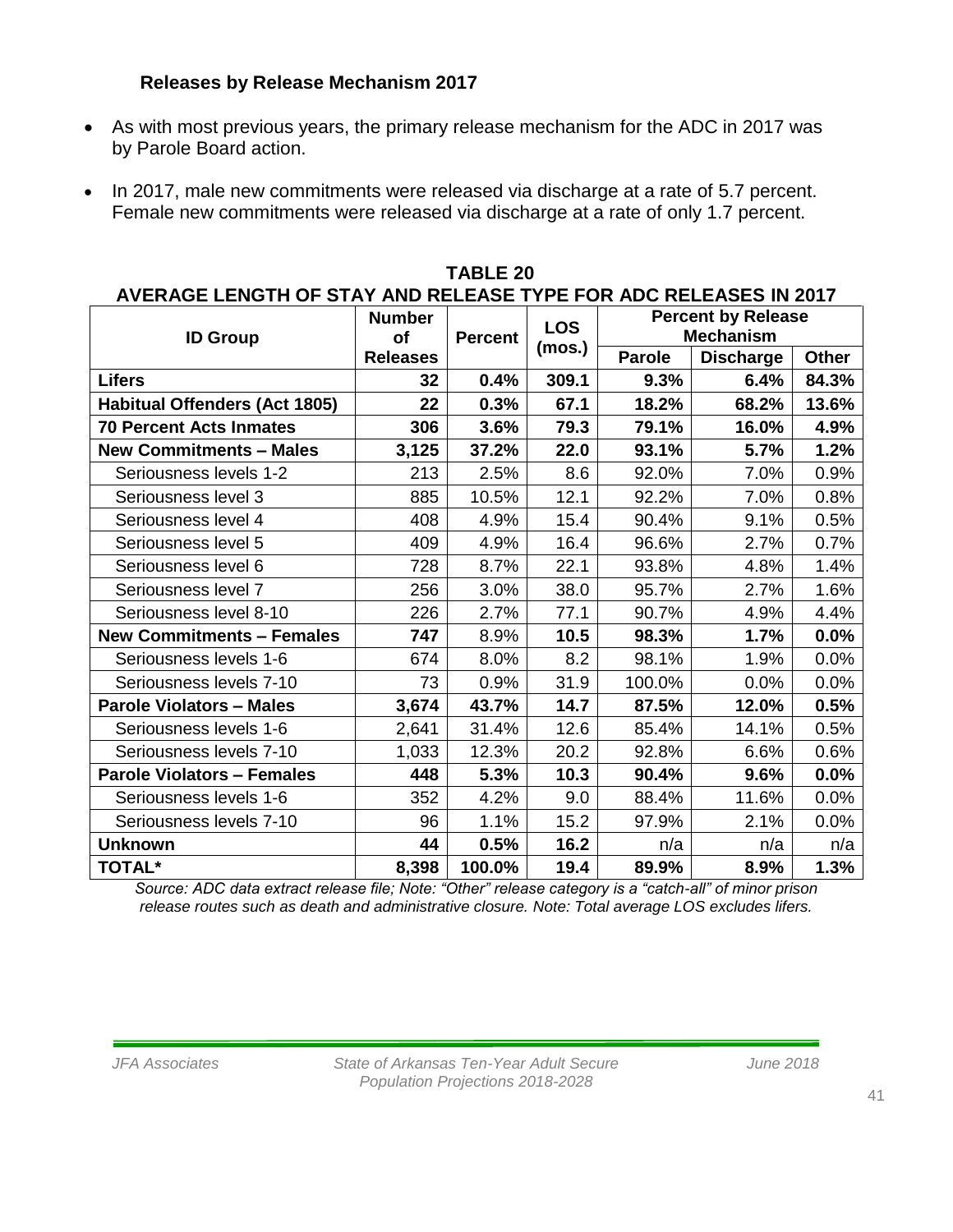### Releases by Release Mechanism 2017

- As with most previous years, the primary release mechanism for the ADC in 2017 was by Parole Board action.
- In 2017, male new commitments were released via discharge at a rate of 5.7 percent. Female new commitments were released via discharge at a rate of only 1.7 percent.

**TABLE 20**
**AVERAGE LENGTH OF STAY AND RELEASE TYPE FOR ADC RELEASES IN 2017**

| ID Group | Number of Releases | Percent | LOS (mos.) | Percent by Release Mechanism | | |
|---|---|---|---|---|---|---|
| | | | | Parole | Discharge | Other |
| **Lifers** | **32** | **0.4%** | **309.1** | **9.3%** | **6.4%** | **84.3%** |
| **Habitual Offenders (Act 1805)** | **22** | **0.3%** | **67.1** | **18.2%** | **68.2%** | **13.6%** |
| **70 Percent Acts Inmates** | **306** | **3.6%** | **79.3** | **79.1%** | **16.0%** | **4.9%** |
| **New Commitments – Males** | **3,125** | **37.2%** | **22.0** | **93.1%** | **5.7%** | **1.2%** |
| Seriousness levels 1-2 | 213 | 2.5% | 8.6 | 92.0% | 7.0% | 0.9% |
| Seriousness level 3 | 885 | 10.5% | 12.1 | 92.2% | 7.0% | 0.8% |
| Seriousness level 4 | 408 | 4.9% | 15.4 | 90.4% | 9.1% | 0.5% |
| Seriousness level 5 | 409 | 4.9% | 16.4 | 96.6% | 2.7% | 0.7% |
| Seriousness level 6 | 728 | 8.7% | 22.1 | 93.8% | 4.8% | 1.4% |
| Seriousness level 7 | 256 | 3.0% | 38.0 | 95.7% | 2.7% | 1.6% |
| Seriousness level 8-10 | 226 | 2.7% | 77.1 | 90.7% | 4.9% | 4.4% |
| **New Commitments – Females** | **747** | **8.9%** | **10.5** | **98.3%** | **1.7%** | **0.0%** |
| Seriousness levels 1-6 | 674 | 8.0% | 8.2 | 98.1% | 1.9% | 0.0% |
| Seriousness levels 7-10 | 73 | 0.9% | 31.9 | 100.0% | 0.0% | 0.0% |
| **Parole Violators – Males** | **3,674** | **43.7%** | **14.7** | **87.5%** | **12.0%** | **0.5%** |
| Seriousness levels 1-6 | 2,641 | 31.4% | 12.6 | 85.4% | 14.1% | 0.5% |
| Seriousness levels 7-10 | 1,033 | 12.3% | 20.2 | 92.8% | 6.6% | 0.6% |
| **Parole Violators – Females** | **448** | **5.3%** | **10.3** | **90.4%** | **9.6%** | **0.0%** |
| Seriousness levels 1-6 | 352 | 4.2% | 9.0 | 88.4% | 11.6% | 0.0% |
| Seriousness levels 7-10 | 96 | 1.1% | 15.2 | 97.9% | 2.1% | 0.0% |
| **Unknown** | **44** | **0.5%** | **16.2** | n/a | n/a | n/a |
| **TOTAL*** | **8,398** | **100.0%** | **19.4** | **89.9%** | **8.9%** | **1.3%** |

*Source: ADC data extract release file; Note: "Other" release category is a "catch-all" of minor prison release routes such as death and administrative closure. Note: Total average LOS excludes lifers.*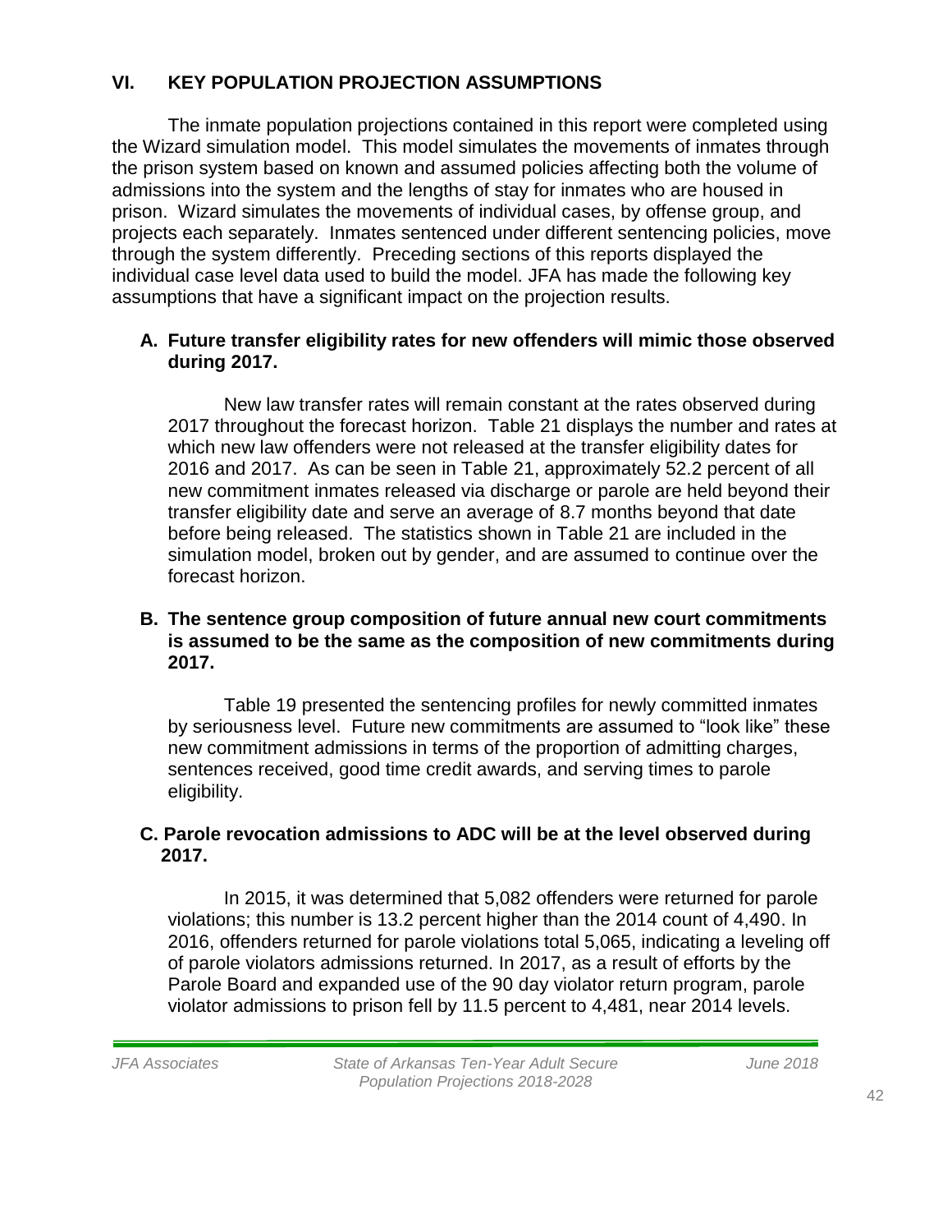## VI. KEY POPULATION PROJECTION ASSUMPTIONS

The inmate population projections contained in this report were completed using the Wizard simulation model. This model simulates the movements of inmates through the prison system based on known and assumed policies affecting both the volume of admissions into the system and the lengths of stay for inmates who are housed in prison. Wizard simulates the movements of individual cases, by offense group, and projects each separately. Inmates sentenced under different sentencing policies, move through the system differently. Preceding sections of this reports displayed the individual case level data used to build the model. JFA has made the following key assumptions that have a significant impact on the projection results.

### A. Future transfer eligibility rates for new offenders will mimic those observed during 2017.

New law transfer rates will remain constant at the rates observed during 2017 throughout the forecast horizon. Table 21 displays the number and rates at which new law offenders were not released at the transfer eligibility dates for 2016 and 2017. As can be seen in Table 21, approximately 52.2 percent of all new commitment inmates released via discharge or parole are held beyond their transfer eligibility date and serve an average of 8.7 months beyond that date before being released. The statistics shown in Table 21 are included in the simulation model, broken out by gender, and are assumed to continue over the forecast horizon.

### B. The sentence group composition of future annual new court commitments is assumed to be the same as the composition of new commitments during 2017.

Table 19 presented the sentencing profiles for newly committed inmates by seriousness level. Future new commitments are assumed to "look like" these new commitment admissions in terms of the proportion of admitting charges, sentences received, good time credit awards, and serving times to parole eligibility.

### C. Parole revocation admissions to ADC will be at the level observed during 2017.

In 2015, it was determined that 5,082 offenders were returned for parole violations; this number is 13.2 percent higher than the 2014 count of 4,490. In 2016, offenders returned for parole violations total 5,065, indicating a leveling off of parole violators admissions returned. In 2017, as a result of efforts by the Parole Board and expanded use of the 90 day violator return program, parole violator admissions to prison fell by 11.5 percent to 4,481, near 2014 levels.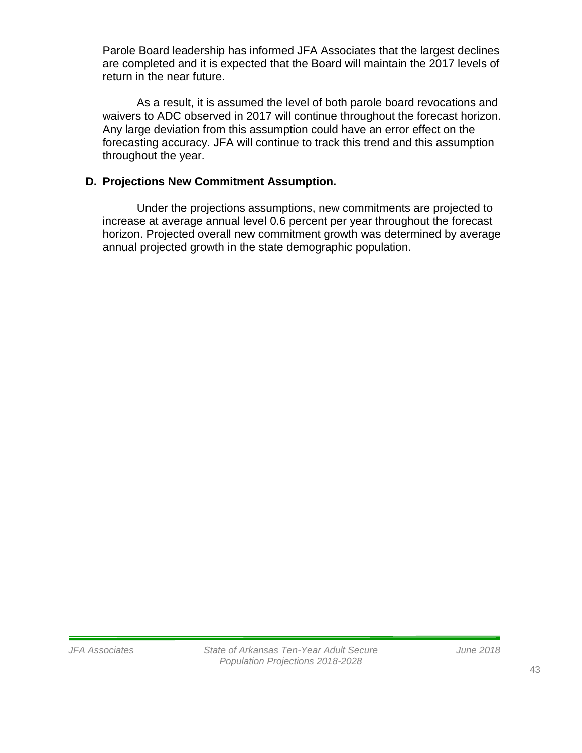Parole Board leadership has informed JFA Associates that the largest declines are completed and it is expected that the Board will maintain the 2017 levels of return in the near future.

As a result, it is assumed the level of both parole board revocations and waivers to ADC observed in 2017 will continue throughout the forecast horizon. Any large deviation from this assumption could have an error effect on the forecasting accuracy. JFA will continue to track this trend and this assumption throughout the year.

### D. Projections New Commitment Assumption.

Under the projections assumptions, new commitments are projected to increase at average annual level 0.6 percent per year throughout the forecast horizon. Projected overall new commitment growth was determined by average annual projected growth in the state demographic population.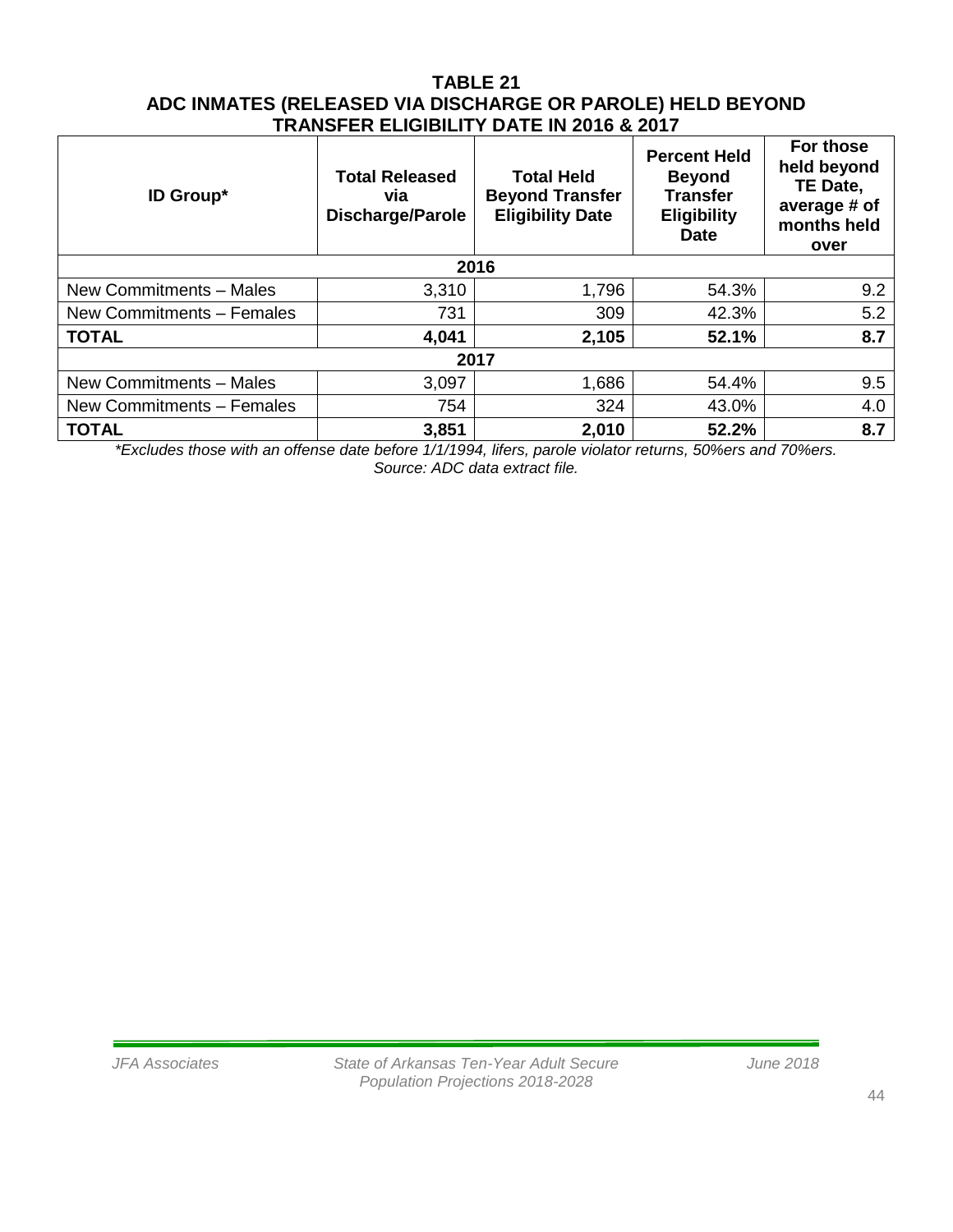# TABLE 21
## ADC INMATES (RELEASED VIA DISCHARGE OR PAROLE) HELD BEYOND TRANSFER ELIGIBILITY DATE IN 2016 & 2017

| ID Group* | Total Released via Discharge/Parole | Total Held Beyond Transfer Eligibility Date | Percent Held Beyond Transfer Eligibility Date | For those held beyond TE Date, average # of months held over |
|---|---|---|---|---|
| **2016** | | | | |
| New Commitments – Males | 3,310 | 1,796 | 54.3% | 9.2 |
| New Commitments – Females | 731 | 309 | 42.3% | 5.2 |
| **TOTAL** | **4,041** | **2,105** | **52.1%** | **8.7** |
| **2017** | | | | |
| New Commitments – Males | 3,097 | 1,686 | 54.4% | 9.5 |
| New Commitments – Females | 754 | 324 | 43.0% | 4.0 |
| **TOTAL** | **3,851** | **2,010** | **52.2%** | **8.7** |

*\*Excludes those with an offense date before 1/1/1994, lifers, parole violator returns, 50%ers and 70%ers.*
*Source: ADC data extract file.*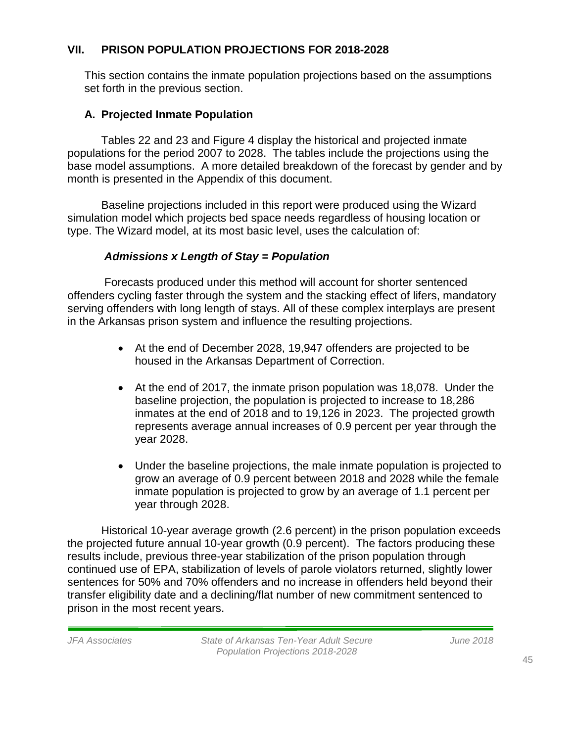## VII. PRISON POPULATION PROJECTIONS FOR 2018-2028

This section contains the inmate population projections based on the assumptions set forth in the previous section.

### A. Projected Inmate Population

Tables 22 and 23 and Figure 4 display the historical and projected inmate populations for the period 2007 to 2028. The tables include the projections using the base model assumptions. A more detailed breakdown of the forecast by gender and by month is presented in the Appendix of this document.

Baseline projections included in this report were produced using the Wizard simulation model which projects bed space needs regardless of housing location or type. The Wizard model, at its most basic level, uses the calculation of:

***Admissions x Length of Stay = Population***

Forecasts produced under this method will account for shorter sentenced offenders cycling faster through the system and the stacking effect of lifers, mandatory serving offenders with long length of stays. All of these complex interplays are present in the Arkansas prison system and influence the resulting projections.

- At the end of December 2028, 19,947 offenders are projected to be housed in the Arkansas Department of Correction.
- At the end of 2017, the inmate prison population was 18,078. Under the baseline projection, the population is projected to increase to 18,286 inmates at the end of 2018 and to 19,126 in 2023. The projected growth represents average annual increases of 0.9 percent per year through the year 2028.
- Under the baseline projections, the male inmate population is projected to grow an average of 0.9 percent between 2018 and 2028 while the female inmate population is projected to grow by an average of 1.1 percent per year through 2028.

Historical 10-year average growth (2.6 percent) in the prison population exceeds the projected future annual 10-year growth (0.9 percent). The factors producing these results include, previous three-year stabilization of the prison population through continued use of EPA, stabilization of levels of parole violators returned, slightly lower sentences for 50% and 70% offenders and no increase in offenders held beyond their transfer eligibility date and a declining/flat number of new commitment sentenced to prison in the most recent years.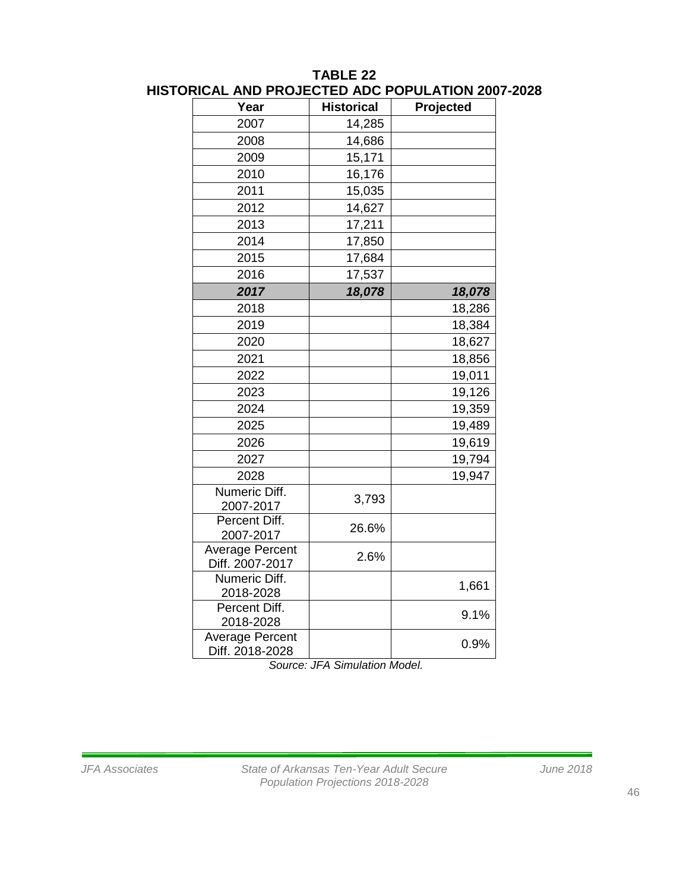**TABLE 22**
**HISTORICAL AND PROJECTED ADC POPULATION 2007-2028**

| Year | Historical | Projected |
|---|---|---|
| 2007 | 14,285 | |
| 2008 | 14,686 | |
| 2009 | 15,171 | |
| 2010 | 16,176 | |
| 2011 | 15,035 | |
| 2012 | 14,627 | |
| 2013 | 17,211 | |
| 2014 | 17,850 | |
| 2015 | 17,684 | |
| 2016 | 17,537 | |
| ***2017*** | ***18,078*** | ***18,078*** |
| 2018 | | 18,286 |
| 2019 | | 18,384 |
| 2020 | | 18,627 |
| 2021 | | 18,856 |
| 2022 | | 19,011 |
| 2023 | | 19,126 |
| 2024 | | 19,359 |
| 2025 | | 19,489 |
| 2026 | | 19,619 |
| 2027 | | 19,794 |
| 2028 | | 19,947 |
| Numeric Diff. 2007-2017 | 3,793 | |
| Percent Diff. 2007-2017 | 26.6% | |
| Average Percent Diff. 2007-2017 | 2.6% | |
| Numeric Diff. 2018-2028 | | 1,661 |
| Percent Diff. 2018-2028 | | 9.1% |
| Average Percent Diff. 2018-2028 | | 0.9% |

*Source: JFA Simulation Model.*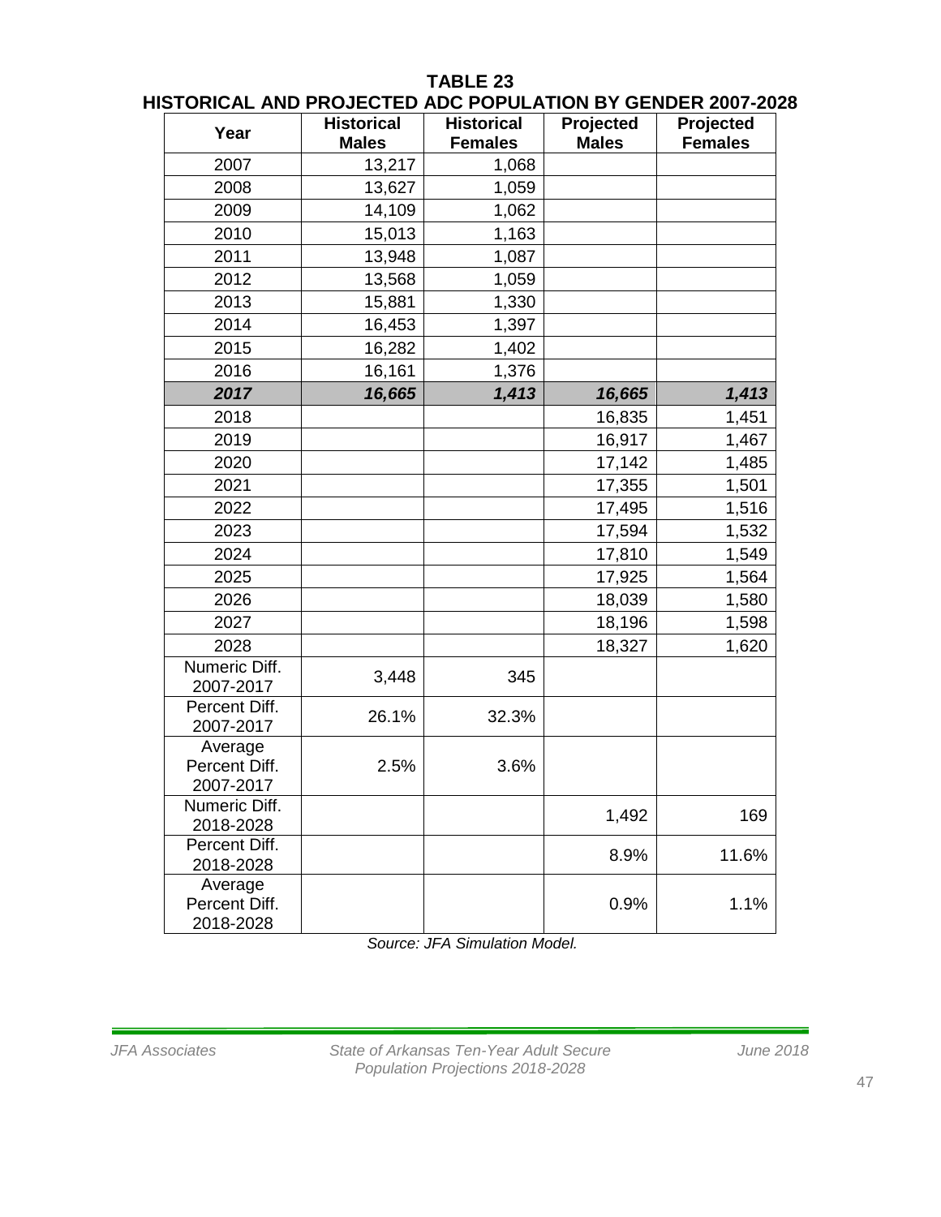**TABLE 23**
**HISTORICAL AND PROJECTED ADC POPULATION BY GENDER 2007-2028**

| Year | Historical Males | Historical Females | Projected Males | Projected Females |
|---|---|---|---|---|
| 2007 | 13,217 | 1,068 | | |
| 2008 | 13,627 | 1,059 | | |
| 2009 | 14,109 | 1,062 | | |
| 2010 | 15,013 | 1,163 | | |
| 2011 | 13,948 | 1,087 | | |
| 2012 | 13,568 | 1,059 | | |
| 2013 | 15,881 | 1,330 | | |
| 2014 | 16,453 | 1,397 | | |
| 2015 | 16,282 | 1,402 | | |
| 2016 | 16,161 | 1,376 | | |
| ***2017*** | ***16,665*** | ***1,413*** | ***16,665*** | ***1,413*** |
| 2018 | | | 16,835 | 1,451 |
| 2019 | | | 16,917 | 1,467 |
| 2020 | | | 17,142 | 1,485 |
| 2021 | | | 17,355 | 1,501 |
| 2022 | | | 17,495 | 1,516 |
| 2023 | | | 17,594 | 1,532 |
| 2024 | | | 17,810 | 1,549 |
| 2025 | | | 17,925 | 1,564 |
| 2026 | | | 18,039 | 1,580 |
| 2027 | | | 18,196 | 1,598 |
| 2028 | | | 18,327 | 1,620 |
| Numeric Diff. 2007-2017 | 3,448 | 345 | | |
| Percent Diff. 2007-2017 | 26.1% | 32.3% | | |
| Average Percent Diff. 2007-2017 | 2.5% | 3.6% | | |
| Numeric Diff. 2018-2028 | | | 1,492 | 169 |
| Percent Diff. 2018-2028 | | | 8.9% | 11.6% |
| Average Percent Diff. 2018-2028 | | | 0.9% | 1.1% |

*Source: JFA Simulation Model.*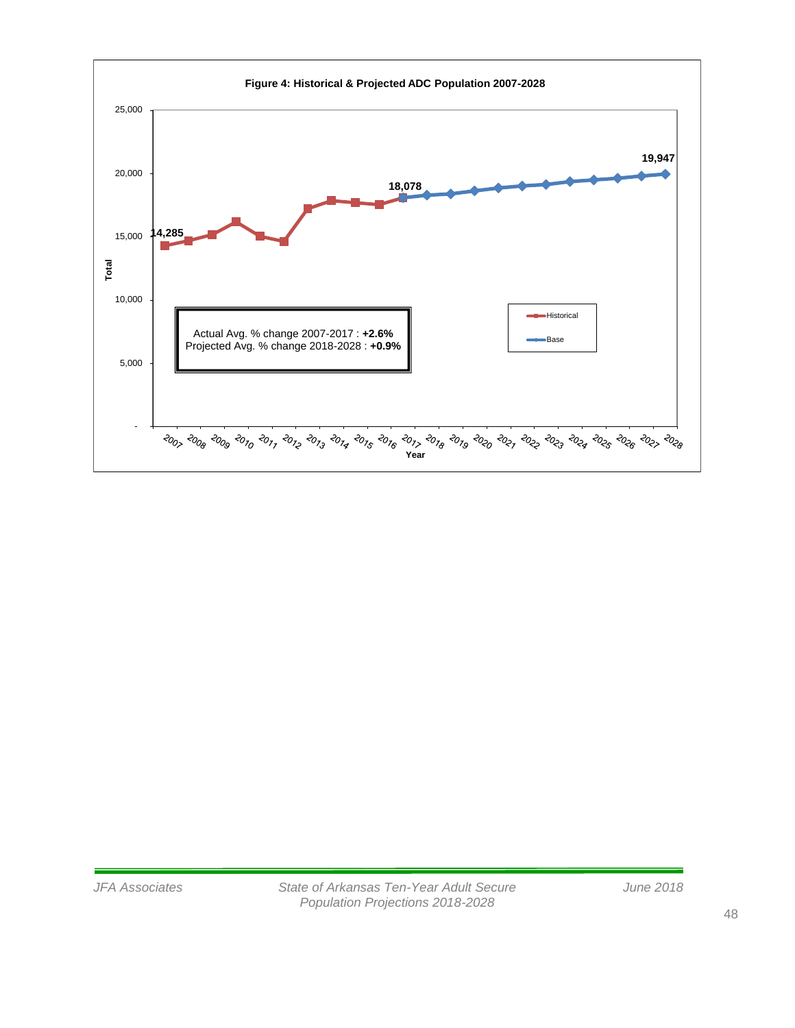**Figure 4: Historical & Projected ADC Population 2007-2028**

Actual Avg. % change 2007-2017 : **+2.6%**
Projected Avg. % change 2018-2028 : **+0.9%**

14,285

18,078

19,947

Historical

Base

Total

Year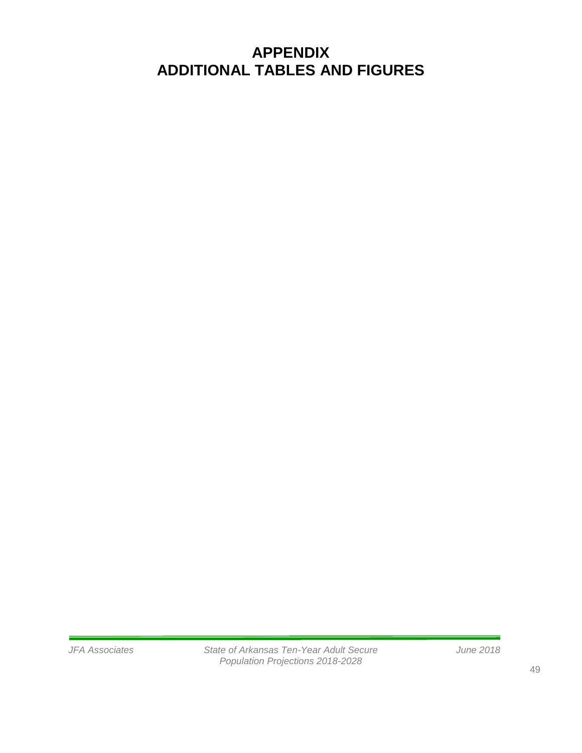# APPENDIX
# ADDITIONAL TABLES AND FIGURES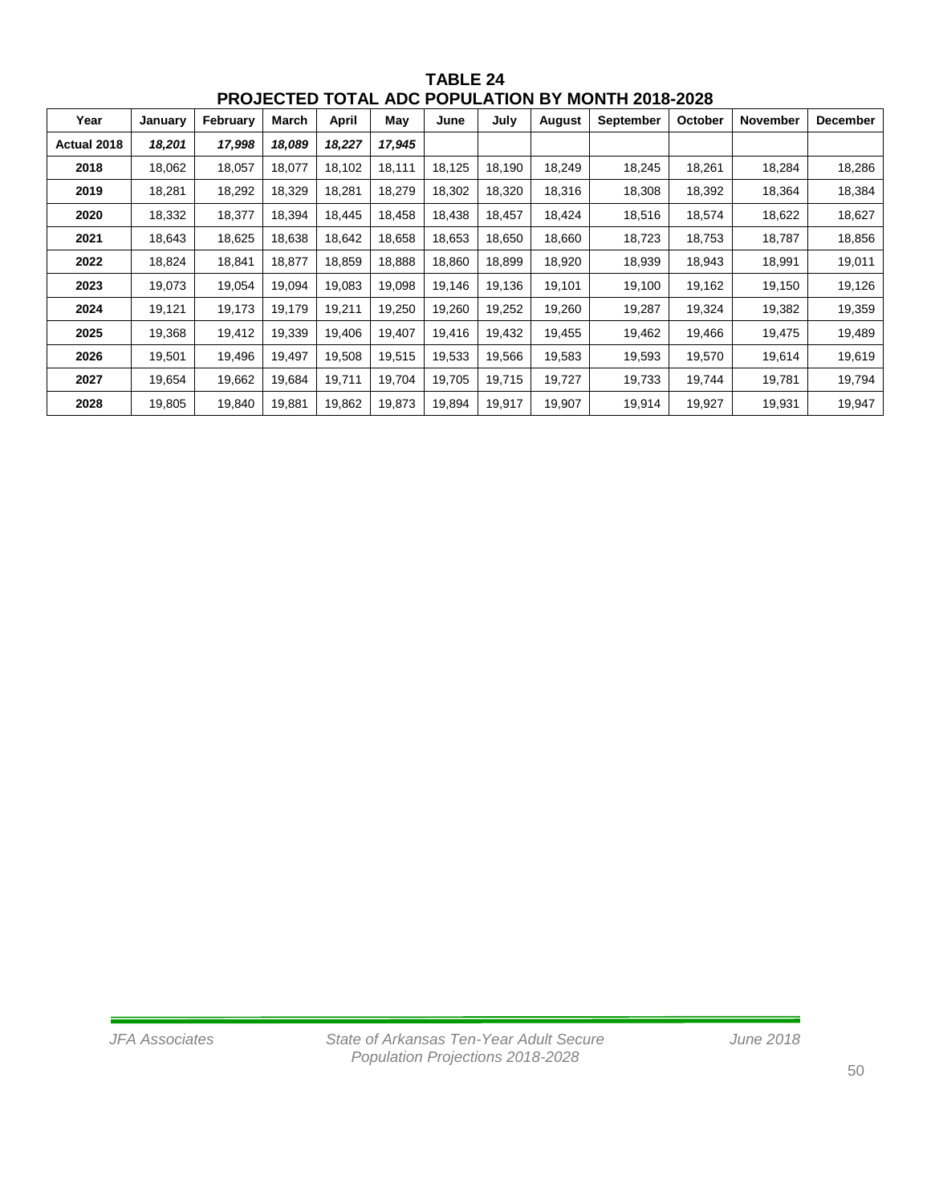**TABLE 24**
**PROJECTED TOTAL ADC POPULATION BY MONTH 2018-2028**

| Year | January | February | March | April | May | June | July | August | September | October | November | December |
|---|---|---|---|---|---|---|---|---|---|---|---|---|
| **Actual 2018** | ***18,201*** | ***17,998*** | ***18,089*** | ***18,227*** | ***17,945*** | | | | | | | |
| **2018** | 18,062 | 18,057 | 18,077 | 18,102 | 18,111 | 18,125 | 18,190 | 18,249 | 18,245 | 18,261 | 18,284 | 18,286 |
| **2019** | 18,281 | 18,292 | 18,329 | 18,281 | 18,279 | 18,302 | 18,320 | 18,316 | 18,308 | 18,392 | 18,364 | 18,384 |
| **2020** | 18,332 | 18,377 | 18,394 | 18,445 | 18,458 | 18,438 | 18,457 | 18,424 | 18,516 | 18,574 | 18,622 | 18,627 |
| **2021** | 18,643 | 18,625 | 18,638 | 18,642 | 18,658 | 18,653 | 18,650 | 18,660 | 18,723 | 18,753 | 18,787 | 18,856 |
| **2022** | 18,824 | 18,841 | 18,877 | 18,859 | 18,888 | 18,860 | 18,899 | 18,920 | 18,939 | 18,943 | 18,991 | 19,011 |
| **2023** | 19,073 | 19,054 | 19,094 | 19,083 | 19,098 | 19,146 | 19,136 | 19,101 | 19,100 | 19,162 | 19,150 | 19,126 |
| **2024** | 19,121 | 19,173 | 19,179 | 19,211 | 19,250 | 19,260 | 19,252 | 19,260 | 19,287 | 19,324 | 19,382 | 19,359 |
| **2025** | 19,368 | 19,412 | 19,339 | 19,406 | 19,407 | 19,416 | 19,432 | 19,455 | 19,462 | 19,466 | 19,475 | 19,489 |
| **2026** | 19,501 | 19,496 | 19,497 | 19,508 | 19,515 | 19,533 | 19,566 | 19,583 | 19,593 | 19,570 | 19,614 | 19,619 |
| **2027** | 19,654 | 19,662 | 19,684 | 19,711 | 19,704 | 19,705 | 19,715 | 19,727 | 19,733 | 19,744 | 19,781 | 19,794 |
| **2028** | 19,805 | 19,840 | 19,881 | 19,862 | 19,873 | 19,894 | 19,917 | 19,907 | 19,914 | 19,927 | 19,931 | 19,947 |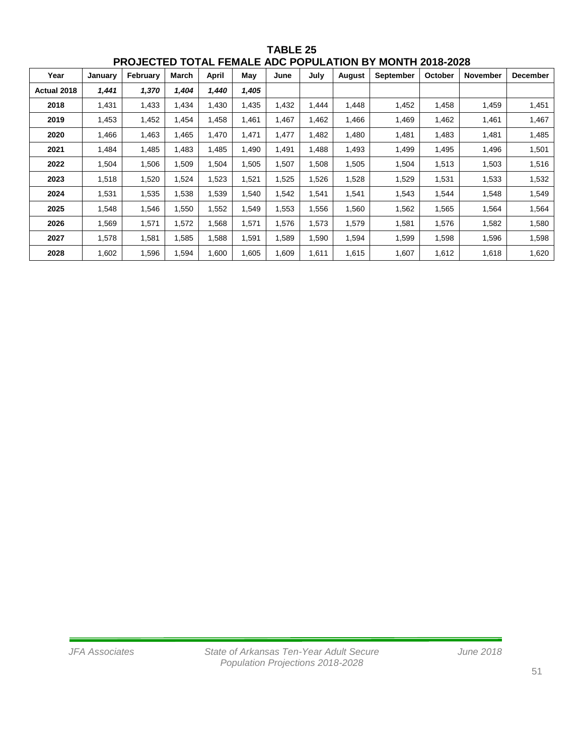# TABLE 25
## PROJECTED TOTAL FEMALE ADC POPULATION BY MONTH 2018-2028

| Year | January | February | March | April | May | June | July | August | September | October | November | December |
|---|---|---|---|---|---|---|---|---|---|---|---|---|
| **Actual 2018** | ***1,441*** | ***1,370*** | ***1,404*** | ***1,440*** | ***1,405*** | | | | | | | |
| **2018** | 1,431 | 1,433 | 1,434 | 1,430 | 1,435 | 1,432 | 1,444 | 1,448 | 1,452 | 1,458 | 1,459 | 1,451 |
| **2019** | 1,453 | 1,452 | 1,454 | 1,458 | 1,461 | 1,467 | 1,462 | 1,466 | 1,469 | 1,462 | 1,461 | 1,467 |
| **2020** | 1,466 | 1,463 | 1,465 | 1,470 | 1,471 | 1,477 | 1,482 | 1,480 | 1,481 | 1,483 | 1,481 | 1,485 |
| **2021** | 1,484 | 1,485 | 1,483 | 1,485 | 1,490 | 1,491 | 1,488 | 1,493 | 1,499 | 1,495 | 1,496 | 1,501 |
| **2022** | 1,504 | 1,506 | 1,509 | 1,504 | 1,505 | 1,507 | 1,508 | 1,505 | 1,504 | 1,513 | 1,503 | 1,516 |
| **2023** | 1,518 | 1,520 | 1,524 | 1,523 | 1,521 | 1,525 | 1,526 | 1,528 | 1,529 | 1,531 | 1,533 | 1,532 |
| **2024** | 1,531 | 1,535 | 1,538 | 1,539 | 1,540 | 1,542 | 1,541 | 1,541 | 1,543 | 1,544 | 1,548 | 1,549 |
| **2025** | 1,548 | 1,546 | 1,550 | 1,552 | 1,549 | 1,553 | 1,556 | 1,560 | 1,562 | 1,565 | 1,564 | 1,564 |
| **2026** | 1,569 | 1,571 | 1,572 | 1,568 | 1,571 | 1,576 | 1,573 | 1,579 | 1,581 | 1,576 | 1,582 | 1,580 |
| **2027** | 1,578 | 1,581 | 1,585 | 1,588 | 1,591 | 1,589 | 1,590 | 1,594 | 1,599 | 1,598 | 1,596 | 1,598 |
| **2028** | 1,602 | 1,596 | 1,594 | 1,600 | 1,605 | 1,609 | 1,611 | 1,615 | 1,607 | 1,612 | 1,618 | 1,620 |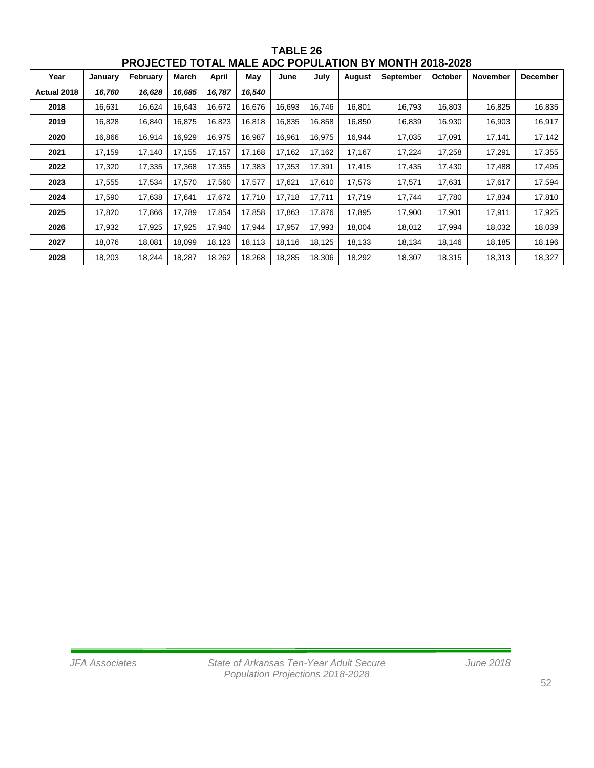**TABLE 26**
**PROJECTED TOTAL MALE ADC POPULATION BY MONTH 2018-2028**

| Year | January | February | March | April | May | June | July | August | September | October | November | December |
|---|---|---|---|---|---|---|---|---|---|---|---|---|
| **Actual 2018** | ***16,760*** | ***16,628*** | ***16,685*** | ***16,787*** | ***16,540*** | | | | | | | |
| **2018** | 16,631 | 16,624 | 16,643 | 16,672 | 16,676 | 16,693 | 16,746 | 16,801 | 16,793 | 16,803 | 16,825 | 16,835 |
| **2019** | 16,828 | 16,840 | 16,875 | 16,823 | 16,818 | 16,835 | 16,858 | 16,850 | 16,839 | 16,930 | 16,903 | 16,917 |
| **2020** | 16,866 | 16,914 | 16,929 | 16,975 | 16,987 | 16,961 | 16,975 | 16,944 | 17,035 | 17,091 | 17,141 | 17,142 |
| **2021** | 17,159 | 17,140 | 17,155 | 17,157 | 17,168 | 17,162 | 17,162 | 17,167 | 17,224 | 17,258 | 17,291 | 17,355 |
| **2022** | 17,320 | 17,335 | 17,368 | 17,355 | 17,383 | 17,353 | 17,391 | 17,415 | 17,435 | 17,430 | 17,488 | 17,495 |
| **2023** | 17,555 | 17,534 | 17,570 | 17,560 | 17,577 | 17,621 | 17,610 | 17,573 | 17,571 | 17,631 | 17,617 | 17,594 |
| **2024** | 17,590 | 17,638 | 17,641 | 17,672 | 17,710 | 17,718 | 17,711 | 17,719 | 17,744 | 17,780 | 17,834 | 17,810 |
| **2025** | 17,820 | 17,866 | 17,789 | 17,854 | 17,858 | 17,863 | 17,876 | 17,895 | 17,900 | 17,901 | 17,911 | 17,925 |
| **2026** | 17,932 | 17,925 | 17,925 | 17,940 | 17,944 | 17,957 | 17,993 | 18,004 | 18,012 | 17,994 | 18,032 | 18,039 |
| **2027** | 18,076 | 18,081 | 18,099 | 18,123 | 18,113 | 18,116 | 18,125 | 18,133 | 18,134 | 18,146 | 18,185 | 18,196 |
| **2028** | 18,203 | 18,244 | 18,287 | 18,262 | 18,268 | 18,285 | 18,306 | 18,292 | 18,307 | 18,315 | 18,313 | 18,327 |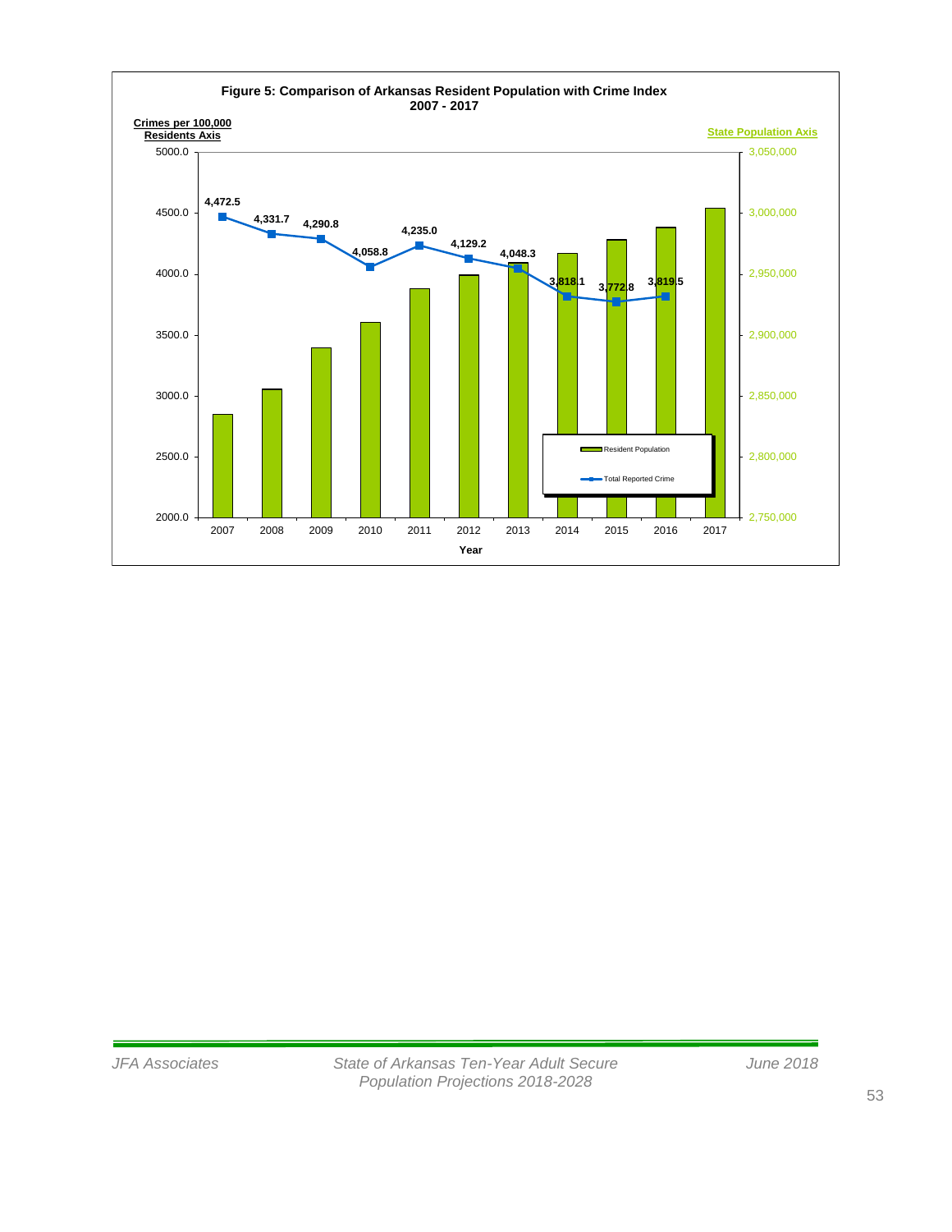**Figure 5: Comparison of Arkansas Resident Population with Crime Index 2007 - 2017**

| Year | Total Reported Crime (Crimes per 100,000 Residents) |
|---|---|
| 2007 | 4,472.5 |
| 2008 | 4,331.7 |
| 2009 | 4,290.8 |
| 2010 | 4,058.8 |
| 2011 | 4,235.0 |
| 2012 | 4,129.2 |
| 2013 | 4,048.3 |
| 2014 | 3,818.1 |
| 2015 | 3,772.8 |
| 2016 | 3,819.5 |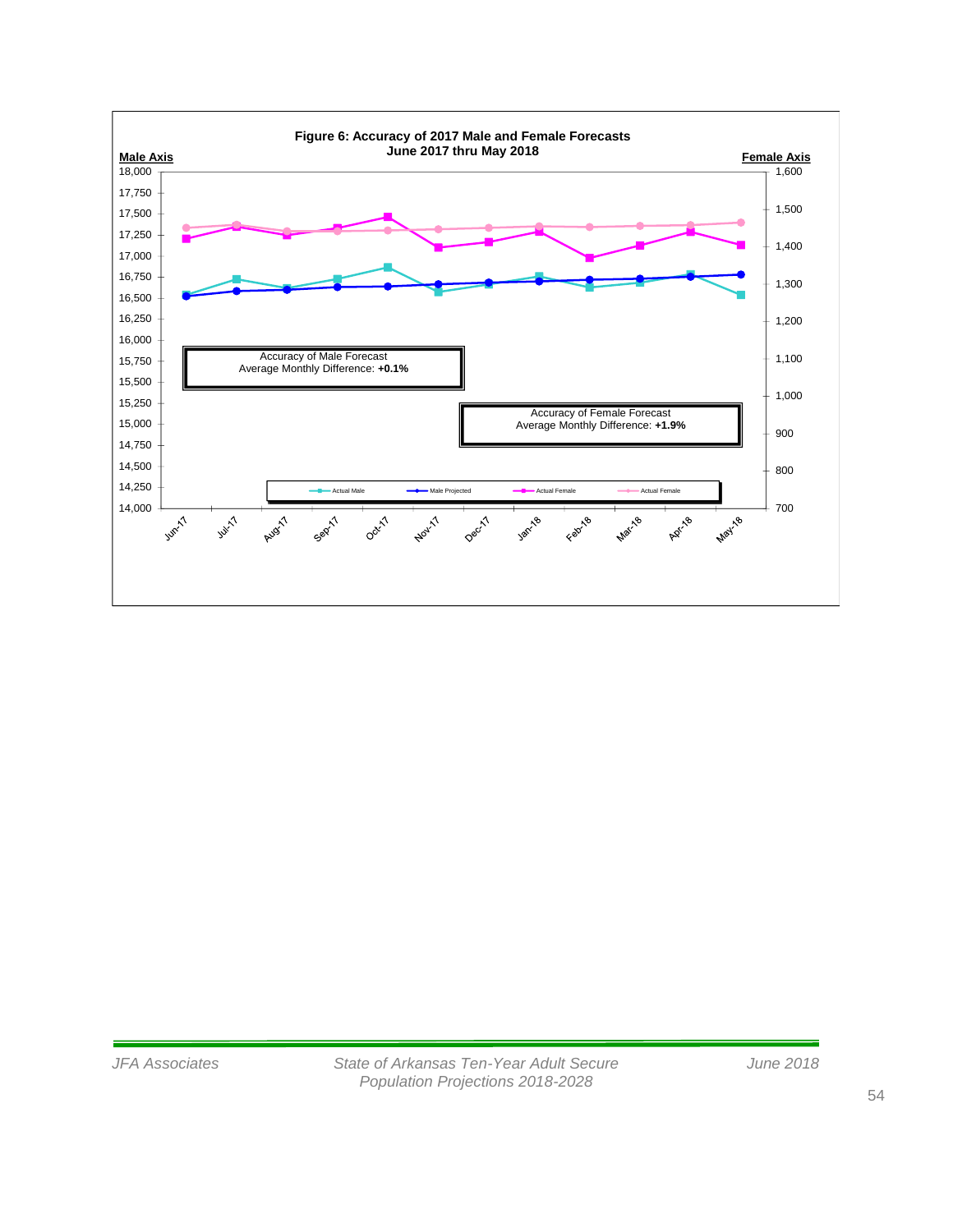**Figure 6: Accuracy of 2017 Male and Female Forecasts**
**June 2017 thru May 2018**

**Male Axis** | **Female Axis**

Accuracy of Male Forecast
Average Monthly Difference: **+0.1%**

Accuracy of Female Forecast
Average Monthly Difference: **+1.9%**

Actual Male | Male Projected | Actual Female | Actual Female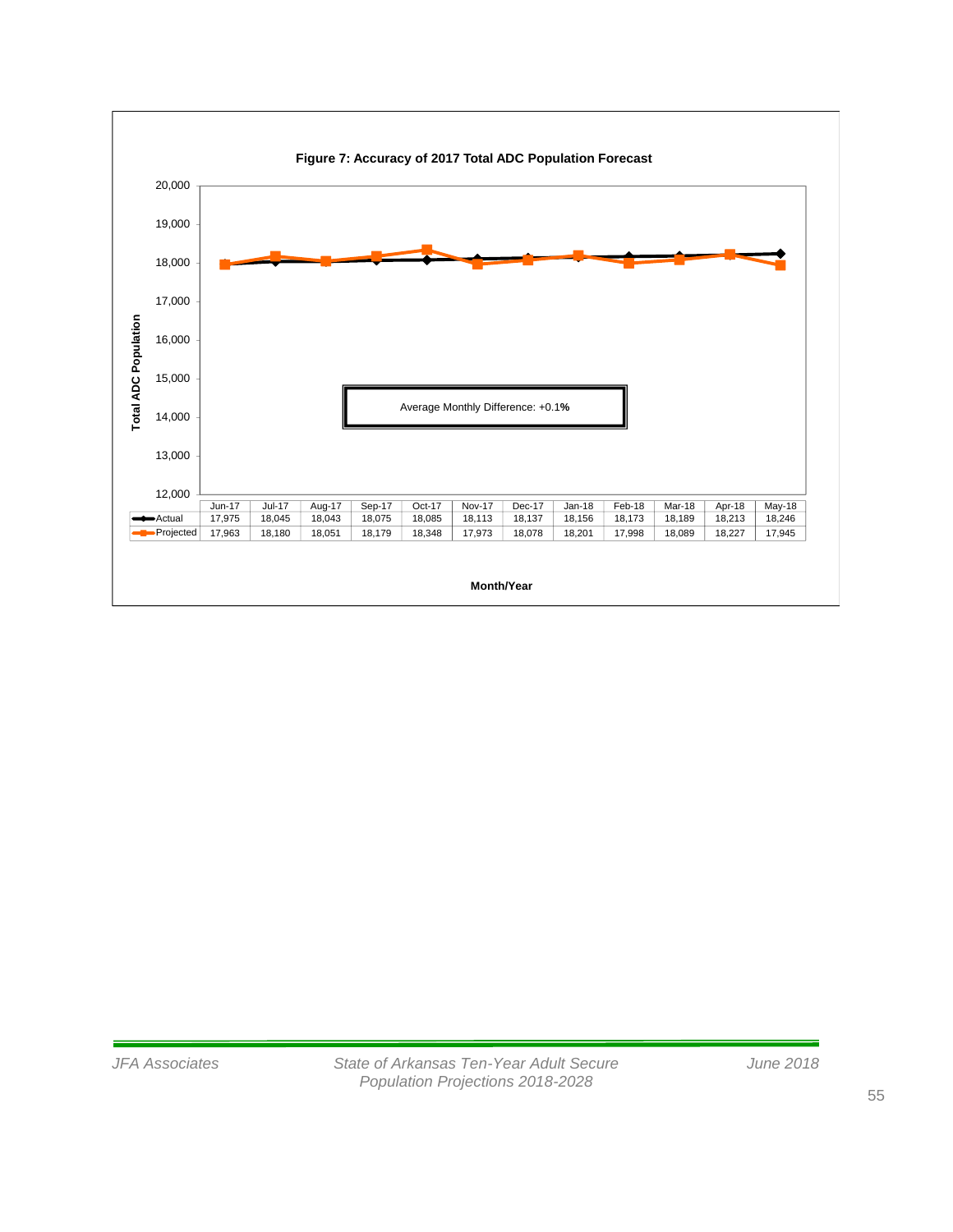**Figure 7: Accuracy of 2017 Total ADC Population Forecast**

Average Monthly Difference: +0.1%

| | Jun-17 | Jul-17 | Aug-17 | Sep-17 | Oct-17 | Nov-17 | Dec-17 | Jan-18 | Feb-18 | Mar-18 | Apr-18 | May-18 |
|---|---|---|---|---|---|---|---|---|---|---|---|---|
| Actual | 17,975 | 18,045 | 18,043 | 18,075 | 18,085 | 18,113 | 18,137 | 18,156 | 18,173 | 18,189 | 18,213 | 18,246 |
| Projected | 17,963 | 18,180 | 18,051 | 18,179 | 18,348 | 17,973 | 18,078 | 18,201 | 17,998 | 18,089 | 18,227 | 17,945 |

Total ADC Population

Month/Year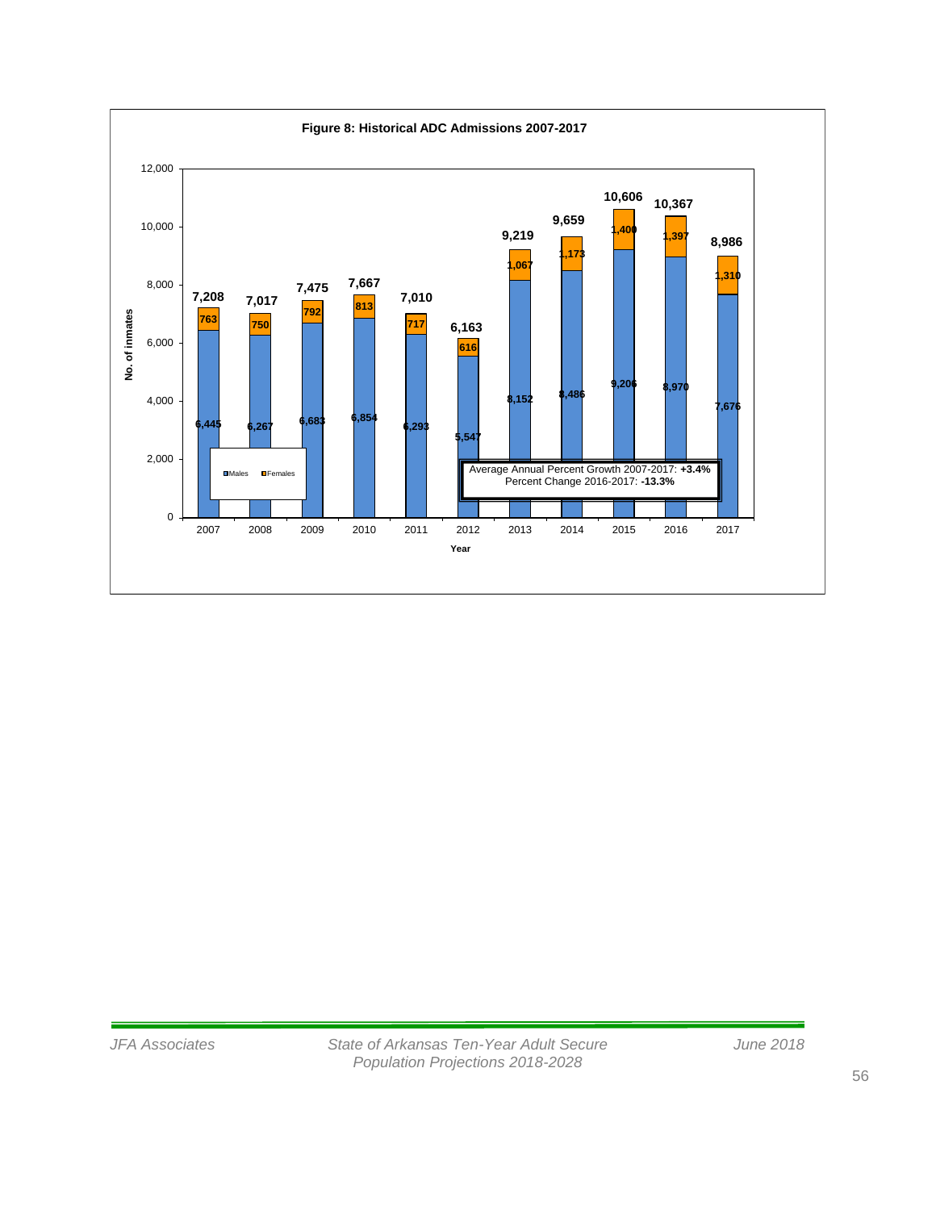**Figure 8: Historical ADC Admissions 2007-2017**

| Year | Males | Females | Total |
|---|---|---|---|
| 2007 | 6,445 | 763 | 7,208 |
| 2008 | 6,267 | 750 | 7,017 |
| 2009 | 6,683 | 792 | 7,475 |
| 2010 | 6,854 | 813 | 7,667 |
| 2011 | 6,293 | 717 | 7,010 |
| 2012 | 5,547 | 616 | 6,163 |
| 2013 | 8,152 | 1,067 | 9,219 |
| 2014 | 8,486 | 1,173 | 9,659 |
| 2015 | 9,206 | 1,400 | 10,606 |
| 2016 | 8,970 | 1,397 | 10,367 |
| 2017 | 7,676 | 1,310 | 8,986 |

Average Annual Percent Growth 2007-2017: **+3.4%**
Percent Change 2016-2017: **-13.3%**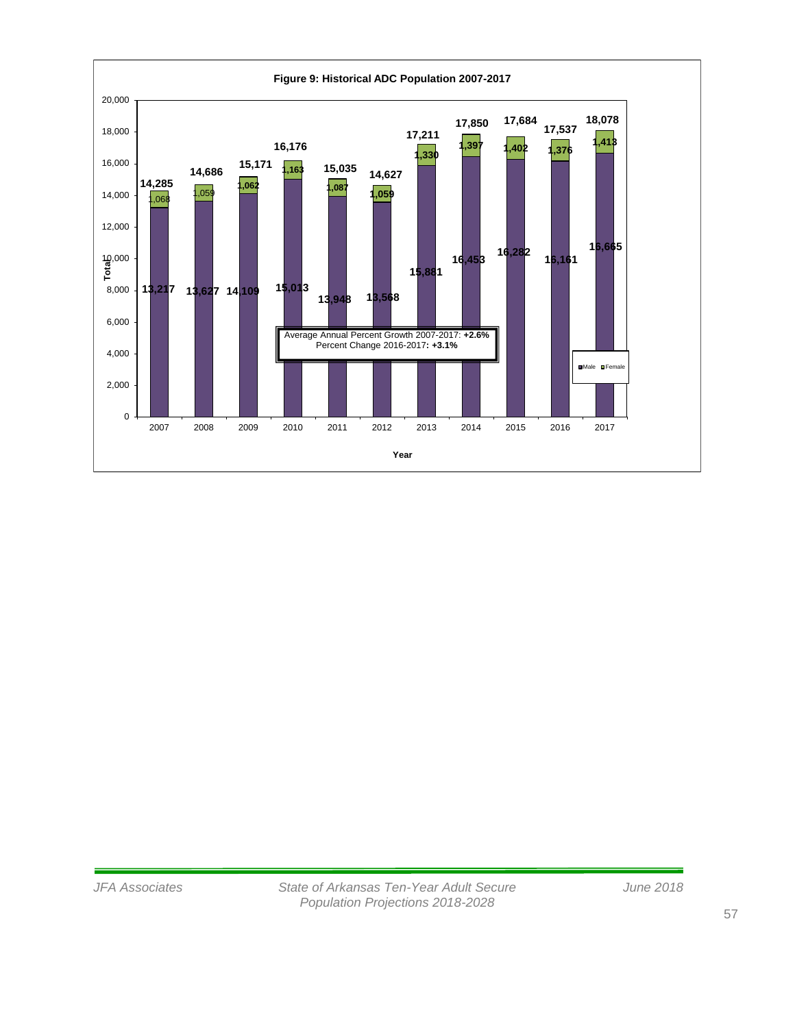**Figure 9: Historical ADC Population 2007-2017**

| Year | Male | Female | Total |
|---|---|---|---|
| 2007 | 13,217 | 1,068 | 14,285 |
| 2008 | 13,627 | 1,059 | 14,686 |
| 2009 | 14,109 | 1,062 | 15,171 |
| 2010 | 15,013 | 1,163 | 16,176 |
| 2011 | 13,948 | 1,087 | 15,035 |
| 2012 | 13,568 | 1,059 | 14,627 |
| 2013 | 15,881 | 1,330 | 17,211 |
| 2014 | 16,453 | 1,397 | 17,850 |
| 2015 | 16,282 | 1,402 | 17,684 |
| 2016 | 16,161 | 1,376 | 17,537 |
| 2017 | 16,665 | 1,413 | 18,078 |

Average Annual Percent Growth 2007-2017: **+2.6%**
Percent Change 2016-2017**: +3.1%**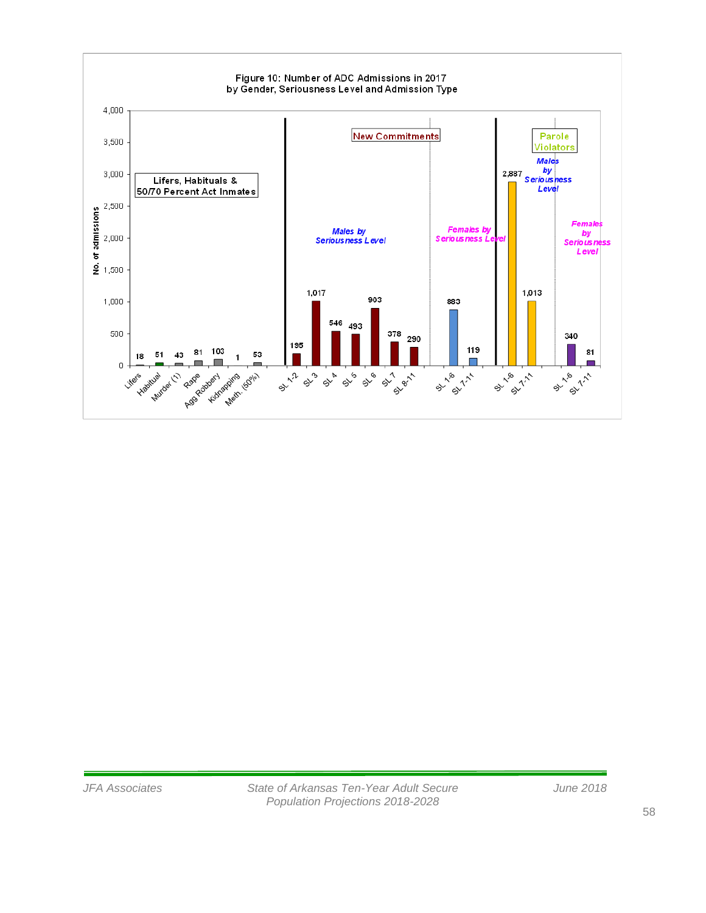Figure 10: Number of ADC Admissions in 2017 by Gender, Seriousness Level and Admission Type

| Category | Group | Subgroup | No. of admissions |
|---|---|---|---|
| Lifers, Habituals & 50/70 Percent Act Inmates | | Lifers | 18 |
| | | Habitual | 51 |
| | | Murder (1) | 43 |
| | | Rape | 81 |
| | | Agg Robbery | 103 |
| | | Kidnapping | 1 |
| | | Meth. (50%) | 53 |
| New Commitments | Males by Seriousness Level | SL 1-2 | 195 |
| | | SL 3 | 1,017 |
| | | SL 4 | 546 |
| | | SL 5 | 493 |
| | | SL 6 | 903 |
| | | SL 7 | 378 |
| | | SL 8-11 | 290 |
| | Females by Seriousness Level | SL 1-6 | 883 |
| | | SL 7-11 | 119 |
| Parole Violators | Males by Seriousness Level | SL 1-6 | 2,887 |
| | | SL 7-11 | 1,013 |
| | Females by Seriousness Level | SL 1-6 | 340 |
| | | SL 7-11 | 81 |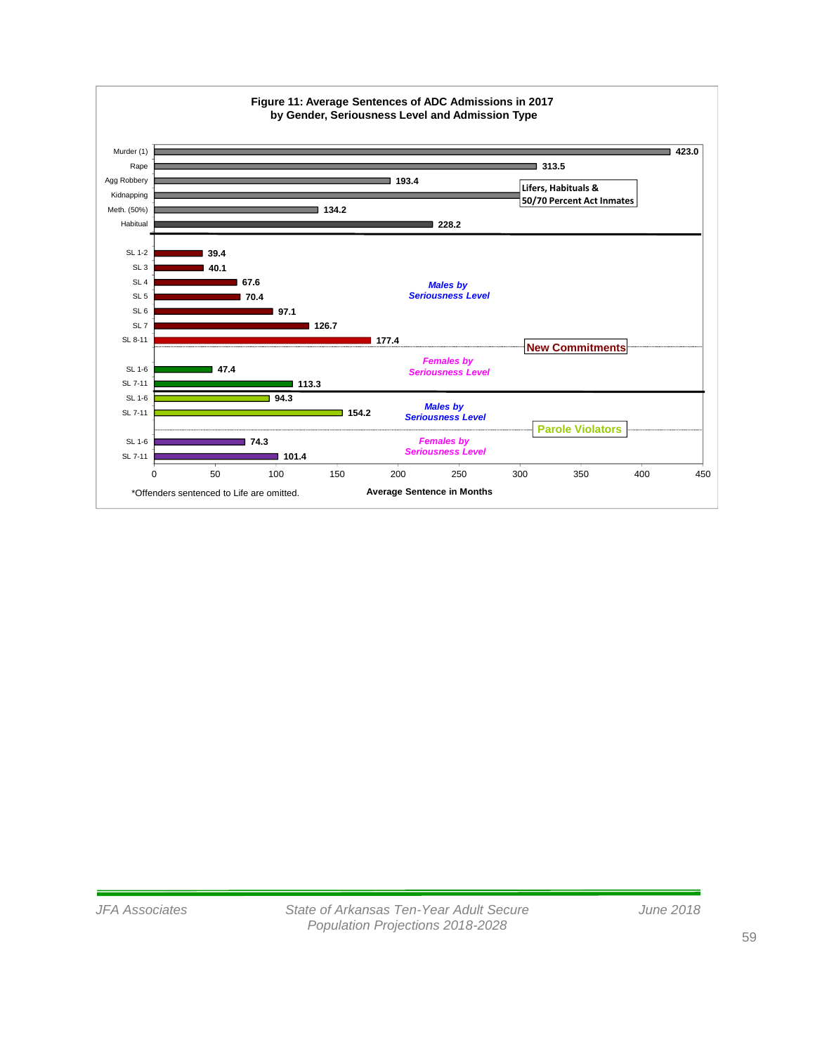**Figure 11: Average Sentences of ADC Admissions in 2017 by Gender, Seriousness Level and Admission Type**

| Category | Group | Average Sentence in Months |
|---|---|---|
| Lifers, Habituals & 50/70 Percent Act Inmates | Murder (1) | 423.0 |
| | Rape | 313.5 |
| | Agg Robbery | 193.4 |
| | Kidnapping | |
| | Meth. (50%) | 134.2 |
| | Habitual | 228.2 |
| New Commitments – Males by Seriousness Level | SL 1-2 | 39.4 |
| | SL 3 | 40.1 |
| | SL 4 | 67.6 |
| | SL 5 | 70.4 |
| | SL 6 | 97.1 |
| | SL 7 | 126.7 |
| | SL 8-11 | 177.4 |
| New Commitments – Females by Seriousness Level | SL 1-6 | 47.4 |
| | SL 7-11 | 113.3 |
| Parole Violators – Males by Seriousness Level | SL 1-6 | 94.3 |
| | SL 7-11 | 154.2 |
| Parole Violators – Females by Seriousness Level | SL 1-6 | 74.3 |
| | SL 7-11 | 101.4 |

*Offenders sentenced to Life are omitted.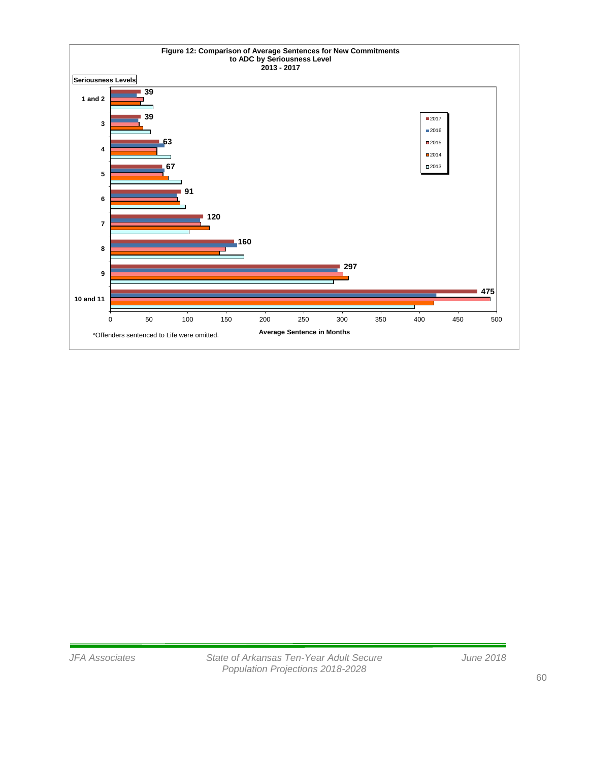**Figure 12: Comparison of Average Sentences for New Commitments to ADC by Seriousness Level 2013 - 2017**

Seriousness Levels

1 and 2
3
4
5
6
7
8
9
10 and 11

39
39
63
67
91
120
160
297
475

2017
2016
2015
2014
2013

0
50
100
150
200
250
300
350
400
450
500

Average Sentence in Months

*Offenders sentenced to Life were omitted.